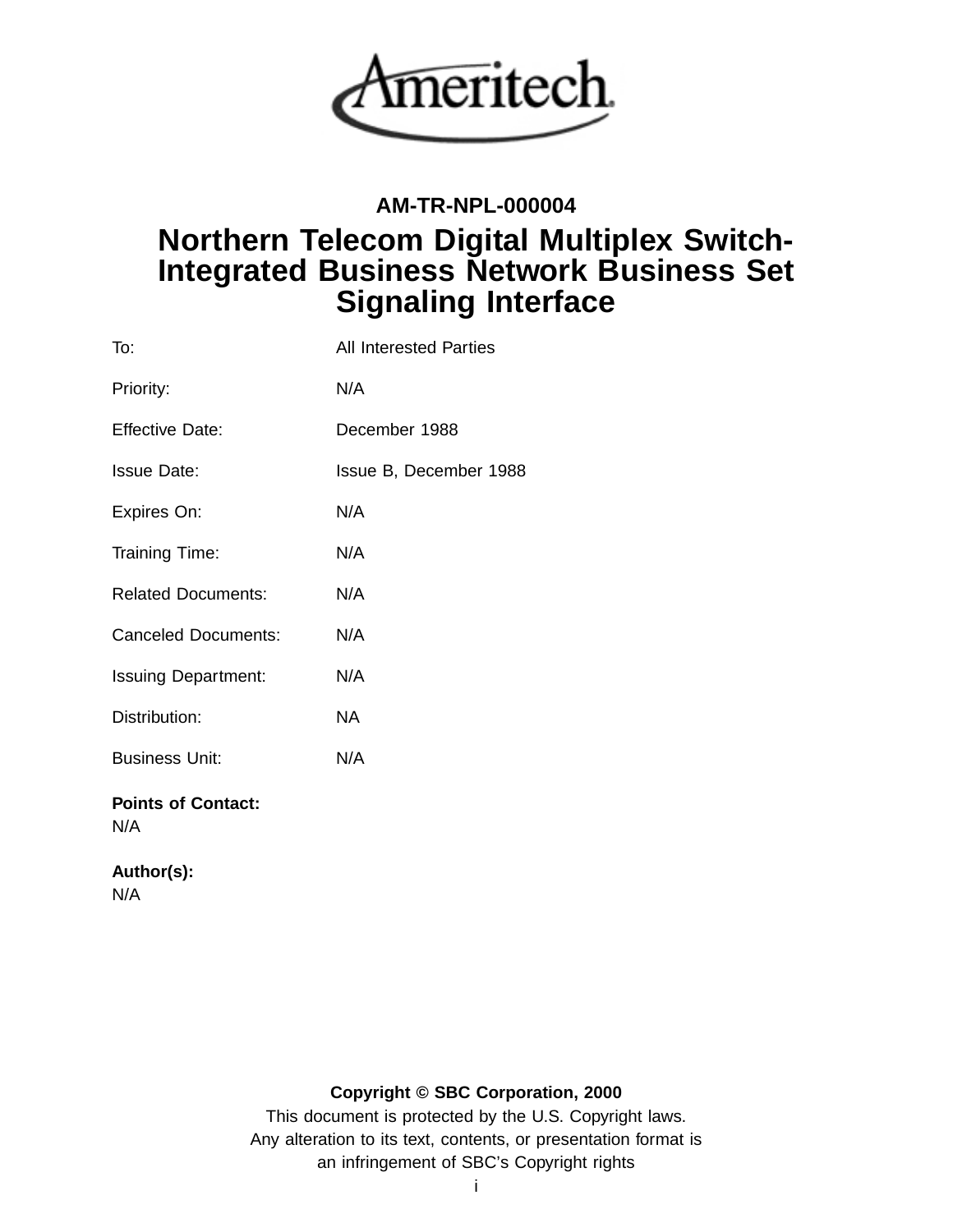Ameritech

**AM-TR-NPL-000004**

# Northern Telecom Digital Multiplex Switch-Integrated Business Network Business Set Signaling Interface

| | |
|---|---|
| To: | All Interested Parties |
| Priority: | N/A |
| Effective Date: | December 1988 |
| Issue Date: | Issue B, December 1988 |
| Expires On: | N/A |
| Training Time: | N/A |
| Related Documents: | N/A |
| Canceled Documents: | N/A |
| Issuing Department: | N/A |
| Distribution: | NA |
| Business Unit: | N/A |

**Points of Contact:**
N/A

**Author(s):**
N/A

**Copyright © SBC Corporation, 2000**
This document is protected by the U.S. Copyright laws.
Any alteration to its text, contents, or presentation format is
an infringement of SBC's Copyright rights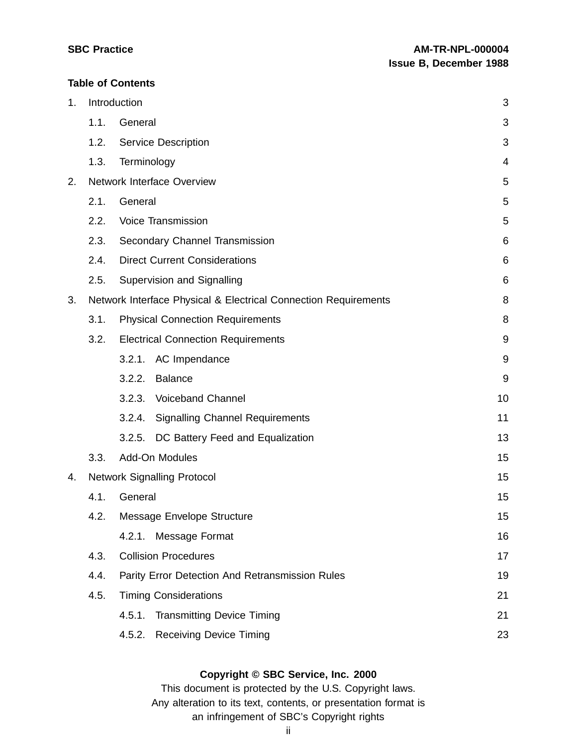**Table of Contents**

1. Introduction ... 3
   - 1.1. General ... 3
   - 1.2. Service Description ... 3
   - 1.3. Terminology ... 4
2. Network Interface Overview ... 5
   - 2.1. General ... 5
   - 2.2. Voice Transmission ... 5
   - 2.3. Secondary Channel Transmission ... 6
   - 2.4. Direct Current Considerations ... 6
   - 2.5. Supervision and Signalling ... 6
3. Network Interface Physical & Electrical Connection Requirements ... 8
   - 3.1. Physical Connection Requirements ... 8
   - 3.2. Electrical Connection Requirements ... 9
     - 3.2.1. AC Impendance ... 9
     - 3.2.2. Balance ... 9
     - 3.2.3. Voiceband Channel ... 10
     - 3.2.4. Signalling Channel Requirements ... 11
     - 3.2.5. DC Battery Feed and Equalization ... 13
   - 3.3. Add-On Modules ... 15
4. Network Signalling Protocol ... 15
   - 4.1. General ... 15
   - 4.2. Message Envelope Structure ... 15
     - 4.2.1. Message Format ... 16
   - 4.3. Collision Procedures ... 17
   - 4.4. Parity Error Detection And Retransmission Rules ... 19
   - 4.5. Timing Considerations ... 21
     - 4.5.1. Transmitting Device Timing ... 21
     - 4.5.2. Receiving Device Timing ... 23

**Copyright © SBC Service, Inc. 2000**

This document is protected by the U.S. Copyright laws.
Any alteration to its text, contents, or presentation format is an infringement of SBC's Copyright rights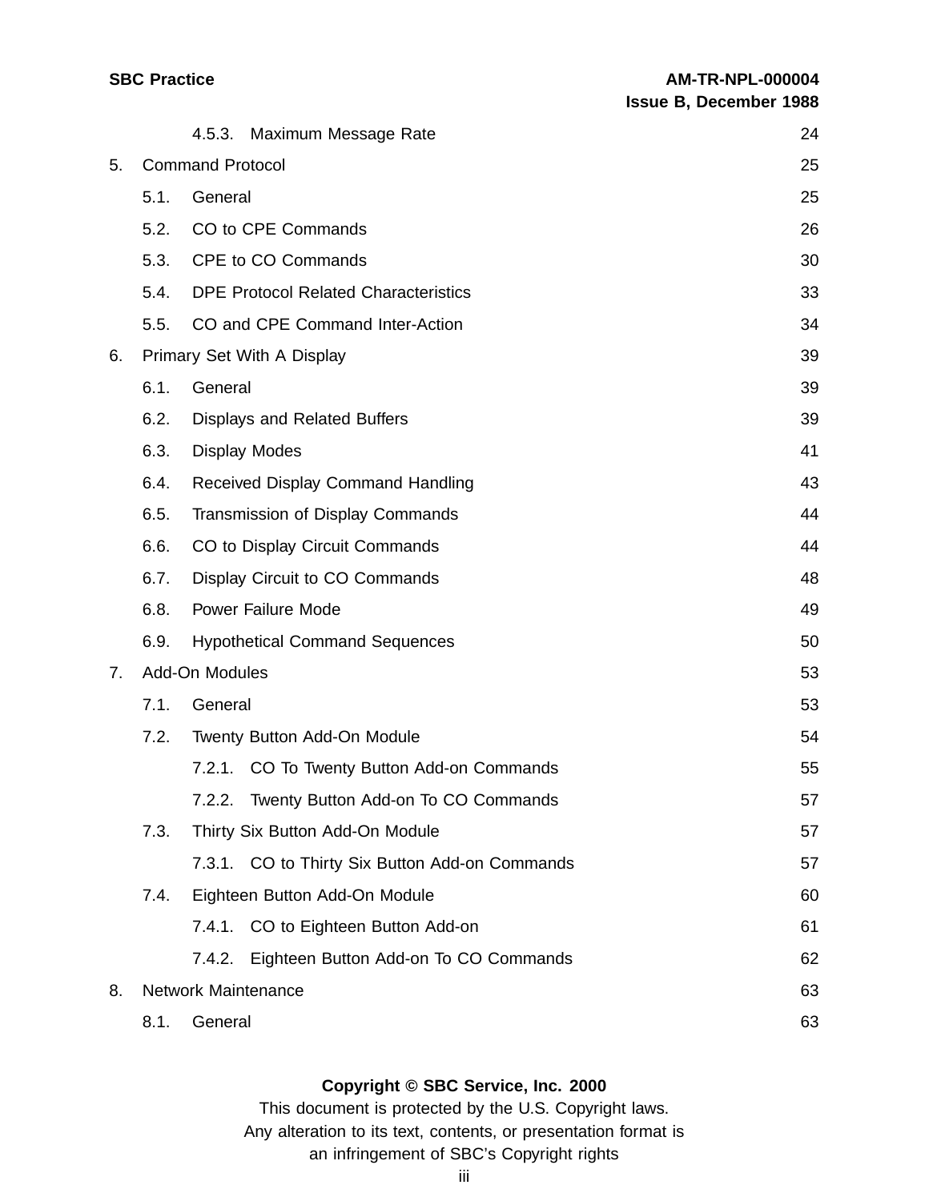| | |
|---|---|
| 4.5.3. Maximum Message Rate | 24 |
| 5. Command Protocol | 25 |
| 5.1. General | 25 |
| 5.2. CO to CPE Commands | 26 |
| 5.3. CPE to CO Commands | 30 |
| 5.4. DPE Protocol Related Characteristics | 33 |
| 5.5. CO and CPE Command Inter-Action | 34 |
| 6. Primary Set With A Display | 39 |
| 6.1. General | 39 |
| 6.2. Displays and Related Buffers | 39 |
| 6.3. Display Modes | 41 |
| 6.4. Received Display Command Handling | 43 |
| 6.5. Transmission of Display Commands | 44 |
| 6.6. CO to Display Circuit Commands | 44 |
| 6.7. Display Circuit to CO Commands | 48 |
| 6.8. Power Failure Mode | 49 |
| 6.9. Hypothetical Command Sequences | 50 |
| 7. Add-On Modules | 53 |
| 7.1. General | 53 |
| 7.2. Twenty Button Add-On Module | 54 |
| 7.2.1. CO To Twenty Button Add-on Commands | 55 |
| 7.2.2. Twenty Button Add-on To CO Commands | 57 |
| 7.3. Thirty Six Button Add-On Module | 57 |
| 7.3.1. CO to Thirty Six Button Add-on Commands | 57 |
| 7.4. Eighteen Button Add-On Module | 60 |
| 7.4.1. CO to Eighteen Button Add-on | 61 |
| 7.4.2. Eighteen Button Add-on To CO Commands | 62 |
| 8. Network Maintenance | 63 |
| 8.1. General | 63 |

**Copyright © SBC Service, Inc. 2000**

This document is protected by the U.S. Copyright laws.
Any alteration to its text, contents, or presentation format is
an infringement of SBC's Copyright rights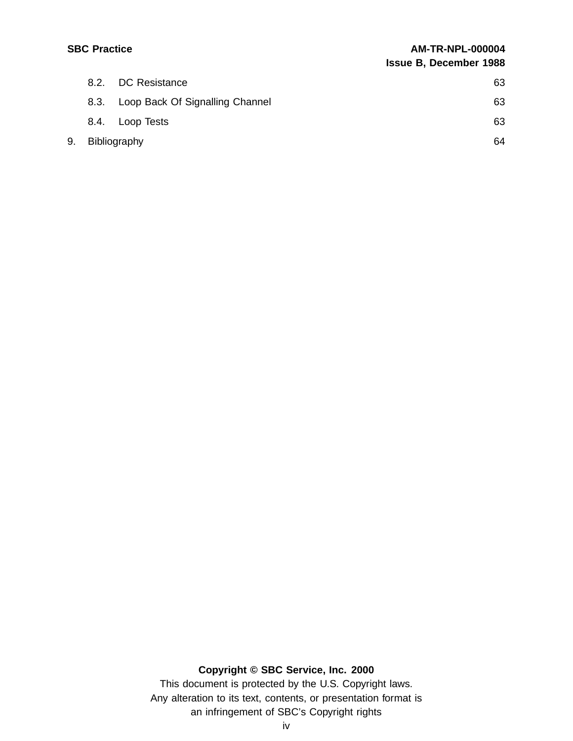- 8.2. DC Resistance 63
- 8.3. Loop Back Of Signalling Channel 63
- 8.4. Loop Tests 63

9. Bibliography 64

**Copyright © SBC Service, Inc. 2000**

This document is protected by the U.S. Copyright laws.
Any alteration to its text, contents, or presentation format is
an infringement of SBC's Copyright rights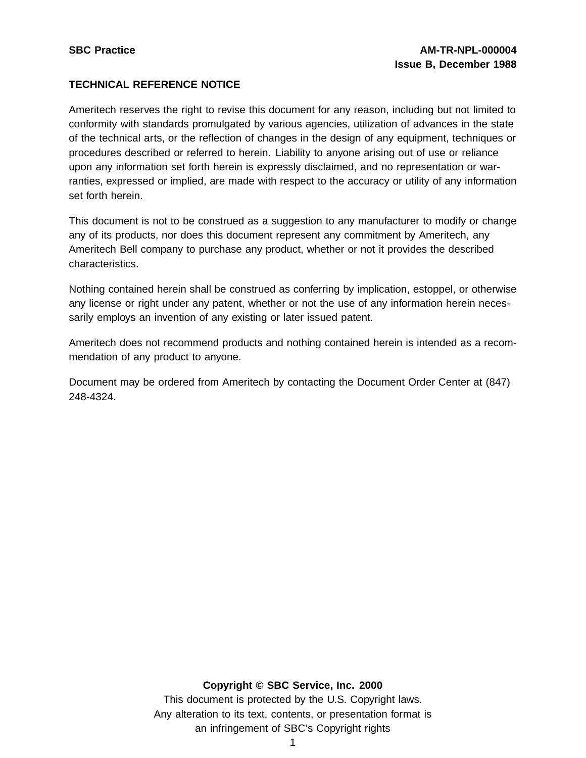## TECHNICAL REFERENCE NOTICE

Ameritech reserves the right to revise this document for any reason, including but not limited to conformity with standards promulgated by various agencies, utilization of advances in the state of the technical arts, or the reflection of changes in the design of any equipment, techniques or procedures described or referred to herein. Liability to anyone arising out of use or reliance upon any information set forth herein is expressly disclaimed, and no representation or warranties, expressed or implied, are made with respect to the accuracy or utility of any information set forth herein.

This document is not to be construed as a suggestion to any manufacturer to modify or change any of its products, nor does this document represent any commitment by Ameritech, any Ameritech Bell company to purchase any product, whether or not it provides the described characteristics.

Nothing contained herein shall be construed as conferring by implication, estoppel, or otherwise any license or right under any patent, whether or not the use of any information herein necessarily employs an invention of any existing or later issued patent.

Ameritech does not recommend products and nothing contained herein is intended as a recommendation of any product to anyone.

Document may be ordered from Ameritech by contacting the Document Order Center at (847) 248-4324.

**Copyright © SBC Service, Inc. 2000**

This document is protected by the U.S. Copyright laws.
Any alteration to its text, contents, or presentation format is an infringement of SBC's Copyright rights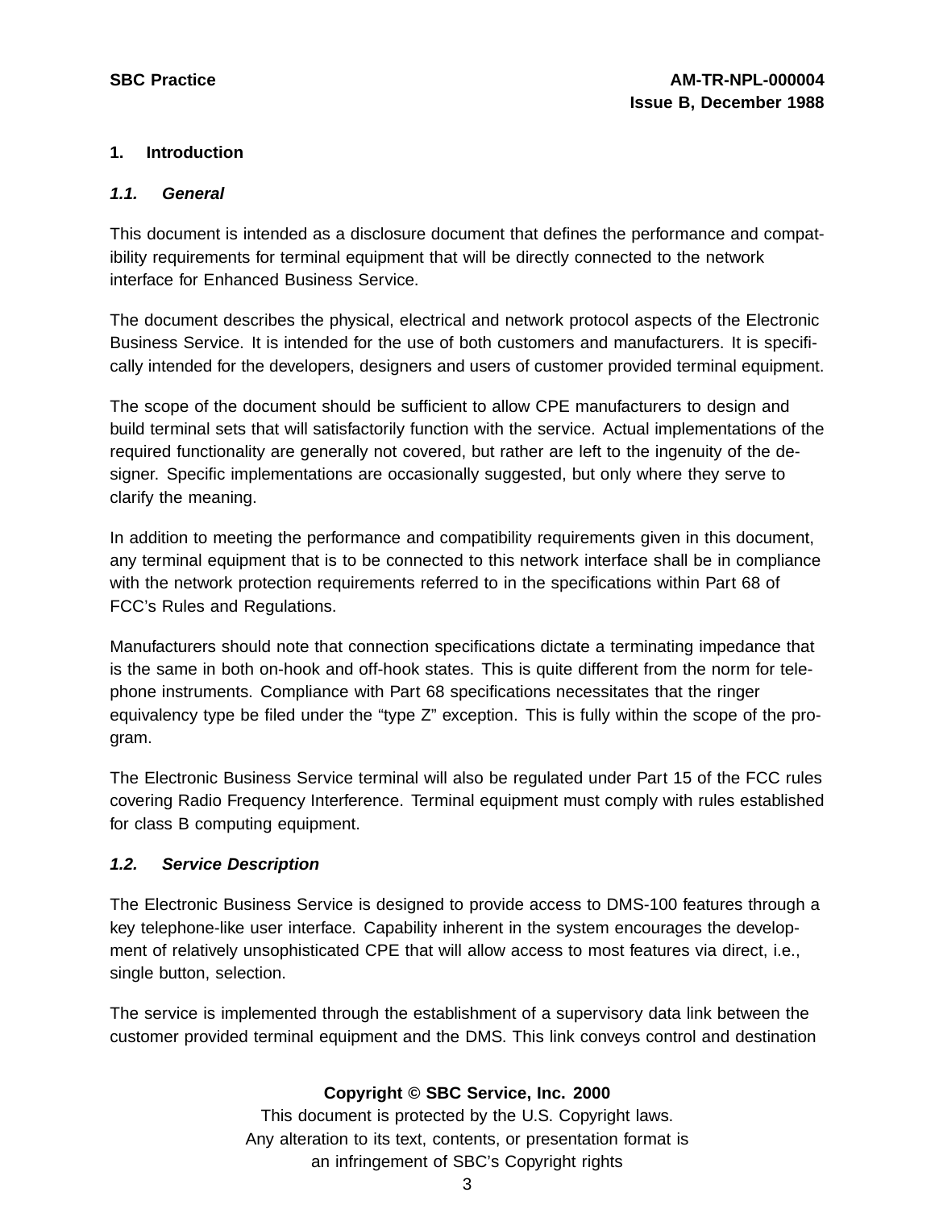## 1. Introduction

### *1.1. General*

This document is intended as a disclosure document that defines the performance and compatibility requirements for terminal equipment that will be directly connected to the network interface for Enhanced Business Service.

The document describes the physical, electrical and network protocol aspects of the Electronic Business Service. It is intended for the use of both customers and manufacturers. It is specifically intended for the developers, designers and users of customer provided terminal equipment.

The scope of the document should be sufficient to allow CPE manufacturers to design and build terminal sets that will satisfactorily function with the service. Actual implementations of the required functionality are generally not covered, but rather are left to the ingenuity of the designer. Specific implementations are occasionally suggested, but only where they serve to clarify the meaning.

In addition to meeting the performance and compatibility requirements given in this document, any terminal equipment that is to be connected to this network interface shall be in compliance with the network protection requirements referred to in the specifications within Part 68 of FCC's Rules and Regulations.

Manufacturers should note that connection specifications dictate a terminating impedance that is the same in both on-hook and off-hook states. This is quite different from the norm for telephone instruments. Compliance with Part 68 specifications necessitates that the ringer equivalency type be filed under the "type Z" exception. This is fully within the scope of the program.

The Electronic Business Service terminal will also be regulated under Part 15 of the FCC rules covering Radio Frequency Interference. Terminal equipment must comply with rules established for class B computing equipment.

### *1.2. Service Description*

The Electronic Business Service is designed to provide access to DMS-100 features through a key telephone-like user interface. Capability inherent in the system encourages the development of relatively unsophisticated CPE that will allow access to most features via direct, i.e., single button, selection.

The service is implemented through the establishment of a supervisory data link between the customer provided terminal equipment and the DMS. This link conveys control and destination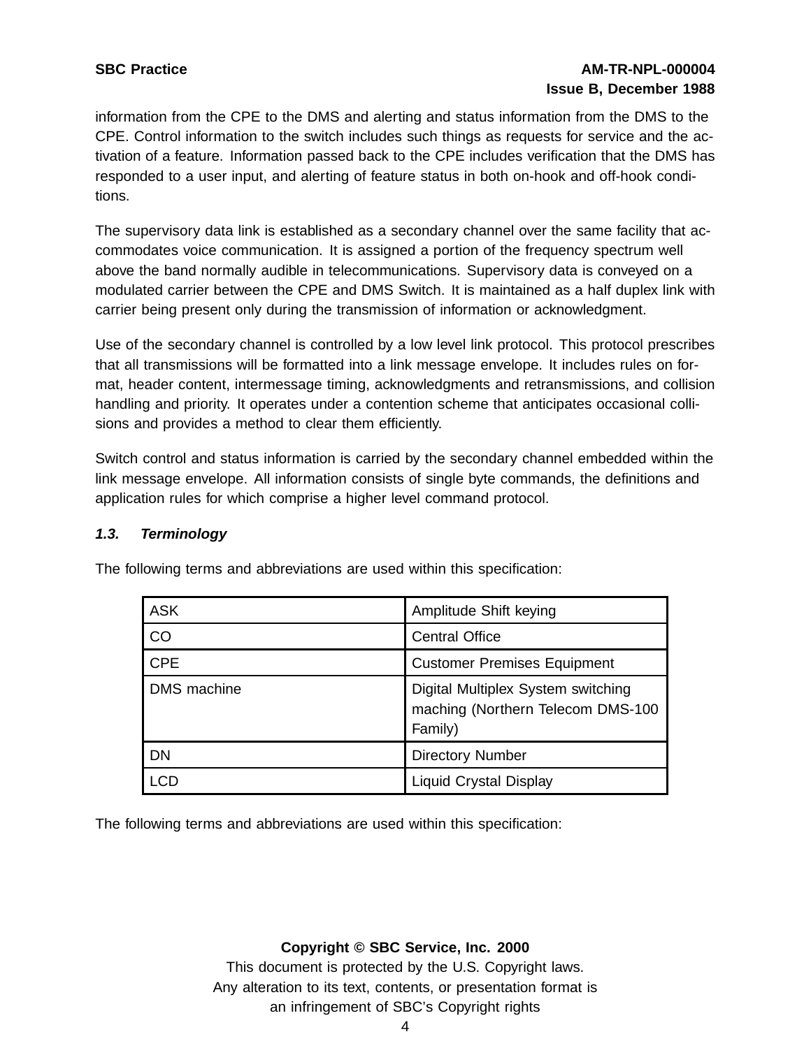information from the CPE to the DMS and alerting and status information from the DMS to the CPE. Control information to the switch includes such things as requests for service and the activation of a feature. Information passed back to the CPE includes verification that the DMS has responded to a user input, and alerting of feature status in both on-hook and off-hook conditions.

The supervisory data link is established as a secondary channel over the same facility that accommodates voice communication. It is assigned a portion of the frequency spectrum well above the band normally audible in telecommunications. Supervisory data is conveyed on a modulated carrier between the CPE and DMS Switch. It is maintained as a half duplex link with carrier being present only during the transmission of information or acknowledgment.

Use of the secondary channel is controlled by a low level link protocol. This protocol prescribes that all transmissions will be formatted into a link message envelope. It includes rules on format, header content, intermessage timing, acknowledgments and retransmissions, and collision handling and priority. It operates under a contention scheme that anticipates occasional collisions and provides a method to clear them efficiently.

Switch control and status information is carried by the secondary channel embedded within the link message envelope. All information consists of single byte commands, the definitions and application rules for which comprise a higher level command protocol.

### *1.3. Terminology*

The following terms and abbreviations are used within this specification:

| | |
|---|---|
| ASK | Amplitude Shift keying |
| CO | Central Office |
| CPE | Customer Premises Equipment |
| DMS machine | Digital Multiplex System switching maching (Northern Telecom DMS-100 Family) |
| DN | Directory Number |
| LCD | Liquid Crystal Display |

The following terms and abbreviations are used within this specification: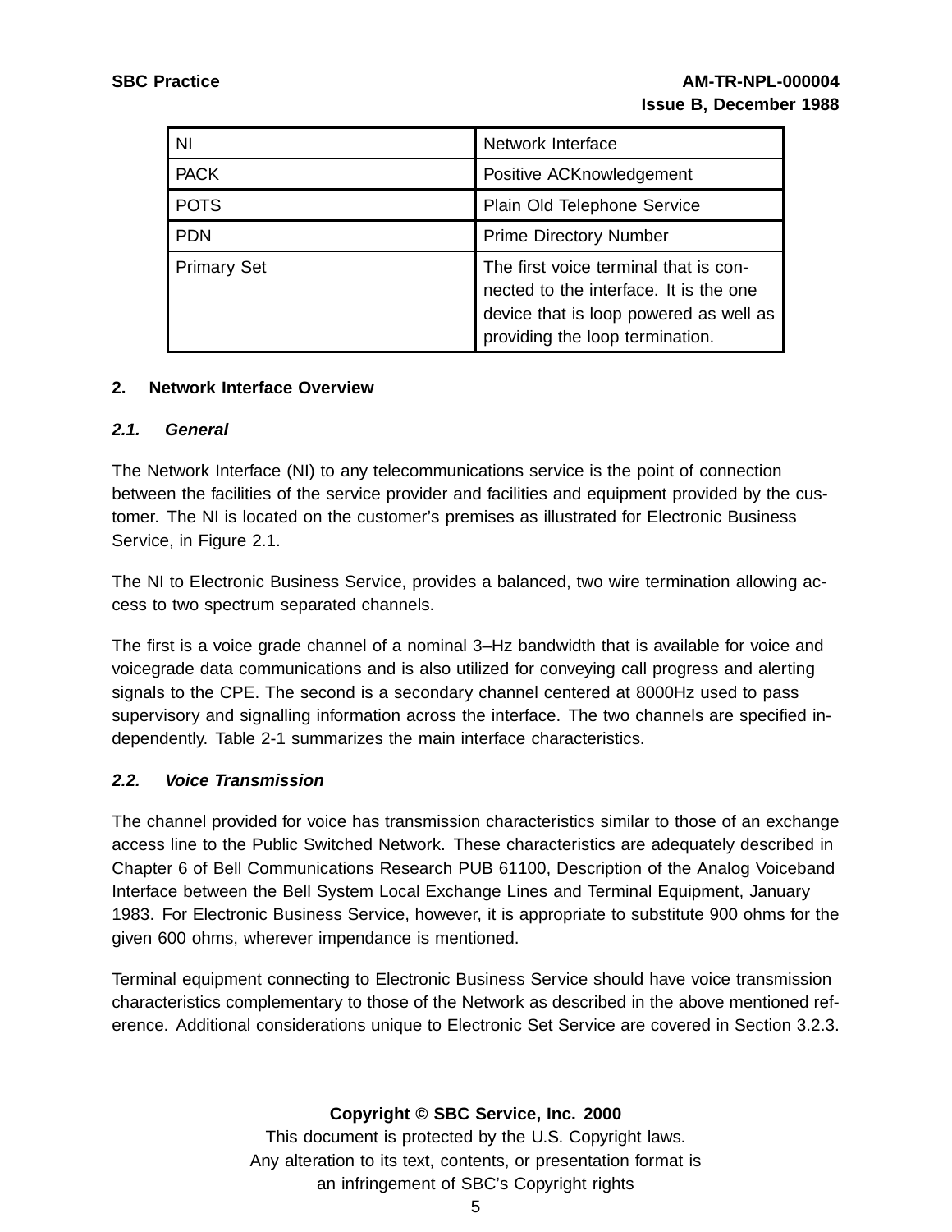| | |
|---|---|
| NI | Network Interface |
| PACK | Positive ACKnowledgement |
| POTS | Plain Old Telephone Service |
| PDN | Prime Directory Number |
| Primary Set | The first voice terminal that is connected to the interface. It is the one device that is loop powered as well as providing the loop termination. |

## 2. Network Interface Overview

### *2.1. General*

The Network Interface (NI) to any telecommunications service is the point of connection between the facilities of the service provider and facilities and equipment provided by the customer. The NI is located on the customer's premises as illustrated for Electronic Business Service, in Figure 2.1.

The NI to Electronic Business Service, provides a balanced, two wire termination allowing access to two spectrum separated channels.

The first is a voice grade channel of a nominal 3–Hz bandwidth that is available for voice and voicegrade data communications and is also utilized for conveying call progress and alerting signals to the CPE. The second is a secondary channel centered at 8000Hz used to pass supervisory and signalling information across the interface. The two channels are specified independently. Table 2-1 summarizes the main interface characteristics.

### *2.2. Voice Transmission*

The channel provided for voice has transmission characteristics similar to those of an exchange access line to the Public Switched Network. These characteristics are adequately described in Chapter 6 of Bell Communications Research PUB 61100, Description of the Analog Voiceband Interface between the Bell System Local Exchange Lines and Terminal Equipment, January 1983. For Electronic Business Service, however, it is appropriate to substitute 900 ohms for the given 600 ohms, wherever impendance is mentioned.

Terminal equipment connecting to Electronic Business Service should have voice transmission characteristics complementary to those of the Network as described in the above mentioned reference. Additional considerations unique to Electronic Set Service are covered in Section 3.2.3.

**Copyright © SBC Service, Inc. 2000**

This document is protected by the U.S. Copyright laws.
Any alteration to its text, contents, or presentation format is
an infringement of SBC's Copyright rights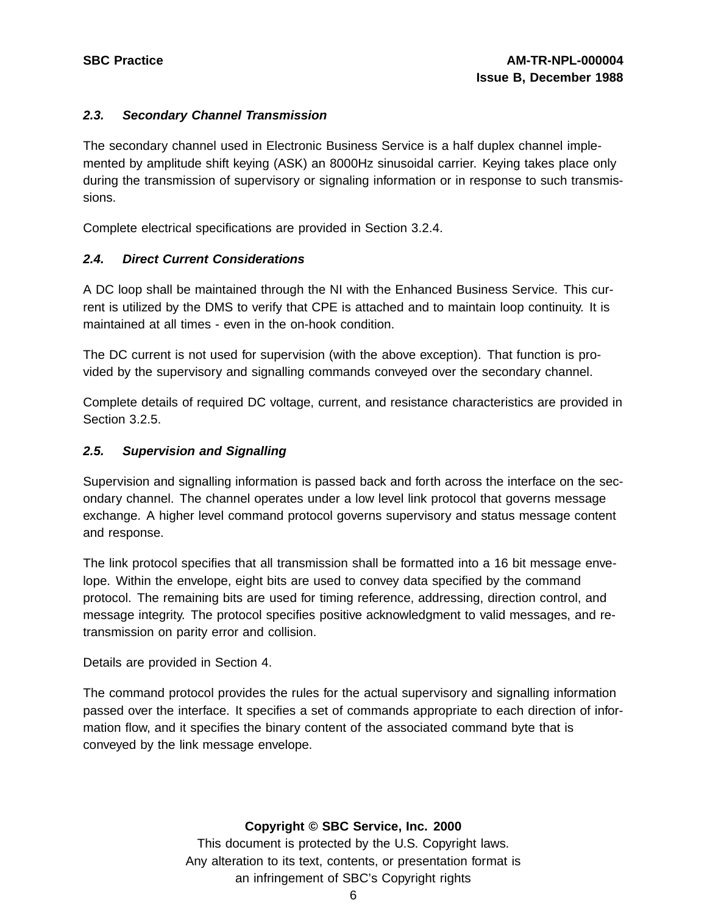### *2.3. Secondary Channel Transmission*

The secondary channel used in Electronic Business Service is a half duplex channel implemented by amplitude shift keying (ASK) an 8000Hz sinusoidal carrier. Keying takes place only during the transmission of supervisory or signaling information or in response to such transmissions.

Complete electrical specifications are provided in Section 3.2.4.

### *2.4. Direct Current Considerations*

A DC loop shall be maintained through the NI with the Enhanced Business Service. This current is utilized by the DMS to verify that CPE is attached and to maintain loop continuity. It is maintained at all times - even in the on-hook condition.

The DC current is not used for supervision (with the above exception). That function is provided by the supervisory and signalling commands conveyed over the secondary channel.

Complete details of required DC voltage, current, and resistance characteristics are provided in Section 3.2.5.

### *2.5. Supervision and Signalling*

Supervision and signalling information is passed back and forth across the interface on the secondary channel. The channel operates under a low level link protocol that governs message exchange. A higher level command protocol governs supervisory and status message content and response.

The link protocol specifies that all transmission shall be formatted into a 16 bit message envelope. Within the envelope, eight bits are used to convey data specified by the command protocol. The remaining bits are used for timing reference, addressing, direction control, and message integrity. The protocol specifies positive acknowledgment to valid messages, and retransmission on parity error and collision.

Details are provided in Section 4.

The command protocol provides the rules for the actual supervisory and signalling information passed over the interface. It specifies a set of commands appropriate to each direction of information flow, and it specifies the binary content of the associated command byte that is conveyed by the link message envelope.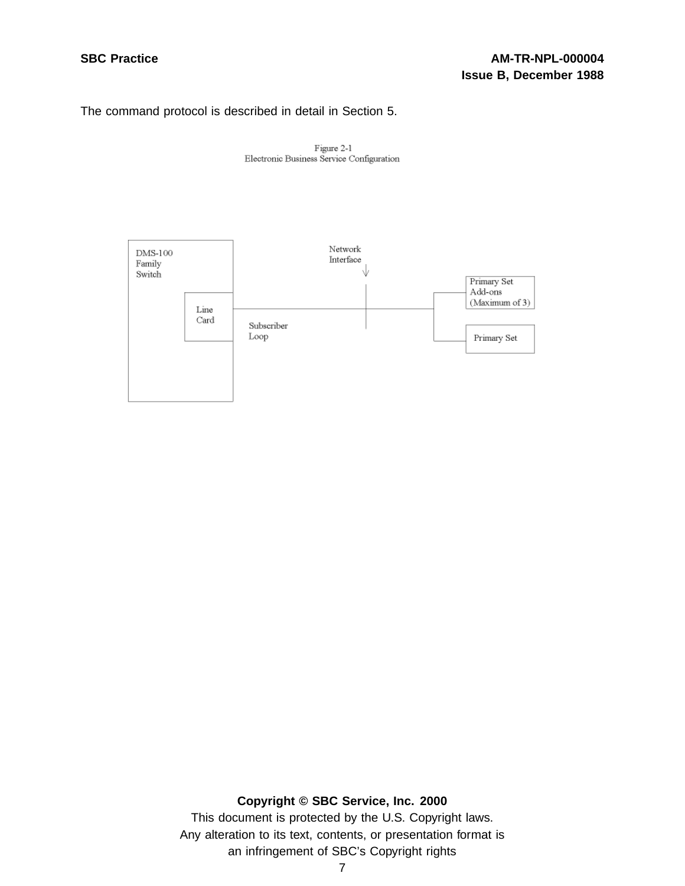The command protocol is described in detail in Section 5.

Figure 2-1
Electronic Business Service Configuration

DMS-100 Family Switch

Line Card

Subscriber Loop

Network Interface

Primary Set Add-ons (Maximum of 3)

Primary Set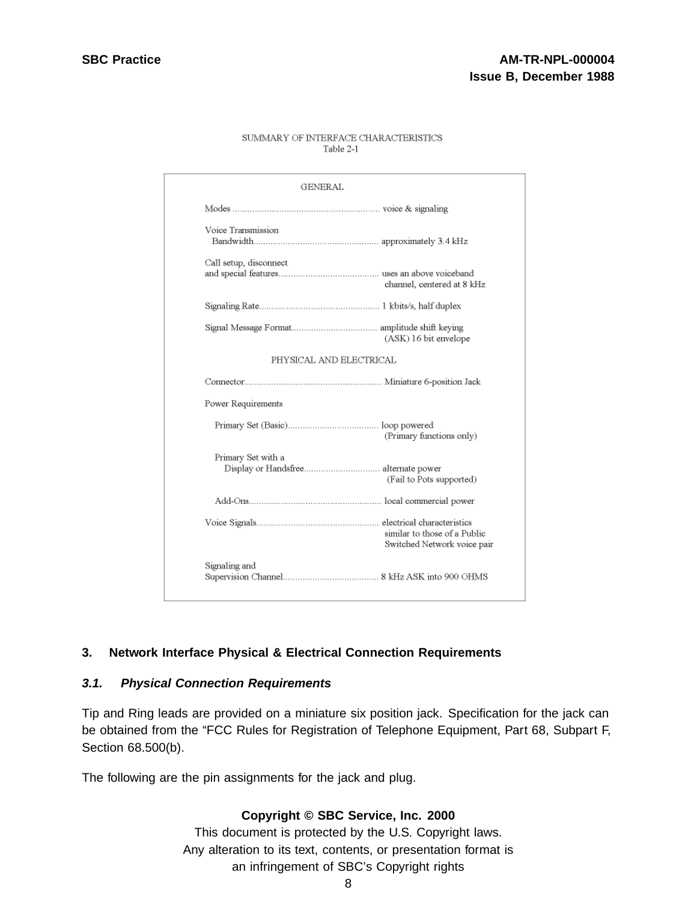SUMMARY OF INTERFACE CHARACTERISTICS

Table 2-1

| GENERAL | |
|---|---|
| Modes | voice & signaling |
| Voice Transmission Bandwidth | approximately 3.4 kHz |
| Call setup, disconnect and special features | uses an above voiceband channel, centered at 8 kHz |
| Signaling Rate | 1 kbits/s, half duplex |
| Signal Message Format | amplitude shift keying (ASK) 16 bit envelope |
| **PHYSICAL AND ELECTRICAL** | |
| Connector | Miniature 6-position Jack |
| Power Requirements | |
| Primary Set (Basic) | loop powered (Primary functions only) |
| Primary Set with a Display or Handsfree | alternate power (Fail to Pots supported) |
| Add-Ons | local commercial power |
| Voice Signals | electrical characteristics similar to those of a Public Switched Network voice pair |
| Signaling and Supervision Channel | 8 kHz ASK into 900 OHMS |

## 3. Network Interface Physical & Electrical Connection Requirements

### *3.1. Physical Connection Requirements*

Tip and Ring leads are provided on a miniature six position jack. Specification for the jack can be obtained from the “FCC Rules for Registration of Telephone Equipment, Part 68, Subpart F, Section 68.500(b).

The following are the pin assignments for the jack and plug.

**Copyright © SBC Service, Inc. 2000**
This document is protected by the U.S. Copyright laws.
Any alteration to its text, contents, or presentation format is
an infringement of SBC's Copyright rights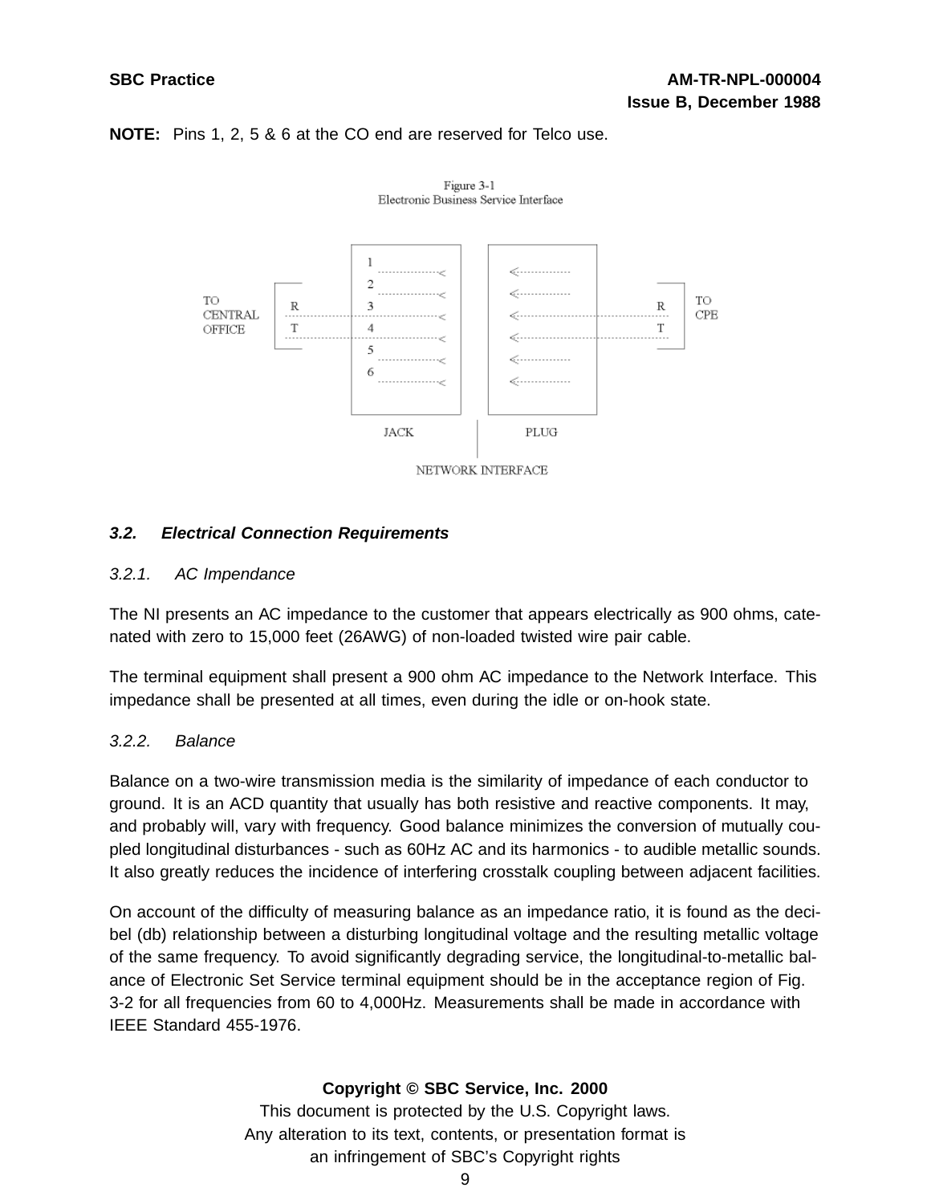**NOTE:** Pins 1, 2, 5 & 6 at the CO end are reserved for Telco use.

Figure 3-1
Electronic Business Service Interface

### 3.2. *Electrical Connection Requirements*

#### 3.2.1. *AC Impendance*

The NI presents an AC impedance to the customer that appears electrically as 900 ohms, catenated with zero to 15,000 feet (26AWG) of non-loaded twisted wire pair cable.

The terminal equipment shall present a 900 ohm AC impedance to the Network Interface. This impedance shall be presented at all times, even during the idle or on-hook state.

#### 3.2.2. *Balance*

Balance on a two-wire transmission media is the similarity of impedance of each conductor to ground. It is an ACD quantity that usually has both resistive and reactive components. It may, and probably will, vary with frequency. Good balance minimizes the conversion of mutually coupled longitudinal disturbances - such as 60Hz AC and its harmonics - to audible metallic sounds. It also greatly reduces the incidence of interfering crosstalk coupling between adjacent facilities.

On account of the difficulty of measuring balance as an impedance ratio, it is found as the decibel (db) relationship between a disturbing longitudinal voltage and the resulting metallic voltage of the same frequency. To avoid significantly degrading service, the longitudinal-to-metallic balance of Electronic Set Service terminal equipment should be in the acceptance region of Fig. 3-2 for all frequencies from 60 to 4,000Hz. Measurements shall be made in accordance with IEEE Standard 455-1976.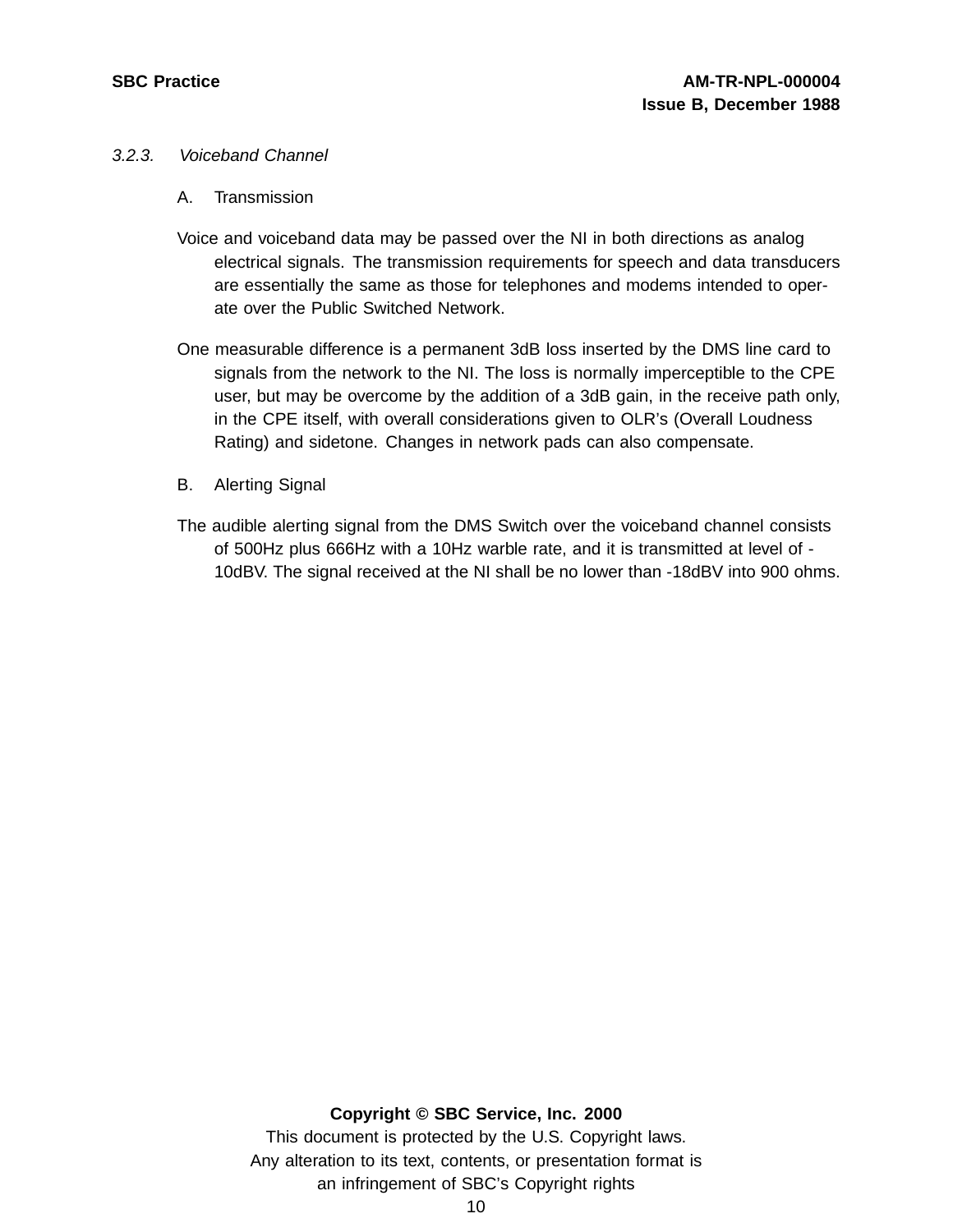### 3.2.3. *Voiceband Channel*

A. Transmission

Voice and voiceband data may be passed over the NI in both directions as analog electrical signals. The transmission requirements for speech and data transducers are essentially the same as those for telephones and modems intended to operate over the Public Switched Network.

One measurable difference is a permanent 3dB loss inserted by the DMS line card to signals from the network to the NI. The loss is normally imperceptible to the CPE user, but may be overcome by the addition of a 3dB gain, in the receive path only, in the CPE itself, with overall considerations given to OLR's (Overall Loudness Rating) and sidetone. Changes in network pads can also compensate.

B. Alerting Signal

The audible alerting signal from the DMS Switch over the voiceband channel consists of 500Hz plus 666Hz with a 10Hz warble rate, and it is transmitted at level of -10dBV. The signal received at the NI shall be no lower than -18dBV into 900 ohms.

**Copyright © SBC Service, Inc. 2000**
This document is protected by the U.S. Copyright laws.
Any alteration to its text, contents, or presentation format is an infringement of SBC's Copyright rights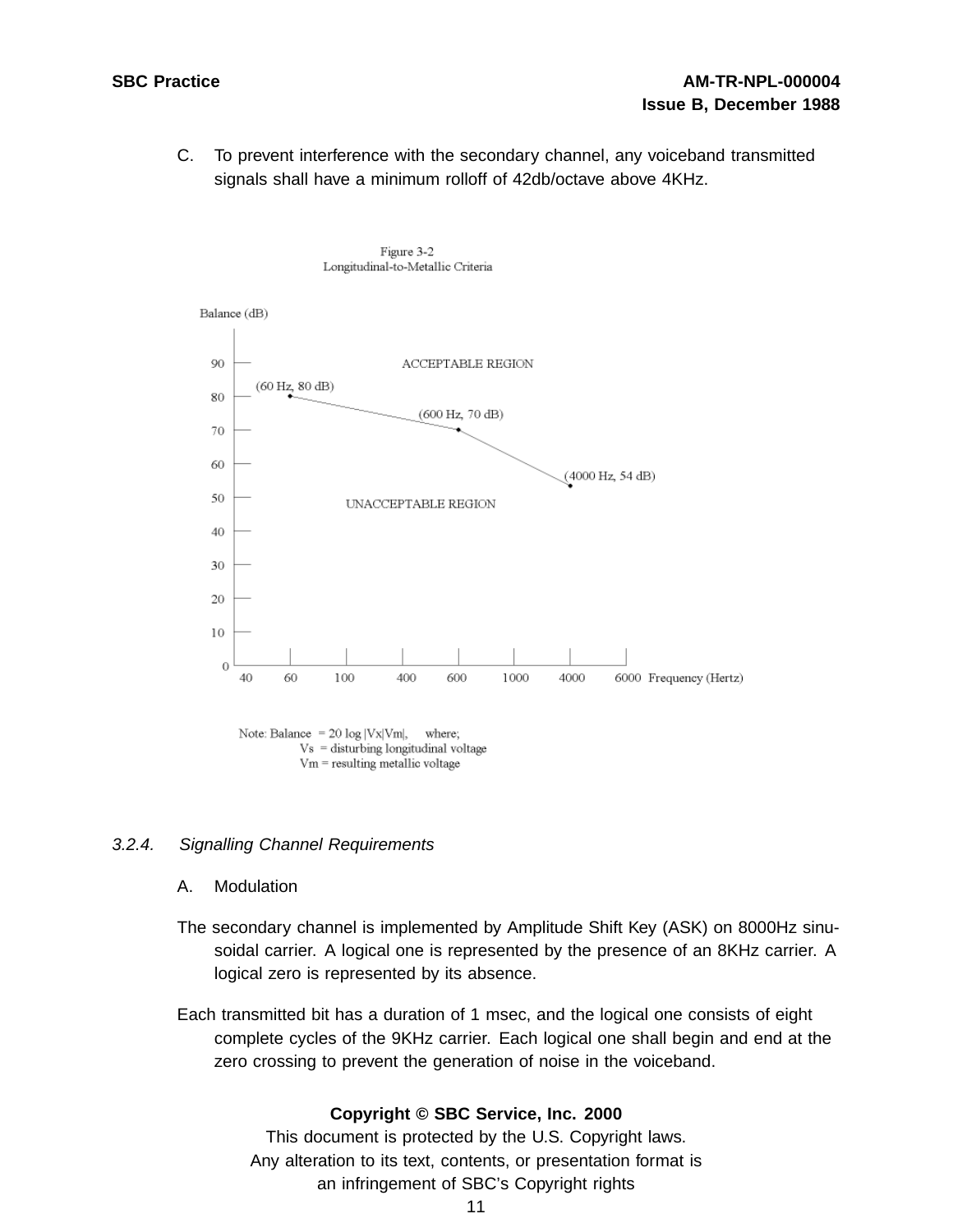C. To prevent interference with the secondary channel, any voiceband transmitted signals shall have a minimum rolloff of 42db/octave above 4KHz.

Figure 3-2
Longitudinal-to-Metallic Criteria

Balance (dB)

ACCEPTABLE REGION

(60 Hz, 80 dB)

(600 Hz, 70 dB)

(4000 Hz, 54 dB)

UNACCEPTABLE REGION

Frequency (Hertz)

Note: Balance = 20 log |Vx|Vm|, where;
Vs = disturbing longitudinal voltage
Vm = resulting metallic voltage

### *3.2.4. Signalling Channel Requirements*

A. Modulation

The secondary channel is implemented by Amplitude Shift Key (ASK) on 8000Hz sinusoidal carrier. A logical one is represented by the presence of an 8KHz carrier. A logical zero is represented by its absence.

Each transmitted bit has a duration of 1 msec, and the logical one consists of eight complete cycles of the 9KHz carrier. Each logical one shall begin and end at the zero crossing to prevent the generation of noise in the voiceband.

**Copyright © SBC Service, Inc. 2000**
This document is protected by the U.S. Copyright laws.
Any alteration to its text, contents, or presentation format is an infringement of SBC's Copyright rights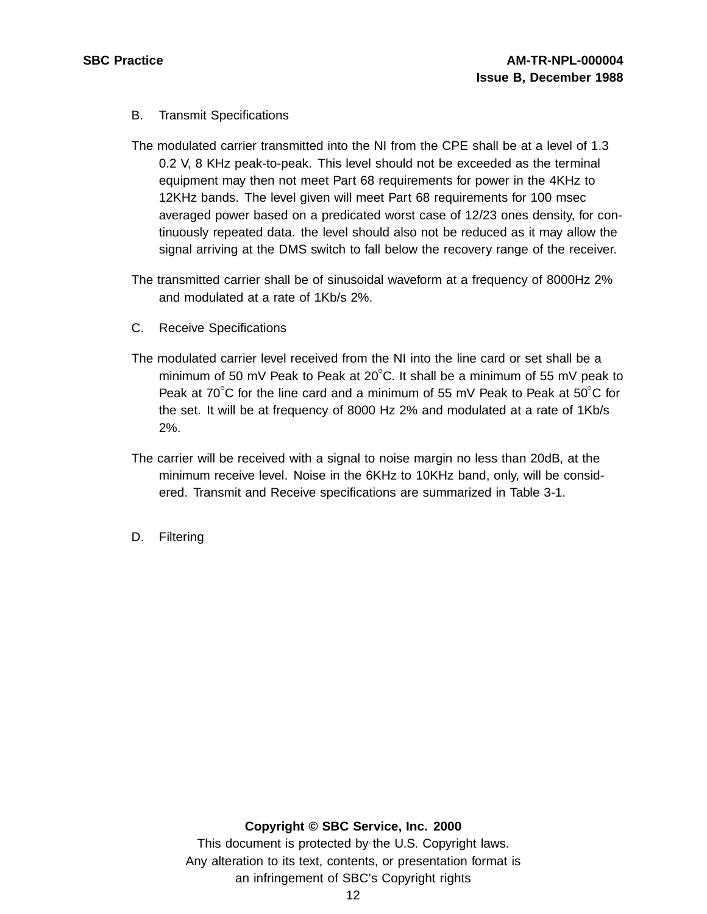B. Transmit Specifications

The modulated carrier transmitted into the NI from the CPE shall be at a level of 1.3 0.2 V, 8 KHz peak-to-peak. This level should not be exceeded as the terminal equipment may then not meet Part 68 requirements for power in the 4KHz to 12KHz bands. The level given will meet Part 68 requirements for 100 msec averaged power based on a predicated worst case of 12/23 ones density, for continuously repeated data. the level should also not be reduced as it may allow the signal arriving at the DMS switch to fall below the recovery range of the receiver.

The transmitted carrier shall be of sinusoidal waveform at a frequency of 8000Hz 2% and modulated at a rate of 1Kb/s 2%.

C. Receive Specifications

The modulated carrier level received from the NI into the line card or set shall be a minimum of 50 mV Peak to Peak at 20°C. It shall be a minimum of 55 mV peak to Peak at 70°C for the line card and a minimum of 55 mV Peak to Peak at 50°C for the set. It will be at frequency of 8000 Hz 2% and modulated at a rate of 1Kb/s 2%.

The carrier will be received with a signal to noise margin no less than 20dB, at the minimum receive level. Noise in the 6KHz to 10KHz band, only, will be considered. Transmit and Receive specifications are summarized in Table 3-1.

D. Filtering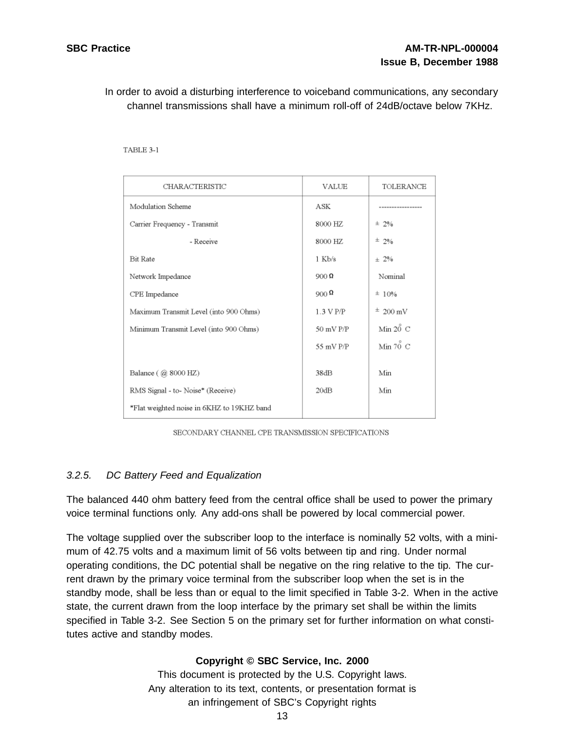In order to avoid a disturbing interference to voiceband communications, any secondary channel transmissions shall have a minimum roll-off of 24dB/octave below 7KHz.

TABLE 3-1

| CHARACTERISTIC | VALUE | TOLERANCE |
|---|---|---|
| Modulation Scheme | ASK | ---------------- |
| Carrier Frequency - Transmit | 8000 HZ | ± 2% |
| - Receive | 8000 HZ | ± 2% |
| Bit Rate | 1 Kb/s | ± 2% |
| Network Impedance | 900 Ω | Nominal |
| CPE Impedance | 900 Ω | ± 10% |
| Maximum Transmit Level (into 900 Ohms) | 1.3 V P/P | ± 200 mV |
| Minimum Transmit Level (into 900 Ohms) | 50 mV P/P | Min 20° C |
| | 55 mV P/P | Min 70° C |
| Balance ( @ 8000 HZ) | 38dB | Min |
| RMS Signal - to- Noise* (Receive) | 20dB | Min |
| *Flat weighted noise in 6KHZ to 19KHZ band | | |

SECONDARY CHANNEL CPE TRANSMISSION SPECIFICATIONS

### *3.2.5. DC Battery Feed and Equalization*

The balanced 440 ohm battery feed from the central office shall be used to power the primary voice terminal functions only. Any add-ons shall be powered by local commercial power.

The voltage supplied over the subscriber loop to the interface is nominally 52 volts, with a minimum of 42.75 volts and a maximum limit of 56 volts between tip and ring. Under normal operating conditions, the DC potential shall be negative on the ring relative to the tip. The current drawn by the primary voice terminal from the subscriber loop when the set is in the standby mode, shall be less than or equal to the limit specified in Table 3-2. When in the active state, the current drawn from the loop interface by the primary set shall be within the limits specified in Table 3-2. See Section 5 on the primary set for further information on what constitutes active and standby modes.

**Copyright © SBC Service, Inc. 2000**
This document is protected by the U.S. Copyright laws.
Any alteration to its text, contents, or presentation format is an infringement of SBC's Copyright rights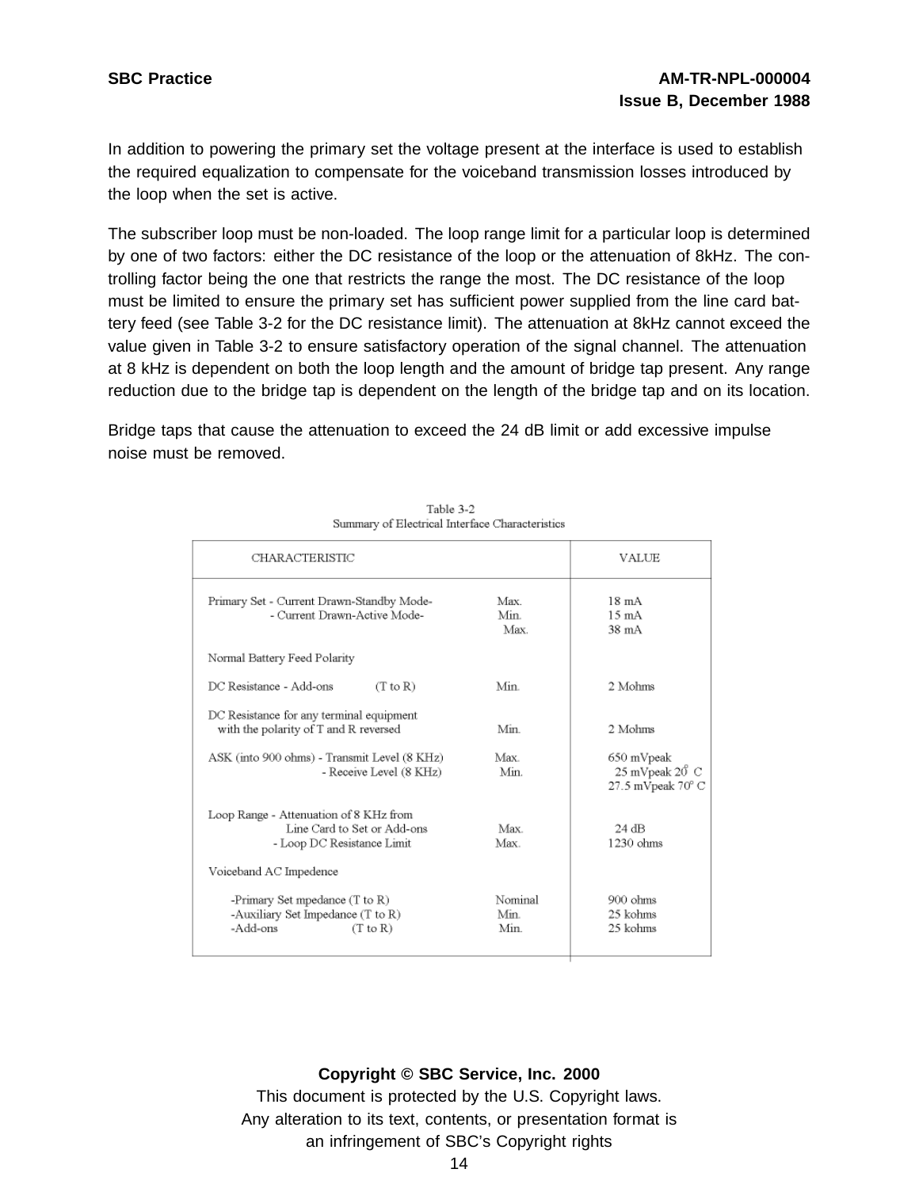In addition to powering the primary set the voltage present at the interface is used to establish the required equalization to compensate for the voiceband transmission losses introduced by the loop when the set is active.

The subscriber loop must be non-loaded. The loop range limit for a particular loop is determined by one of two factors: either the DC resistance of the loop or the attenuation of 8kHz. The controlling factor being the one that restricts the range the most. The DC resistance of the loop must be limited to ensure the primary set has sufficient power supplied from the line card battery feed (see Table 3-2 for the DC resistance limit). The attenuation at 8kHz cannot exceed the value given in Table 3-2 to ensure satisfactory operation of the signal channel. The attenuation at 8 kHz is dependent on both the loop length and the amount of bridge tap present. Any range reduction due to the bridge tap is dependent on the length of the bridge tap and on its location.

Bridge taps that cause the attenuation to exceed the 24 dB limit or add excessive impulse noise must be removed.

Table 3-2
Summary of Electrical Interface Characteristics

| CHARACTERISTIC | | VALUE |
|---|---|---|
| Primary Set - Current Drawn-Standby Mode- | Max. | 18 mA |
| - Current Drawn-Active Mode- | Min. | 15 mA |
| | Max. | 38 mA |
| Normal Battery Feed Polarity | | |
| DC Resistance - Add-ons (T to R) | Min. | 2 Mohms |
| DC Resistance for any terminal equipment with the polarity of T and R reversed | Min. | 2 Mohms |
| ASK (into 900 ohms) - Transmit Level (8 KHz) | Max. | 650 mVpeak |
| - Receive Level (8 KHz) | Min. | 25 mVpeak 20° C |
| | | 27.5 mVpeak 70° C |
| Loop Range - Attenuation of 8 KHz from Line Card to Set or Add-ons | Max. | 24 dB |
| - Loop DC Resistance Limit | Max. | 1230 ohms |
| Voiceband AC Impedence | | |
| -Primary Set mpedance (T to R) | Nominal | 900 ohms |
| -Auxiliary Set Impedance (T to R) | Min. | 25 kohms |
| -Add-ons (T to R) | Min. | 25 kohms |

**Copyright © SBC Service, Inc. 2000**

This document is protected by the U.S. Copyright laws.
Any alteration to its text, contents, or presentation format is an infringement of SBC's Copyright rights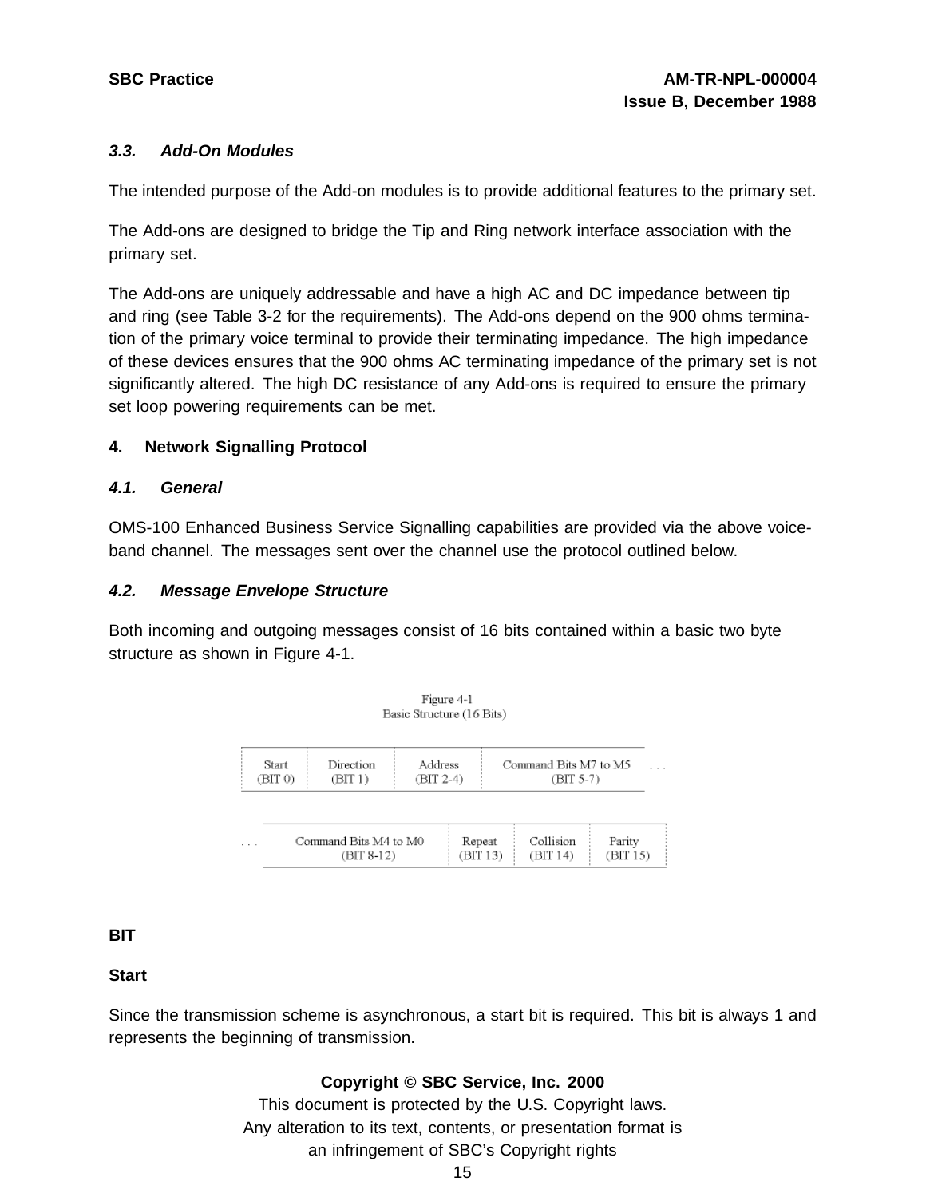### 3.3. Add-On Modules

The intended purpose of the Add-on modules is to provide additional features to the primary set.

The Add-ons are designed to bridge the Tip and Ring network interface association with the primary set.

The Add-ons are uniquely addressable and have a high AC and DC impedance between tip and ring (see Table 3-2 for the requirements). The Add-ons depend on the 900 ohms termination of the primary voice terminal to provide their terminating impedance. The high impedance of these devices ensures that the 900 ohms AC terminating impedance of the primary set is not significantly altered. The high DC resistance of any Add-ons is required to ensure the primary set loop powering requirements can be met.

## 4. Network Signalling Protocol

### 4.1. General

OMS-100 Enhanced Business Service Signalling capabilities are provided via the above voice-band channel. The messages sent over the channel use the protocol outlined below.

### 4.2. Message Envelope Structure

Both incoming and outgoing messages consist of 16 bits contained within a basic two byte structure as shown in Figure 4-1.

Figure 4-1
Basic Structure (16 Bits)

| Start (BIT 0) | Direction (BIT 1) | Address (BIT 2-4) | Command Bits M7 to M5 (BIT 5-7) | Command Bits M4 to M0 (BIT 8-12) | Repeat (BIT 13) | Collision (BIT 14) | Parity (BIT 15) |
|---|---|---|---|---|---|---|---|

**BIT**

**Start**

Since the transmission scheme is asynchronous, a start bit is required. This bit is always 1 and represents the beginning of transmission.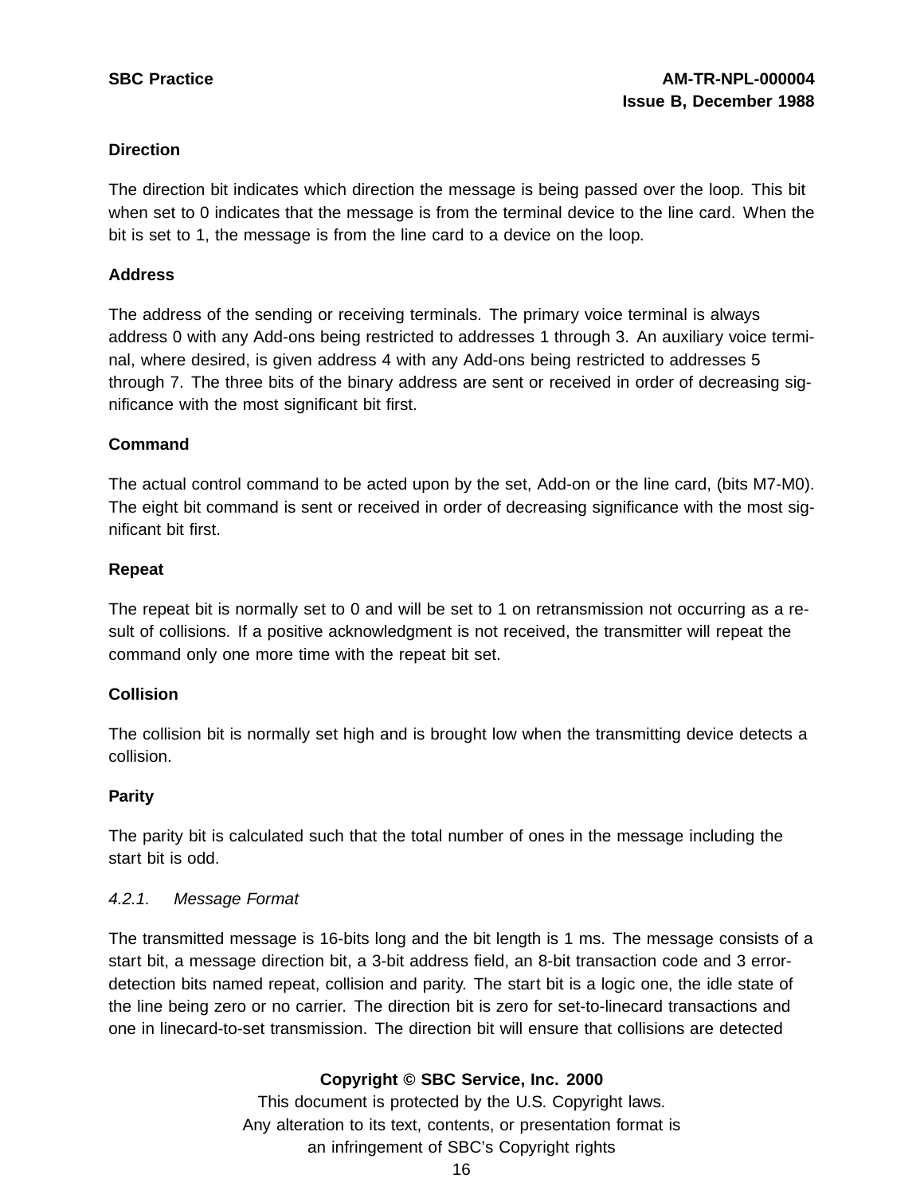**Direction**

The direction bit indicates which direction the message is being passed over the loop. This bit when set to 0 indicates that the message is from the terminal device to the line card. When the bit is set to 1, the message is from the line card to a device on the loop.

**Address**

The address of the sending or receiving terminals. The primary voice terminal is always address 0 with any Add-ons being restricted to addresses 1 through 3. An auxiliary voice terminal, where desired, is given address 4 with any Add-ons being restricted to addresses 5 through 7. The three bits of the binary address are sent or received in order of decreasing significance with the most significant bit first.

**Command**

The actual control command to be acted upon by the set, Add-on or the line card, (bits M7-M0). The eight bit command is sent or received in order of decreasing significance with the most significant bit first.

**Repeat**

The repeat bit is normally set to 0 and will be set to 1 on retransmission not occurring as a result of collisions. If a positive acknowledgment is not received, the transmitter will repeat the command only one more time with the repeat bit set.

**Collision**

The collision bit is normally set high and is brought low when the transmitting device detects a collision.

**Parity**

The parity bit is calculated such that the total number of ones in the message including the start bit is odd.

*4.2.1. Message Format*

The transmitted message is 16-bits long and the bit length is 1 ms. The message consists of a start bit, a message direction bit, a 3-bit address field, an 8-bit transaction code and 3 error-detection bits named repeat, collision and parity. The start bit is a logic one, the idle state of the line being zero or no carrier. The direction bit is zero for set-to-linecard transactions and one in linecard-to-set transmission. The direction bit will ensure that collisions are detected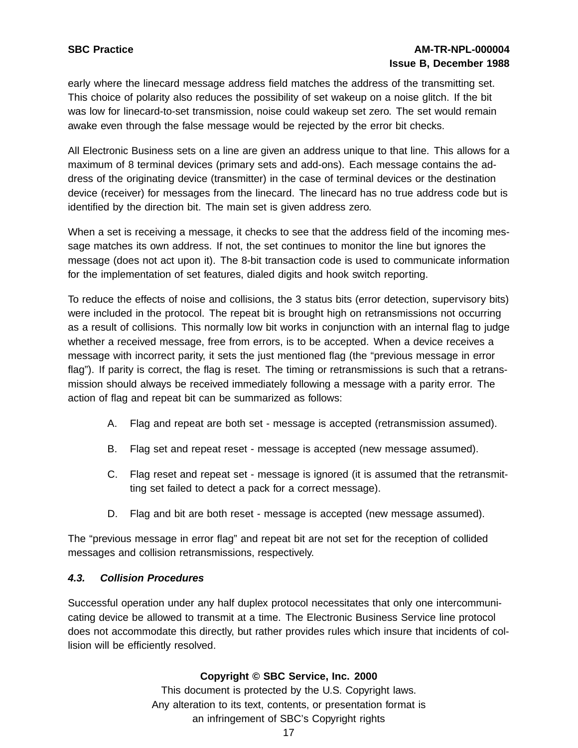early where the linecard message address field matches the address of the transmitting set. This choice of polarity also reduces the possibility of set wakeup on a noise glitch. If the bit was low for linecard-to-set transmission, noise could wakeup set zero. The set would remain awake even through the false message would be rejected by the error bit checks.

All Electronic Business sets on a line are given an address unique to that line. This allows for a maximum of 8 terminal devices (primary sets and add-ons). Each message contains the address of the originating device (transmitter) in the case of terminal devices or the destination device (receiver) for messages from the linecard. The linecard has no true address code but is identified by the direction bit. The main set is given address zero.

When a set is receiving a message, it checks to see that the address field of the incoming message matches its own address. If not, the set continues to monitor the line but ignores the message (does not act upon it). The 8-bit transaction code is used to communicate information for the implementation of set features, dialed digits and hook switch reporting.

To reduce the effects of noise and collisions, the 3 status bits (error detection, supervisory bits) were included in the protocol. The repeat bit is brought high on retransmissions not occurring as a result of collisions. This normally low bit works in conjunction with an internal flag to judge whether a received message, free from errors, is to be accepted. When a device receives a message with incorrect parity, it sets the just mentioned flag (the “previous message in error flag”). If parity is correct, the flag is reset. The timing or retransmissions is such that a retransmission should always be received immediately following a message with a parity error. The action of flag and repeat bit can be summarized as follows:

A. Flag and repeat are both set - message is accepted (retransmission assumed).

B. Flag set and repeat reset - message is accepted (new message assumed).

C. Flag reset and repeat set - message is ignored (it is assumed that the retransmitting set failed to detect a pack for a correct message).

D. Flag and bit are both reset - message is accepted (new message assumed).

The “previous message in error flag” and repeat bit are not set for the reception of collided messages and collision retransmissions, respectively.

### *4.3. Collision Procedures*

Successful operation under any half duplex protocol necessitates that only one intercommunicating device be allowed to transmit at a time. The Electronic Business Service line protocol does not accommodate this directly, but rather provides rules which insure that incidents of collision will be efficiently resolved.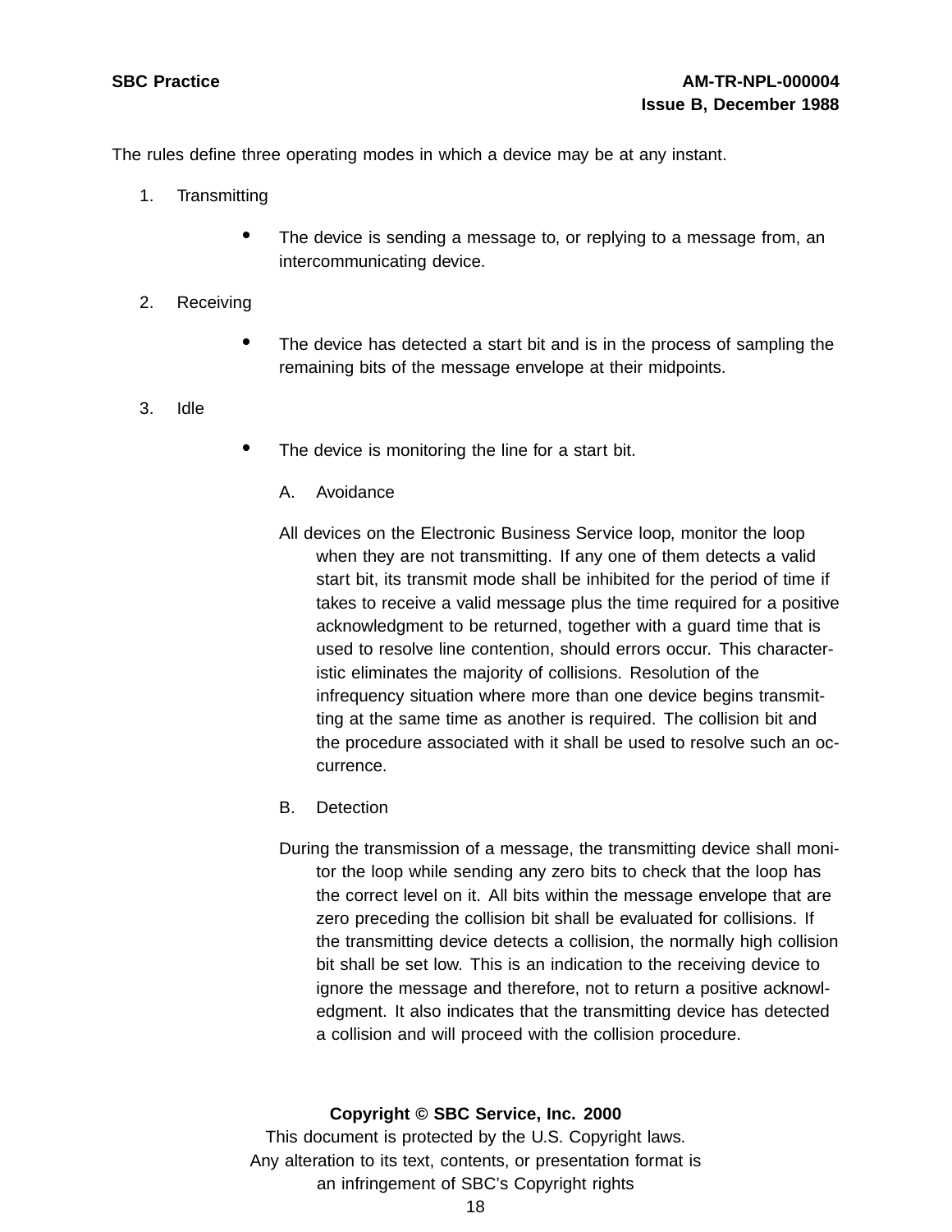The rules define three operating modes in which a device may be at any instant.

1. Transmitting

   - The device is sending a message to, or replying to a message from, an intercommunicating device.

2. Receiving

   - The device has detected a start bit and is in the process of sampling the remaining bits of the message envelope at their midpoints.

3. Idle

   - The device is monitoring the line for a start bit.

A. Avoidance

All devices on the Electronic Business Service loop, monitor the loop when they are not transmitting. If any one of them detects a valid start bit, its transmit mode shall be inhibited for the period of time if takes to receive a valid message plus the time required for a positive acknowledgment to be returned, together with a guard time that is used to resolve line contention, should errors occur. This characteristic eliminates the majority of collisions. Resolution of the infrequency situation where more than one device begins transmitting at the same time as another is required. The collision bit and the procedure associated with it shall be used to resolve such an occurrence.

B. Detection

During the transmission of a message, the transmitting device shall monitor the loop while sending any zero bits to check that the loop has the correct level on it. All bits within the message envelope that are zero preceding the collision bit shall be evaluated for collisions. If the transmitting device detects a collision, the normally high collision bit shall be set low. This is an indication to the receiving device to ignore the message and therefore, not to return a positive acknowledgment. It also indicates that the transmitting device has detected a collision and will proceed with the collision procedure.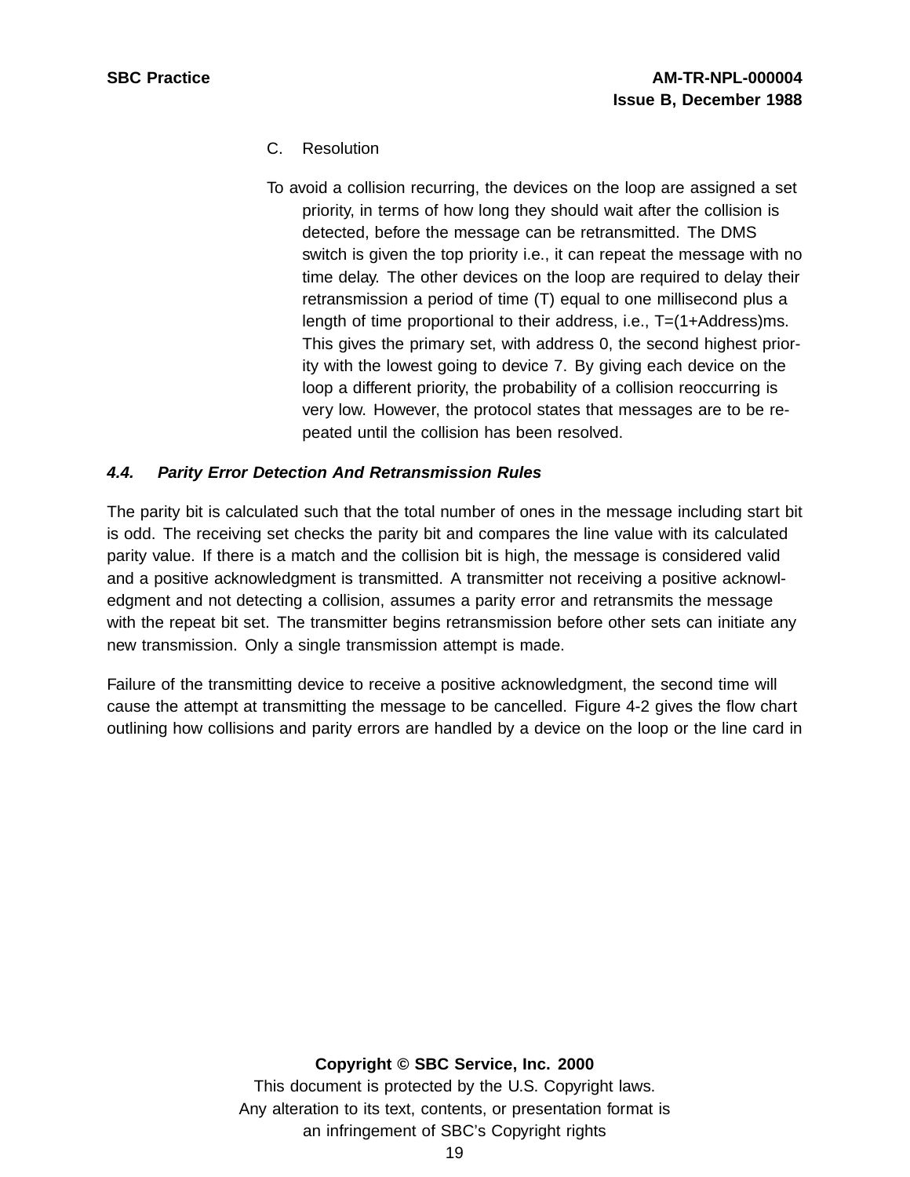C. Resolution

To avoid a collision recurring, the devices on the loop are assigned a set priority, in terms of how long they should wait after the collision is detected, before the message can be retransmitted. The DMS switch is given the top priority i.e., it can repeat the message with no time delay. The other devices on the loop are required to delay their retransmission a period of time (T) equal to one millisecond plus a length of time proportional to their address, i.e., T=(1+Address)ms. This gives the primary set, with address 0, the second highest priority with the lowest going to device 7. By giving each device on the loop a different priority, the probability of a collision reoccurring is very low. However, the protocol states that messages are to be repeated until the collision has been resolved.

### *4.4. Parity Error Detection And Retransmission Rules*

The parity bit is calculated such that the total number of ones in the message including start bit is odd. The receiving set checks the parity bit and compares the line value with its calculated parity value. If there is a match and the collision bit is high, the message is considered valid and a positive acknowledgment is transmitted. A transmitter not receiving a positive acknowledgment and not detecting a collision, assumes a parity error and retransmits the message with the repeat bit set. The transmitter begins retransmission before other sets can initiate any new transmission. Only a single transmission attempt is made.

Failure of the transmitting device to receive a positive acknowledgment, the second time will cause the attempt at transmitting the message to be cancelled. Figure 4-2 gives the flow chart outlining how collisions and parity errors are handled by a device on the loop or the line card in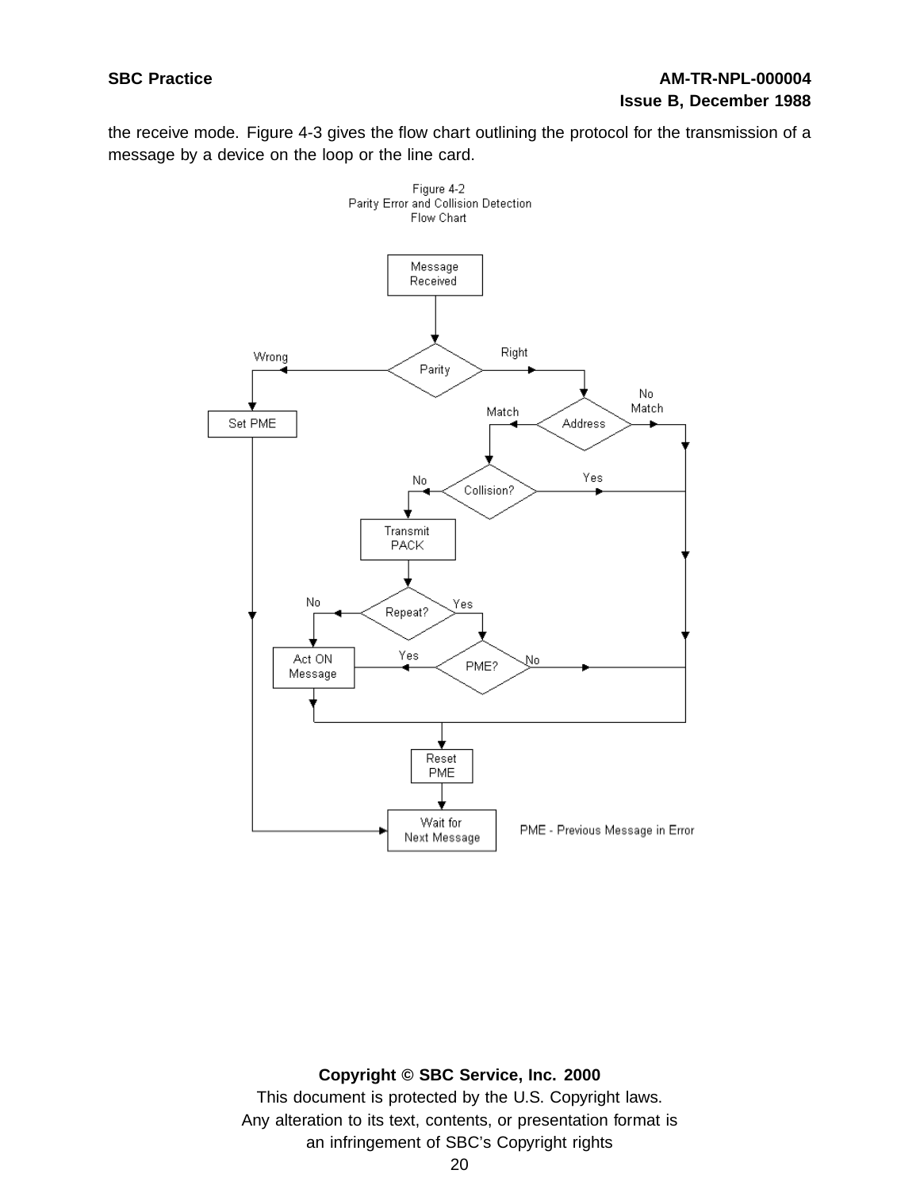the receive mode. Figure 4-3 gives the flow chart outlining the protocol for the transmission of a message by a device on the loop or the line card.

Figure 4-2
Parity Error and Collision Detection
Flow Chart

Message Received

Parity

Wrong

Right

Set PME

Address

Match

No Match

Collision?

No

Yes

Transmit PACK

Repeat?

No

Yes

Act ON Message

PME?

Yes

No

Reset PME

Wait for Next Message

PME - Previous Message in Error

**Copyright © SBC Service, Inc. 2000**
This document is protected by the U.S. Copyright laws.
Any alteration to its text, contents, or presentation format is an infringement of SBC's Copyright rights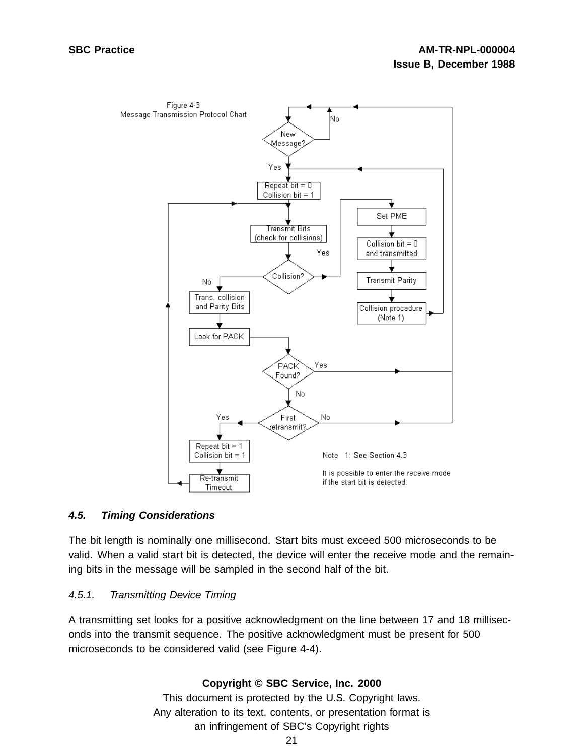Figure 4-3
Message Transmission Protocol Chart

Note 1: See Section 4.3

It is possible to enter the receive mode if the start bit is detected.

### *4.5. Timing Considerations*

The bit length is nominally one millisecond. Start bits must exceed 500 microseconds to be valid. When a valid start bit is detected, the device will enter the receive mode and the remaining bits in the message will be sampled in the second half of the bit.

#### *4.5.1. Transmitting Device Timing*

A transmitting set looks for a positive acknowledgment on the line between 17 and 18 milliseconds into the transmit sequence. The positive acknowledgment must be present for 500 microseconds to be considered valid (see Figure 4-4).

**Copyright © SBC Service, Inc. 2000**
This document is protected by the U.S. Copyright laws.
Any alteration to its text, contents, or presentation format is
an infringement of SBC's Copyright rights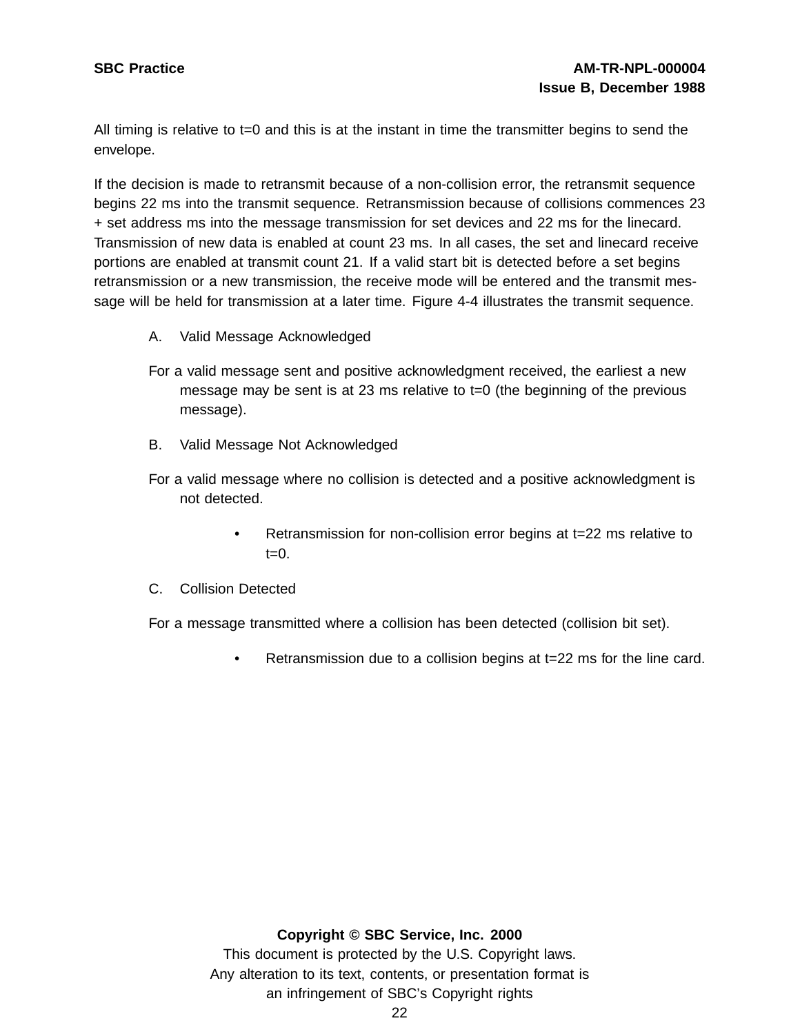All timing is relative to t=0 and this is at the instant in time the transmitter begins to send the envelope.

If the decision is made to retransmit because of a non-collision error, the retransmit sequence begins 22 ms into the transmit sequence. Retransmission because of collisions commences 23 + set address ms into the message transmission for set devices and 22 ms for the linecard. Transmission of new data is enabled at count 23 ms. In all cases, the set and linecard receive portions are enabled at transmit count 21. If a valid start bit is detected before a set begins retransmission or a new transmission, the receive mode will be entered and the transmit message will be held for transmission at a later time. Figure 4-4 illustrates the transmit sequence.

A. Valid Message Acknowledged

For a valid message sent and positive acknowledgment received, the earliest a new message may be sent is at 23 ms relative to t=0 (the beginning of the previous message).

B. Valid Message Not Acknowledged

For a valid message where no collision is detected and a positive acknowledgment is not detected.

- Retransmission for non-collision error begins at t=22 ms relative to t=0.

C. Collision Detected

For a message transmitted where a collision has been detected (collision bit set).

- Retransmission due to a collision begins at t=22 ms for the line card.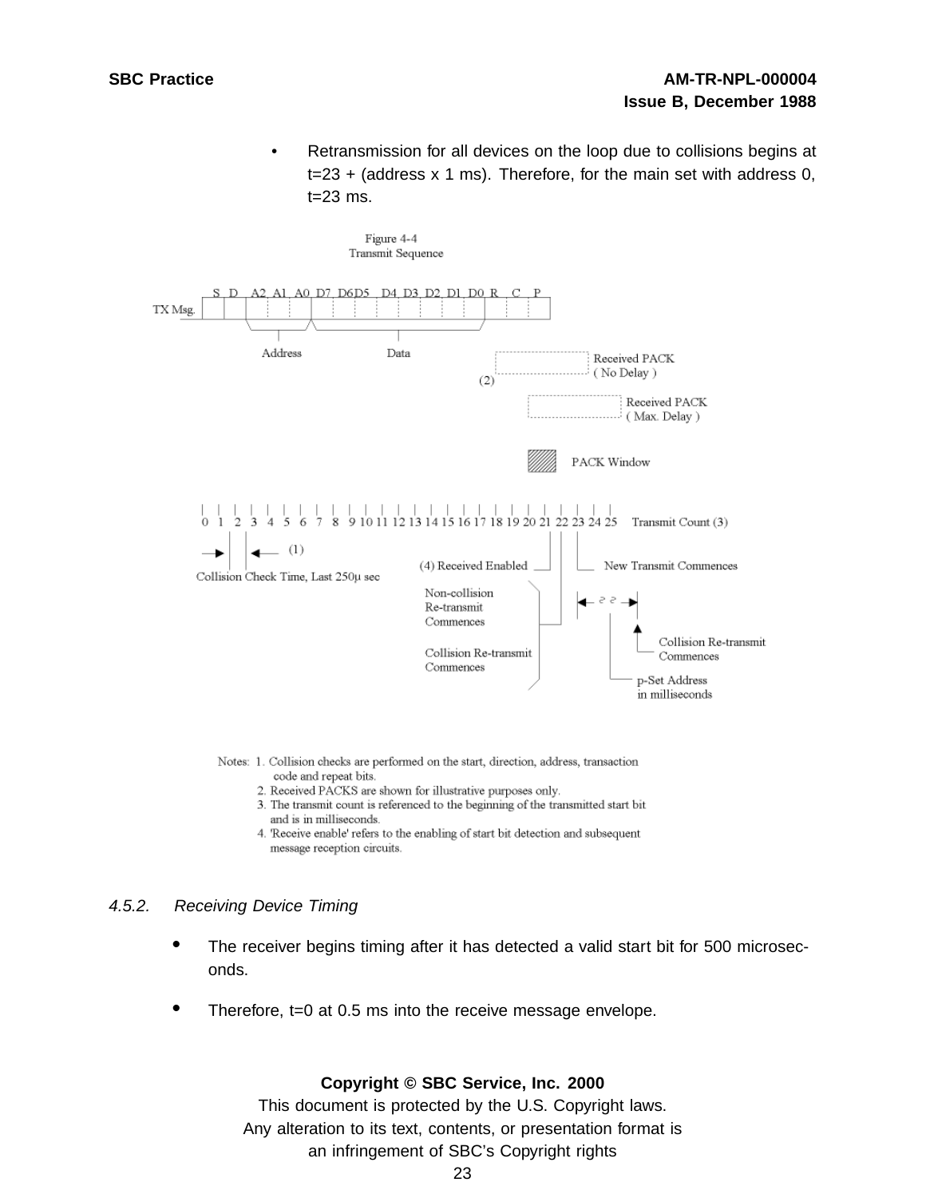- Retransmission for all devices on the loop due to collisions begins at t=23 + (address x 1 ms). Therefore, for the main set with address 0, t=23 ms.

Figure 4-4
Transmit Sequence

Notes: 1. Collision checks are performed on the start, direction, address, transaction code and repeat bits.
2. Received PACKS are shown for illustrative purposes only.
3. The transmit count is referenced to the beginning of the transmitted start bit and is in milliseconds.
4. 'Receive enable' refers to the enabling of start bit detection and subsequent message reception circuits.

### 4.5.2. *Receiving Device Timing*

- The receiver begins timing after it has detected a valid start bit for 500 microseconds.
- Therefore, t=0 at 0.5 ms into the receive message envelope.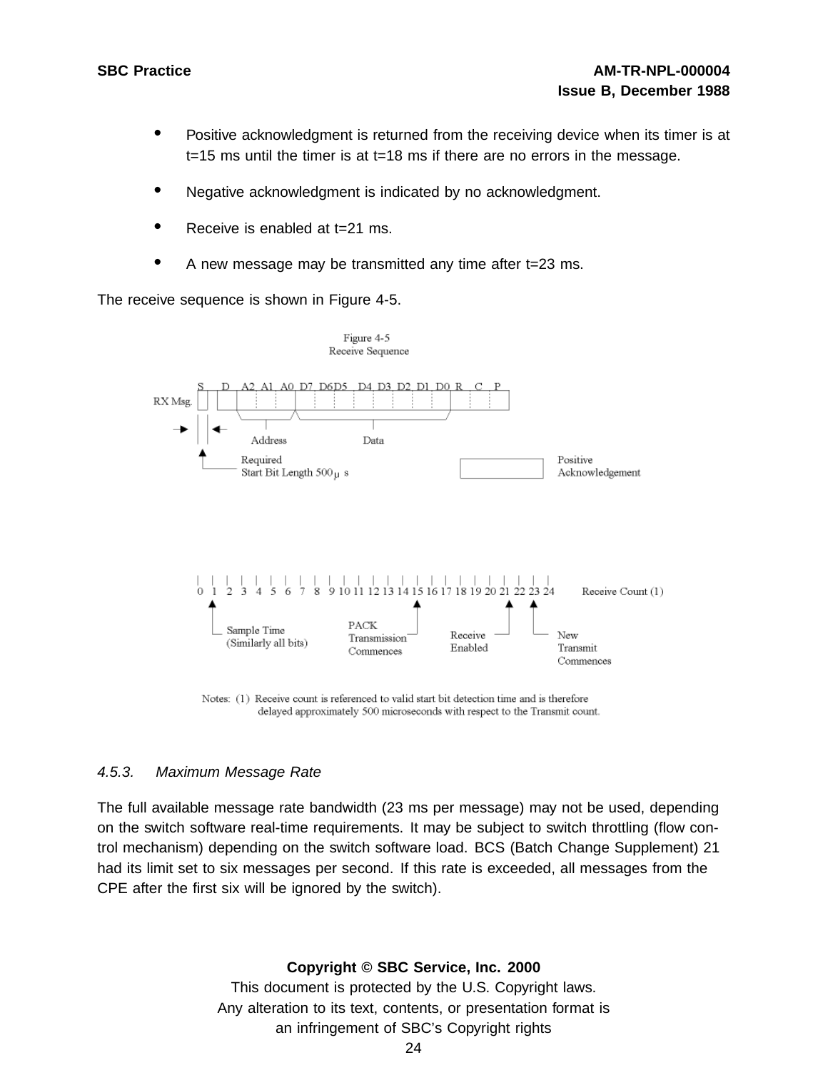- Positive acknowledgment is returned from the receiving device when its timer is at t=15 ms until the timer is at t=18 ms if there are no errors in the message.
- Negative acknowledgment is indicated by no acknowledgment.
- Receive is enabled at t=21 ms.
- A new message may be transmitted any time after t=23 ms.

The receive sequence is shown in Figure 4-5.

Figure 4-5
Receive Sequence

RX Msg. S D A2 A1 A0 D7 D6 D5 D4 D3 D2 D1 D0 R C P

Address Data

Required Start Bit Length 500 μs

Positive Acknowledgement

0 1 2 3 4 5 6 7 8 9 10 11 12 13 14 15 16 17 18 19 20 21 22 23 24 Receive Count (1)

Sample Time (Similarly all bits)

PACK Transmission Commences

Receive Enabled

New Transmit Commences

Notes: (1) Receive count is referenced to valid start bit detection time and is therefore delayed approximately 500 microseconds with respect to the Transmit count.

### 4.5.3. *Maximum Message Rate*

The full available message rate bandwidth (23 ms per message) may not be used, depending on the switch software real-time requirements. It may be subject to switch throttling (flow control mechanism) depending on the switch software load. BCS (Batch Change Supplement) 21 had its limit set to six messages per second. If this rate is exceeded, all messages from the CPE after the first six will be ignored by the switch).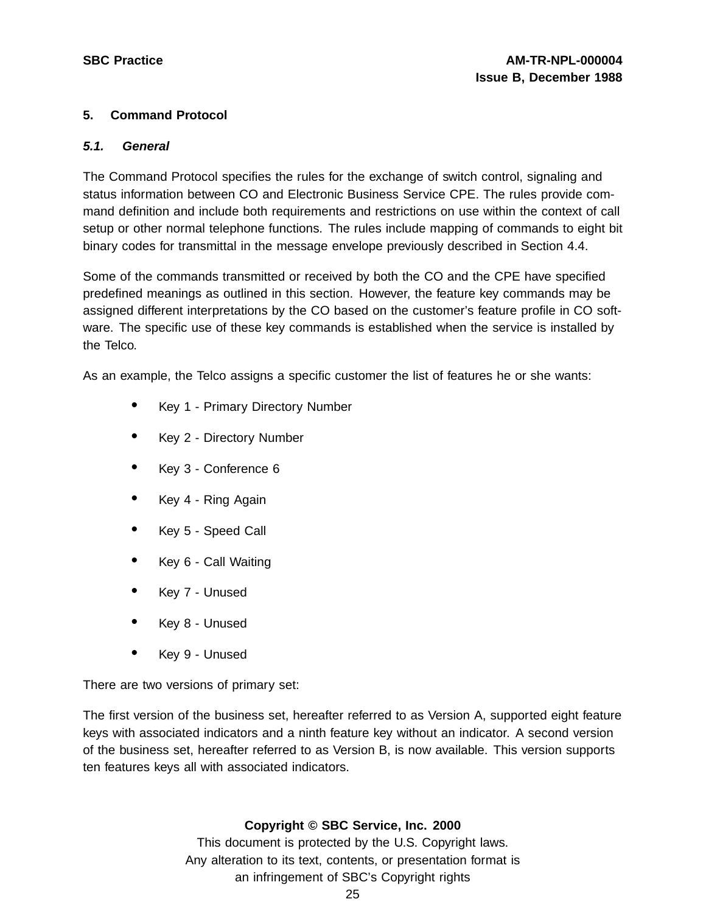## 5. Command Protocol

### 5.1. *General*

The Command Protocol specifies the rules for the exchange of switch control, signaling and status information between CO and Electronic Business Service CPE. The rules provide command definition and include both requirements and restrictions on use within the context of call setup or other normal telephone functions. The rules include mapping of commands to eight bit binary codes for transmittal in the message envelope previously described in Section 4.4.

Some of the commands transmitted or received by both the CO and the CPE have specified predefined meanings as outlined in this section. However, the feature key commands may be assigned different interpretations by the CO based on the customer's feature profile in CO software. The specific use of these key commands is established when the service is installed by the Telco.

As an example, the Telco assigns a specific customer the list of features he or she wants:

- Key 1 - Primary Directory Number
- Key 2 - Directory Number
- Key 3 - Conference 6
- Key 4 - Ring Again
- Key 5 - Speed Call
- Key 6 - Call Waiting
- Key 7 - Unused
- Key 8 - Unused
- Key 9 - Unused

There are two versions of primary set:

The first version of the business set, hereafter referred to as Version A, supported eight feature keys with associated indicators and a ninth feature key without an indicator. A second version of the business set, hereafter referred to as Version B, is now available. This version supports ten features keys all with associated indicators.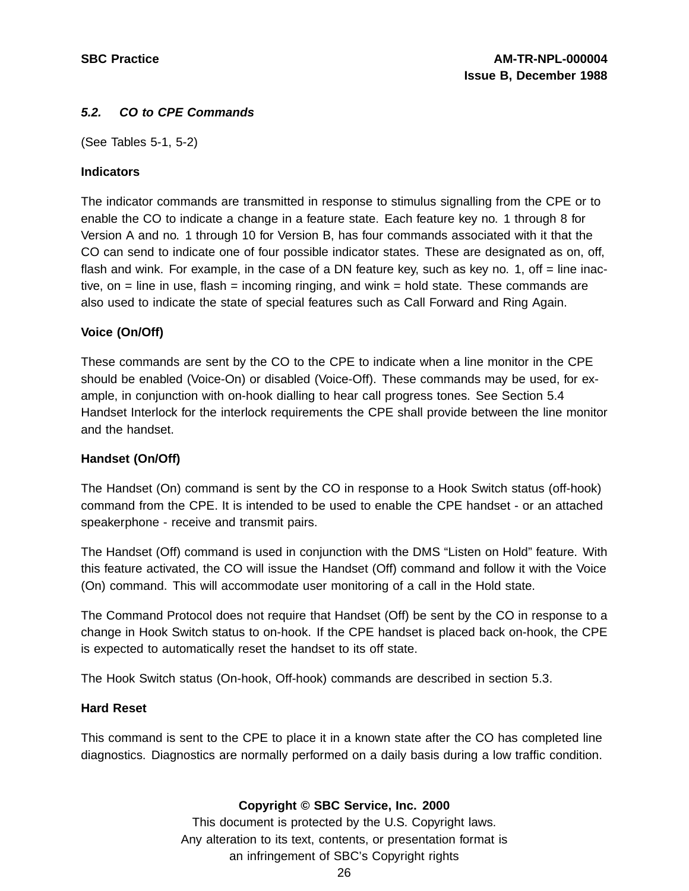### *5.2. CO to CPE Commands*

(See Tables 5-1, 5-2)

**Indicators**

The indicator commands are transmitted in response to stimulus signalling from the CPE or to enable the CO to indicate a change in a feature state. Each feature key no. 1 through 8 for Version A and no. 1 through 10 for Version B, has four commands associated with it that the CO can send to indicate one of four possible indicator states. These are designated as on, off, flash and wink. For example, in the case of a DN feature key, such as key no. 1, off = line inactive, on = line in use, flash = incoming ringing, and wink = hold state. These commands are also used to indicate the state of special features such as Call Forward and Ring Again.

**Voice (On/Off)**

These commands are sent by the CO to the CPE to indicate when a line monitor in the CPE should be enabled (Voice-On) or disabled (Voice-Off). These commands may be used, for example, in conjunction with on-hook dialling to hear call progress tones. See Section 5.4 Handset Interlock for the interlock requirements the CPE shall provide between the line monitor and the handset.

**Handset (On/Off)**

The Handset (On) command is sent by the CO in response to a Hook Switch status (off-hook) command from the CPE. It is intended to be used to enable the CPE handset - or an attached speakerphone - receive and transmit pairs.

The Handset (Off) command is used in conjunction with the DMS “Listen on Hold” feature. With this feature activated, the CO will issue the Handset (Off) command and follow it with the Voice (On) command. This will accommodate user monitoring of a call in the Hold state.

The Command Protocol does not require that Handset (Off) be sent by the CO in response to a change in Hook Switch status to on-hook. If the CPE handset is placed back on-hook, the CPE is expected to automatically reset the handset to its off state.

The Hook Switch status (On-hook, Off-hook) commands are described in section 5.3.

**Hard Reset**

This command is sent to the CPE to place it in a known state after the CO has completed line diagnostics. Diagnostics are normally performed on a daily basis during a low traffic condition.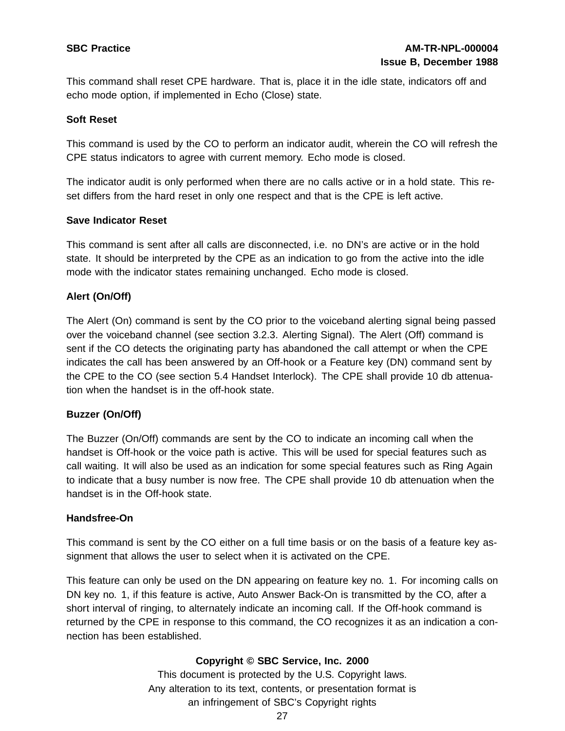This command shall reset CPE hardware. That is, place it in the idle state, indicators off and echo mode option, if implemented in Echo (Close) state.

**Soft Reset**

This command is used by the CO to perform an indicator audit, wherein the CO will refresh the CPE status indicators to agree with current memory. Echo mode is closed.

The indicator audit is only performed when there are no calls active or in a hold state. This reset differs from the hard reset in only one respect and that is the CPE is left active.

**Save Indicator Reset**

This command is sent after all calls are disconnected, i.e. no DN's are active or in the hold state. It should be interpreted by the CPE as an indication to go from the active into the idle mode with the indicator states remaining unchanged. Echo mode is closed.

**Alert (On/Off)**

The Alert (On) command is sent by the CO prior to the voiceband alerting signal being passed over the voiceband channel (see section 3.2.3. Alerting Signal). The Alert (Off) command is sent if the CO detects the originating party has abandoned the call attempt or when the CPE indicates the call has been answered by an Off-hook or a Feature key (DN) command sent by the CPE to the CO (see section 5.4 Handset Interlock). The CPE shall provide 10 db attenuation when the handset is in the off-hook state.

**Buzzer (On/Off)**

The Buzzer (On/Off) commands are sent by the CO to indicate an incoming call when the handset is Off-hook or the voice path is active. This will be used for special features such as call waiting. It will also be used as an indication for some special features such as Ring Again to indicate that a busy number is now free. The CPE shall provide 10 db attenuation when the handset is in the Off-hook state.

**Handsfree-On**

This command is sent by the CO either on a full time basis or on the basis of a feature key assignment that allows the user to select when it is activated on the CPE.

This feature can only be used on the DN appearing on feature key no. 1. For incoming calls on DN key no. 1, if this feature is active, Auto Answer Back-On is transmitted by the CO, after a short interval of ringing, to alternately indicate an incoming call. If the Off-hook command is returned by the CPE in response to this command, the CO recognizes it as an indication a connection has been established.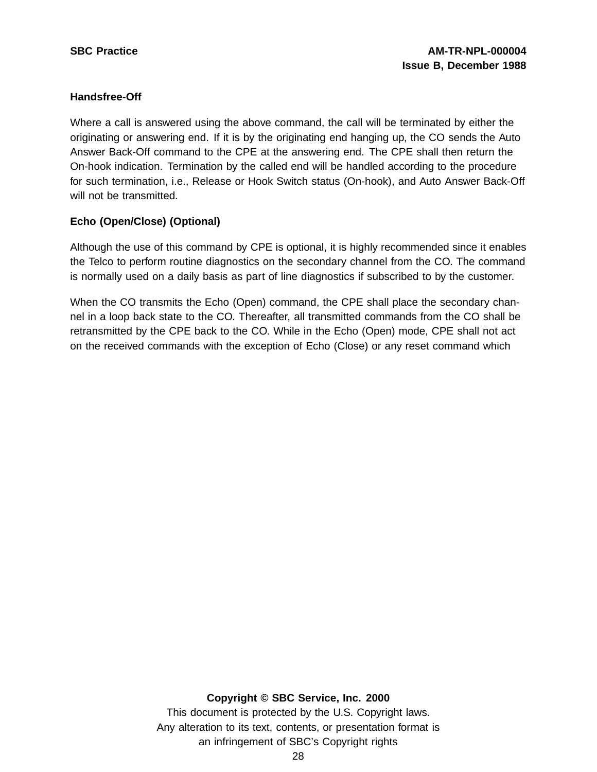**Handsfree-Off**

Where a call is answered using the above command, the call will be terminated by either the originating or answering end. If it is by the originating end hanging up, the CO sends the Auto Answer Back-Off command to the CPE at the answering end. The CPE shall then return the On-hook indication. Termination by the called end will be handled according to the procedure for such termination, i.e., Release or Hook Switch status (On-hook), and Auto Answer Back-Off will not be transmitted.

**Echo (Open/Close) (Optional)**

Although the use of this command by CPE is optional, it is highly recommended since it enables the Telco to perform routine diagnostics on the secondary channel from the CO. The command is normally used on a daily basis as part of line diagnostics if subscribed to by the customer.

When the CO transmits the Echo (Open) command, the CPE shall place the secondary channel in a loop back state to the CO. Thereafter, all transmitted commands from the CO shall be retransmitted by the CPE back to the CO. While in the Echo (Open) mode, CPE shall not act on the received commands with the exception of Echo (Close) or any reset command which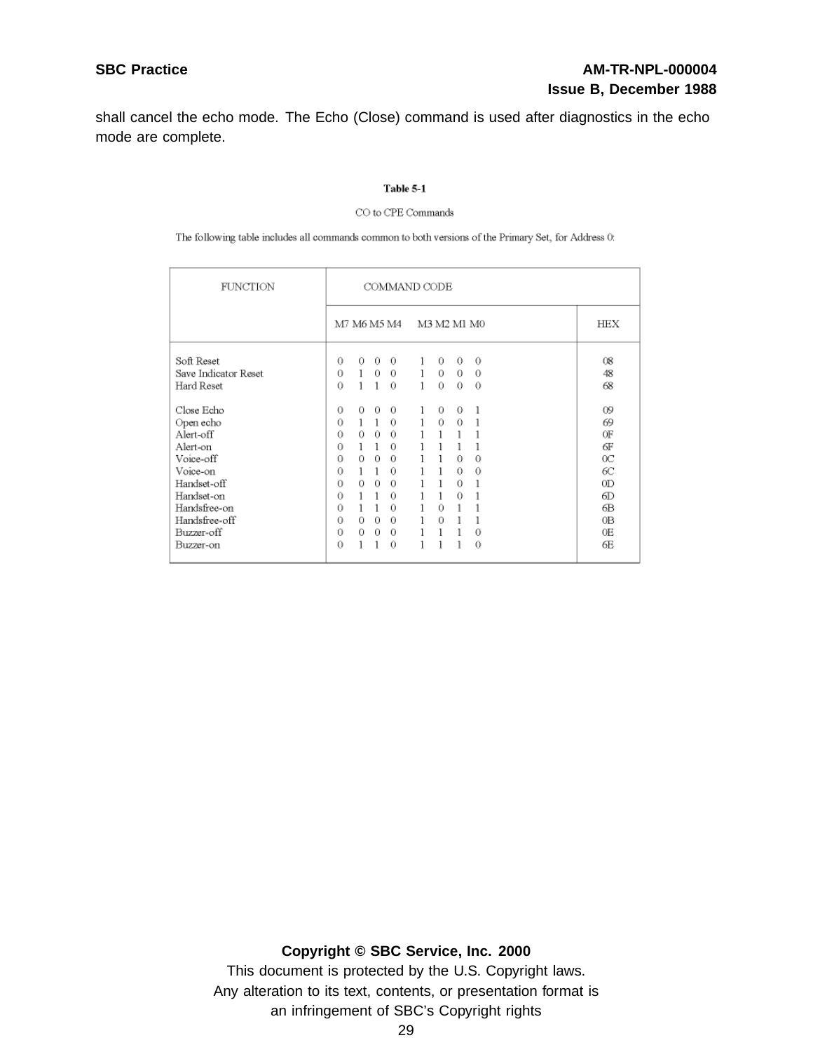shall cancel the echo mode. The Echo (Close) command is used after diagnostics in the echo mode are complete.

**Table 5-1**

CO to CPE Commands

The following table includes all commands common to both versions of the Primary Set, for Address 0:

| FUNCTION | COMMAND CODE | | |
|---|---|---|---|
| | M7 M6 M5 M4 | M3 M2 M1 M0 | HEX |
| Soft Reset | 0 0 0 0 | 1 0 0 0 | 08 |
| Save Indicator Reset | 0 1 0 0 | 1 0 0 0 | 48 |
| Hard Reset | 0 1 1 0 | 1 0 0 0 | 68 |
| Close Echo | 0 0 0 0 | 1 0 0 1 | 09 |
| Open echo | 0 1 1 0 | 1 0 0 1 | 69 |
| Alert-off | 0 0 0 0 | 1 1 1 1 | 0F |
| Alert-on | 0 1 1 0 | 1 1 1 1 | 6F |
| Voice-off | 0 0 0 0 | 1 1 0 0 | 0C |
| Voice-on | 0 1 1 0 | 1 1 0 0 | 6C |
| Handset-off | 0 0 0 0 | 1 1 0 1 | 0D |
| Handset-on | 0 1 1 0 | 1 1 0 1 | 6D |
| Handsfree-on | 0 1 1 0 | 1 0 1 1 | 6B |
| Handsfree-off | 0 0 0 0 | 1 0 1 1 | 0B |
| Buzzer-off | 0 0 0 0 | 1 1 1 0 | 0E |
| Buzzer-on | 0 1 1 0 | 1 1 1 0 | 6E |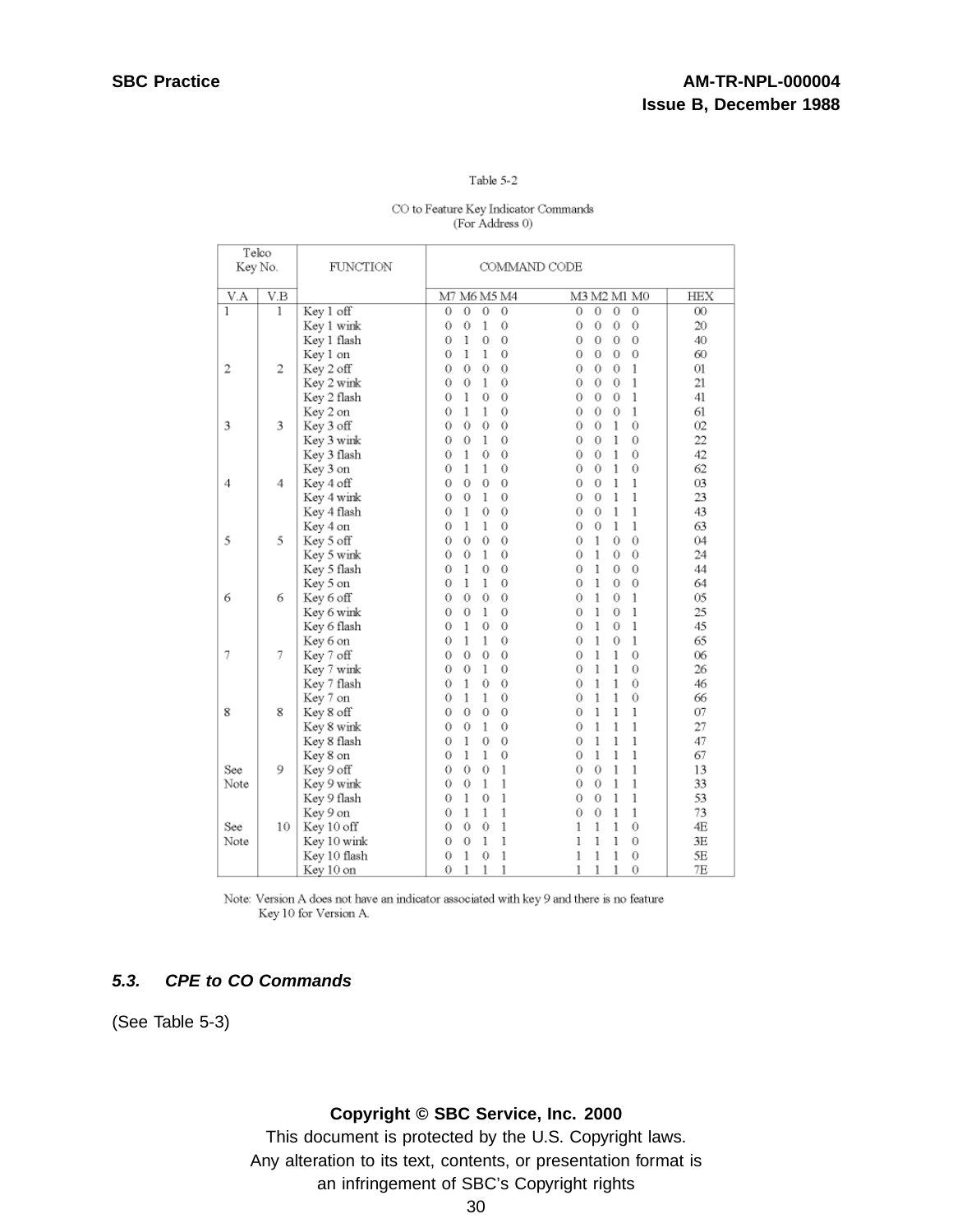Table 5-2

CO to Feature Key Indicator Commands
(For Address 0)

| Telco Key No. | | FUNCTION | COMMAND CODE | | |
|---|---|---|---|---|---|
| V.A | V.B | | M7 M6 M5 M4 | M3 M2 M1 M0 | HEX |
| 1 | 1 | Key 1 off | 0 0 0 0 | 0 0 0 0 | 00 |
| | | Key 1 wink | 0 0 1 0 | 0 0 0 0 | 20 |
| | | Key 1 flash | 0 1 0 0 | 0 0 0 0 | 40 |
| | | Key 1 on | 0 1 1 0 | 0 0 0 0 | 60 |
| 2 | 2 | Key 2 off | 0 0 0 0 | 0 0 0 1 | 01 |
| | | Key 2 wink | 0 0 1 0 | 0 0 0 1 | 21 |
| | | Key 2 flash | 0 1 0 0 | 0 0 0 1 | 41 |
| | | Key 2 on | 0 1 1 0 | 0 0 0 1 | 61 |
| 3 | 3 | Key 3 off | 0 0 0 0 | 0 0 1 0 | 02 |
| | | Key 3 wink | 0 0 1 0 | 0 0 1 0 | 22 |
| | | Key 3 flash | 0 1 0 0 | 0 0 1 0 | 42 |
| | | Key 3 on | 0 1 1 0 | 0 0 1 0 | 62 |
| 4 | 4 | Key 4 off | 0 0 0 0 | 0 0 1 1 | 03 |
| | | Key 4 wink | 0 0 1 0 | 0 0 1 1 | 23 |
| | | Key 4 flash | 0 1 0 0 | 0 0 1 1 | 43 |
| | | Key 4 on | 0 1 1 0 | 0 0 1 1 | 63 |
| 5 | 5 | Key 5 off | 0 0 0 0 | 0 1 0 0 | 04 |
| | | Key 5 wink | 0 0 1 0 | 0 1 0 0 | 24 |
| | | Key 5 flash | 0 1 0 0 | 0 1 0 0 | 44 |
| | | Key 5 on | 0 1 1 0 | 0 1 0 0 | 64 |
| 6 | 6 | Key 6 off | 0 0 0 0 | 0 1 0 1 | 05 |
| | | Key 6 wink | 0 0 1 0 | 0 1 0 1 | 25 |
| | | Key 6 flash | 0 1 0 0 | 0 1 0 1 | 45 |
| | | Key 6 on | 0 1 1 0 | 0 1 0 1 | 65 |
| 7 | 7 | Key 7 off | 0 0 0 0 | 0 1 1 0 | 06 |
| | | Key 7 wink | 0 0 1 0 | 0 1 1 0 | 26 |
| | | Key 7 flash | 0 1 0 0 | 0 1 1 0 | 46 |
| | | Key 7 on | 0 1 1 0 | 0 1 1 0 | 66 |
| 8 | 8 | Key 8 off | 0 0 0 0 | 0 1 1 1 | 07 |
| | | Key 8 wink | 0 0 1 0 | 0 1 1 1 | 27 |
| | | Key 8 flash | 0 1 0 0 | 0 1 1 1 | 47 |
| | | Key 8 on | 0 1 1 0 | 0 1 1 1 | 67 |
| See Note | 9 | Key 9 off | 0 0 0 1 | 0 0 1 1 | 13 |
| | | Key 9 wink | 0 0 1 1 | 0 0 1 1 | 33 |
| | | Key 9 flash | 0 1 0 1 | 0 0 1 1 | 53 |
| | | Key 9 on | 0 1 1 1 | 0 0 1 1 | 73 |
| See Note | 10 | Key 10 off | 0 0 0 1 | 1 1 1 0 | 4E |
| | | Key 10 wink | 0 0 1 1 | 1 1 1 0 | 3E |
| | | Key 10 flash | 0 1 0 1 | 1 1 1 0 | 5E |
| | | Key 10 on | 0 1 1 1 | 1 1 1 0 | 7E |

Note: Version A does not have an indicator associated with key 9 and there is no feature Key 10 for Version A.

### *5.3. CPE to CO Commands*

(See Table 5-3)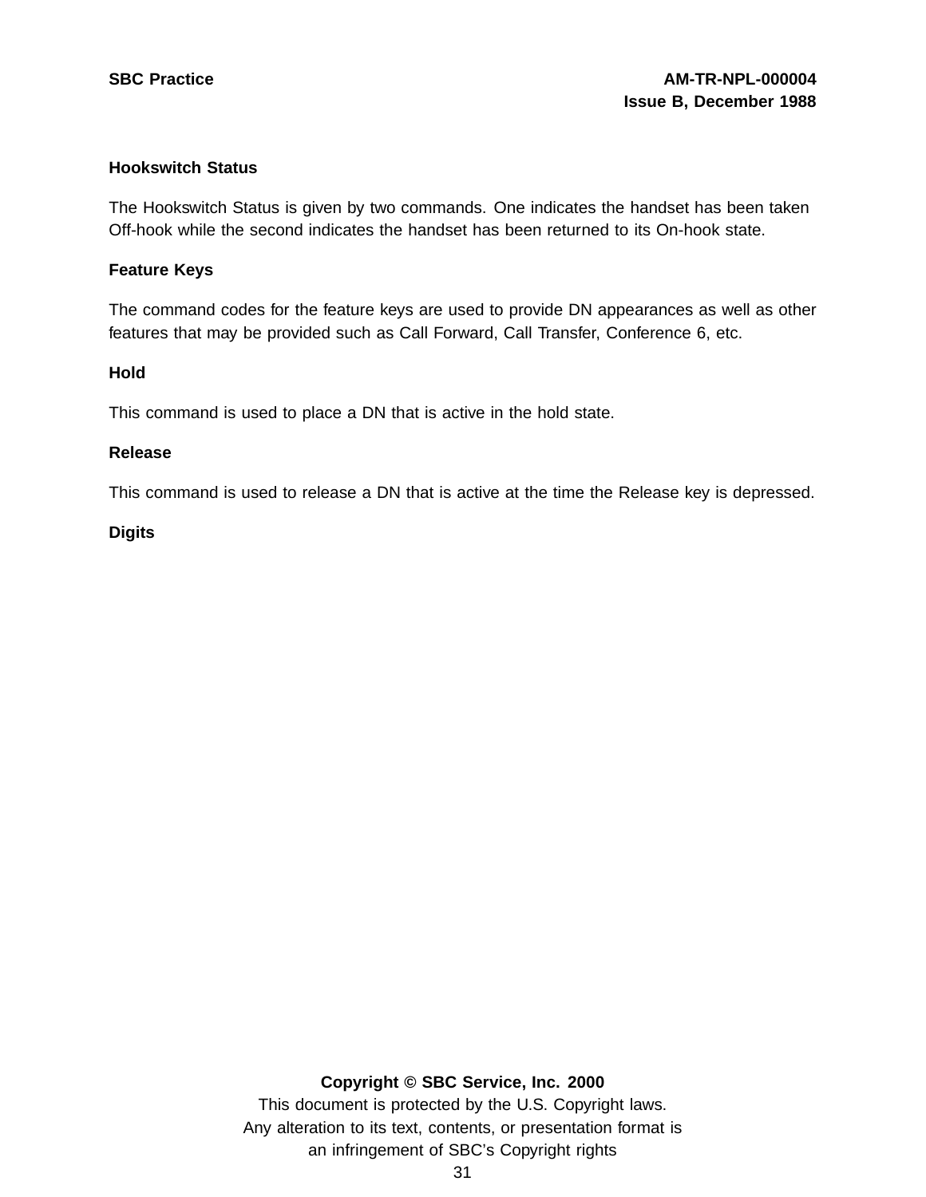### Hookswitch Status

The Hookswitch Status is given by two commands. One indicates the handset has been taken Off-hook while the second indicates the handset has been returned to its On-hook state.

### Feature Keys

The command codes for the feature keys are used to provide DN appearances as well as other features that may be provided such as Call Forward, Call Transfer, Conference 6, etc.

### Hold

This command is used to place a DN that is active in the hold state.

### Release

This command is used to release a DN that is active at the time the Release key is depressed.

### Digits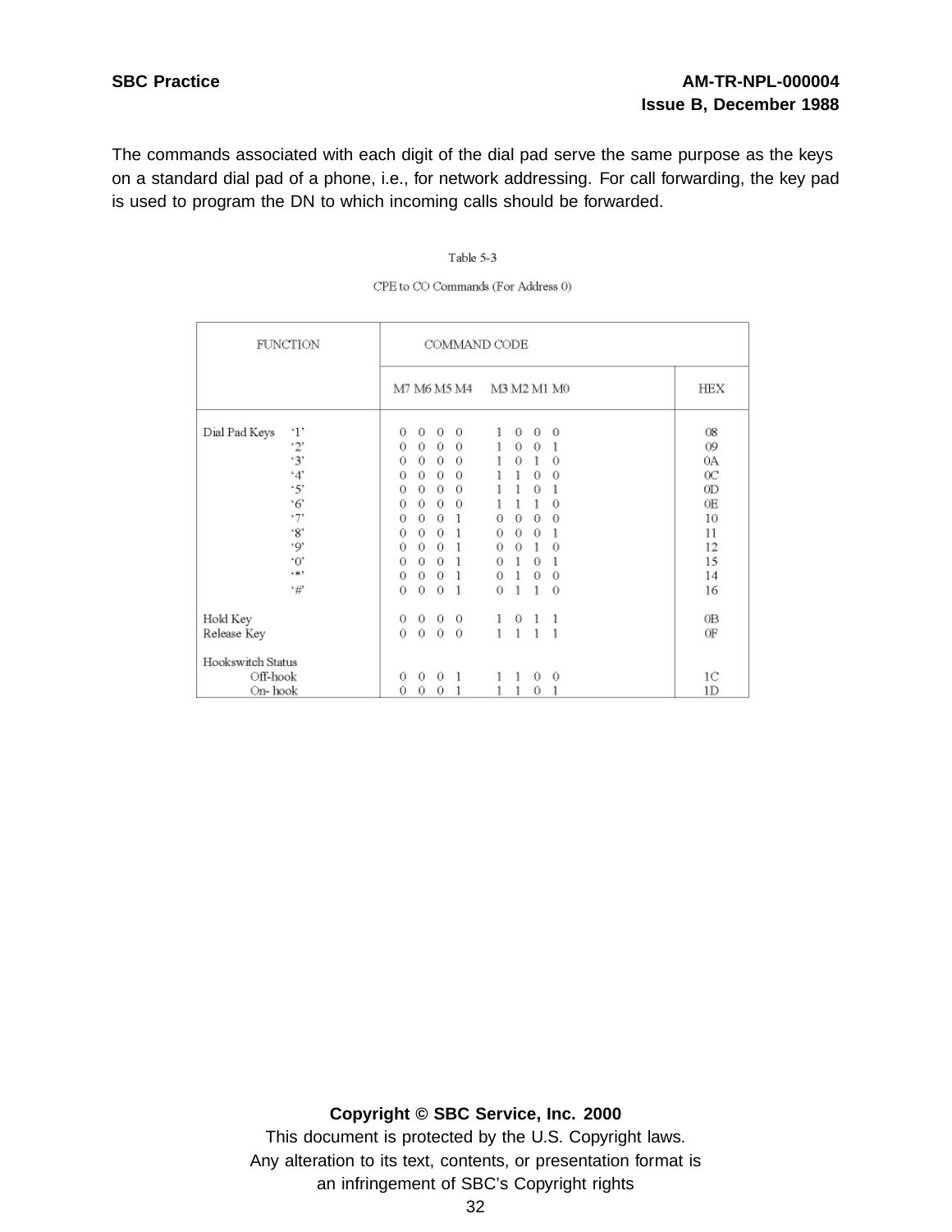The commands associated with each digit of the dial pad serve the same purpose as the keys on a standard dial pad of a phone, i.e., for network addressing. For call forwarding, the key pad is used to program the DN to which incoming calls should be forwarded.

Table 5-3

CPE to CO Commands (For Address 0)

| FUNCTION | | COMMAND CODE | | |
|---|---|---|---|---|
| | | M7 M6 M5 M4 | M3 M2 M1 M0 | HEX |
| Dial Pad Keys | '1' | 0 0 0 0 | 1 0 0 0 | 08 |
| | '2' | 0 0 0 0 | 1 0 0 1 | 09 |
| | '3' | 0 0 0 0 | 1 0 1 0 | 0A |
| | '4' | 0 0 0 0 | 1 1 0 0 | 0C |
| | '5' | 0 0 0 0 | 1 1 0 1 | 0D |
| | '6' | 0 0 0 0 | 1 1 1 0 | 0E |
| | '7' | 0 0 0 1 | 0 0 0 0 | 10 |
| | '8' | 0 0 0 1 | 0 0 0 1 | 11 |
| | '9' | 0 0 0 1 | 0 0 1 0 | 12 |
| | '0' | 0 0 0 1 | 0 1 0 1 | 15 |
| | '*' | 0 0 0 1 | 0 1 0 0 | 14 |
| | '#' | 0 0 0 1 | 0 1 1 0 | 16 |
| Hold Key | | 0 0 0 0 | 1 0 1 1 | 0B |
| Release Key | | 0 0 0 0 | 1 1 1 1 | 0F |
| Hookswitch Status | | | | |
| | Off-hook | 0 0 0 1 | 1 1 0 0 | 1C |
| | On- hook | 0 0 0 1 | 1 1 0 1 | 1D |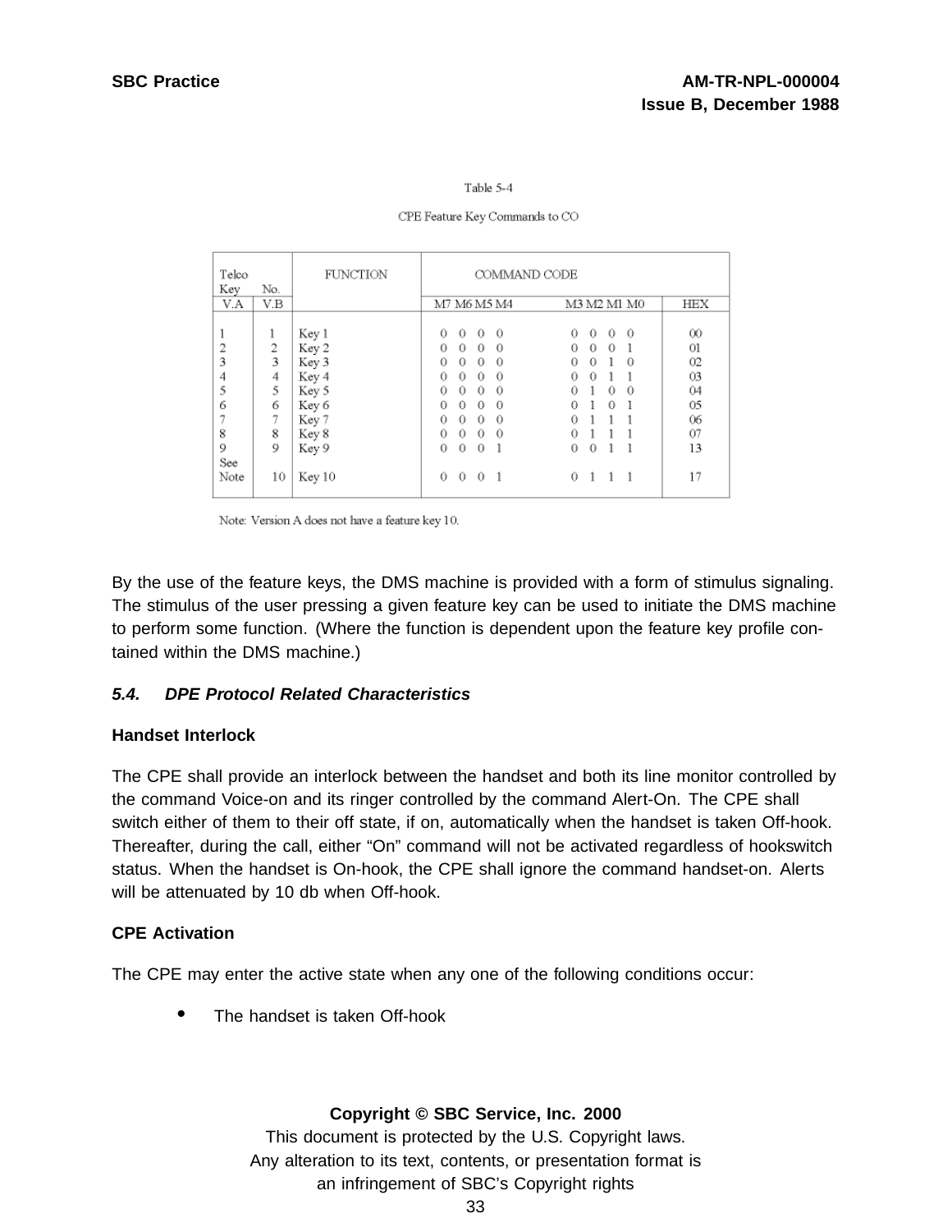Table 5-4

CPE Feature Key Commands to CO

| Telco Key V.A | No. V.B | FUNCTION | COMMAND CODE M7 M6 M5 M4 | M3 M2 M1 M0 | HEX |
|---|---|---|---|---|---|
| 1 | 1 | Key 1 | 0 0 0 0 | 0 0 0 0 | 00 |
| 2 | 2 | Key 2 | 0 0 0 0 | 0 0 0 1 | 01 |
| 3 | 3 | Key 3 | 0 0 0 0 | 0 0 1 0 | 02 |
| 4 | 4 | Key 4 | 0 0 0 0 | 0 0 1 1 | 03 |
| 5 | 5 | Key 5 | 0 0 0 0 | 0 1 0 0 | 04 |
| 6 | 6 | Key 6 | 0 0 0 0 | 0 1 0 1 | 05 |
| 7 | 7 | Key 7 | 0 0 0 0 | 0 1 1 1 | 06 |
| 8 | 8 | Key 8 | 0 0 0 0 | 0 1 1 1 | 07 |
| 9 | 9 | Key 9 | 0 0 0 1 | 0 0 1 1 | 13 |
| See Note | 10 | Key 10 | 0 0 0 1 | 0 1 1 1 | 17 |

Note: Version A does not have a feature key 10.

By the use of the feature keys, the DMS machine is provided with a form of stimulus signaling. The stimulus of the user pressing a given feature key can be used to initiate the DMS machine to perform some function. (Where the function is dependent upon the feature key profile contained within the DMS machine.)

### *5.4. DPE Protocol Related Characteristics*

**Handset Interlock**

The CPE shall provide an interlock between the handset and both its line monitor controlled by the command Voice-on and its ringer controlled by the command Alert-On. The CPE shall switch either of them to their off state, if on, automatically when the handset is taken Off-hook. Thereafter, during the call, either “On” command will not be activated regardless of hookswitch status. When the handset is On-hook, the CPE shall ignore the command handset-on. Alerts will be attenuated by 10 db when Off-hook.

**CPE Activation**

The CPE may enter the active state when any one of the following conditions occur:

- The handset is taken Off-hook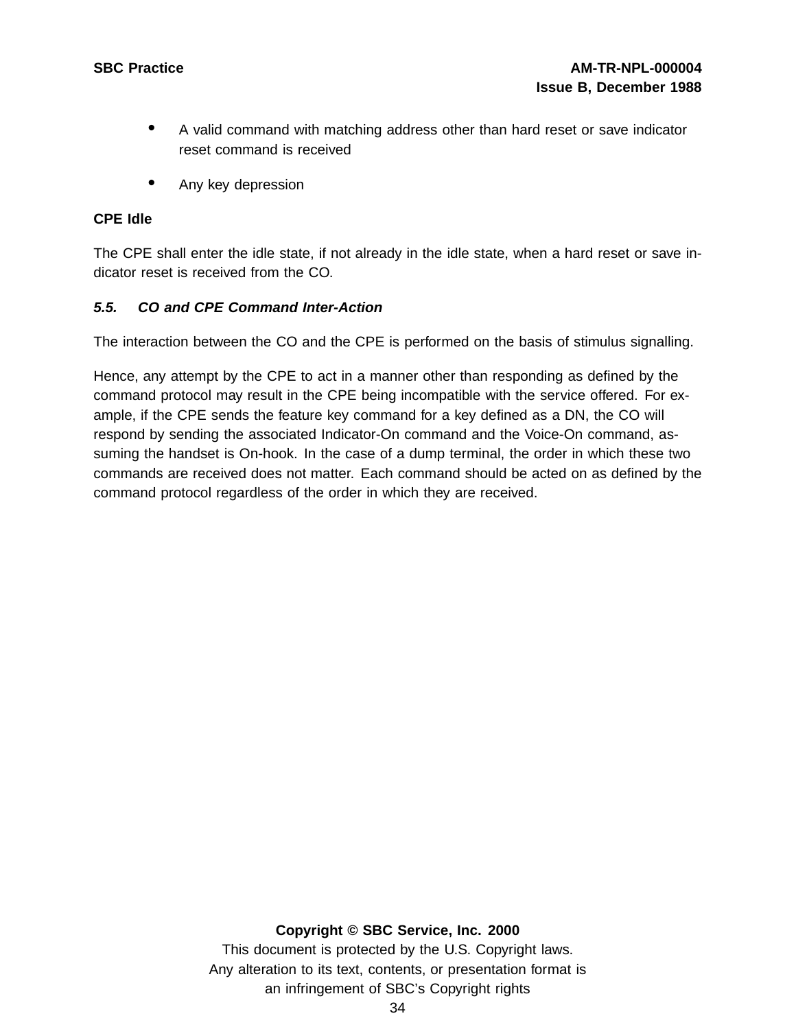- A valid command with matching address other than hard reset or save indicator reset command is received
- Any key depression

**CPE Idle**

The CPE shall enter the idle state, if not already in the idle state, when a hard reset or save indicator reset is received from the CO.

### *5.5. CO and CPE Command Inter-Action*

The interaction between the CO and the CPE is performed on the basis of stimulus signalling.

Hence, any attempt by the CPE to act in a manner other than responding as defined by the command protocol may result in the CPE being incompatible with the service offered. For example, if the CPE sends the feature key command for a key defined as a DN, the CO will respond by sending the associated Indicator-On command and the Voice-On command, assuming the handset is On-hook. In the case of a dump terminal, the order in which these two commands are received does not matter. Each command should be acted on as defined by the command protocol regardless of the order in which they are received.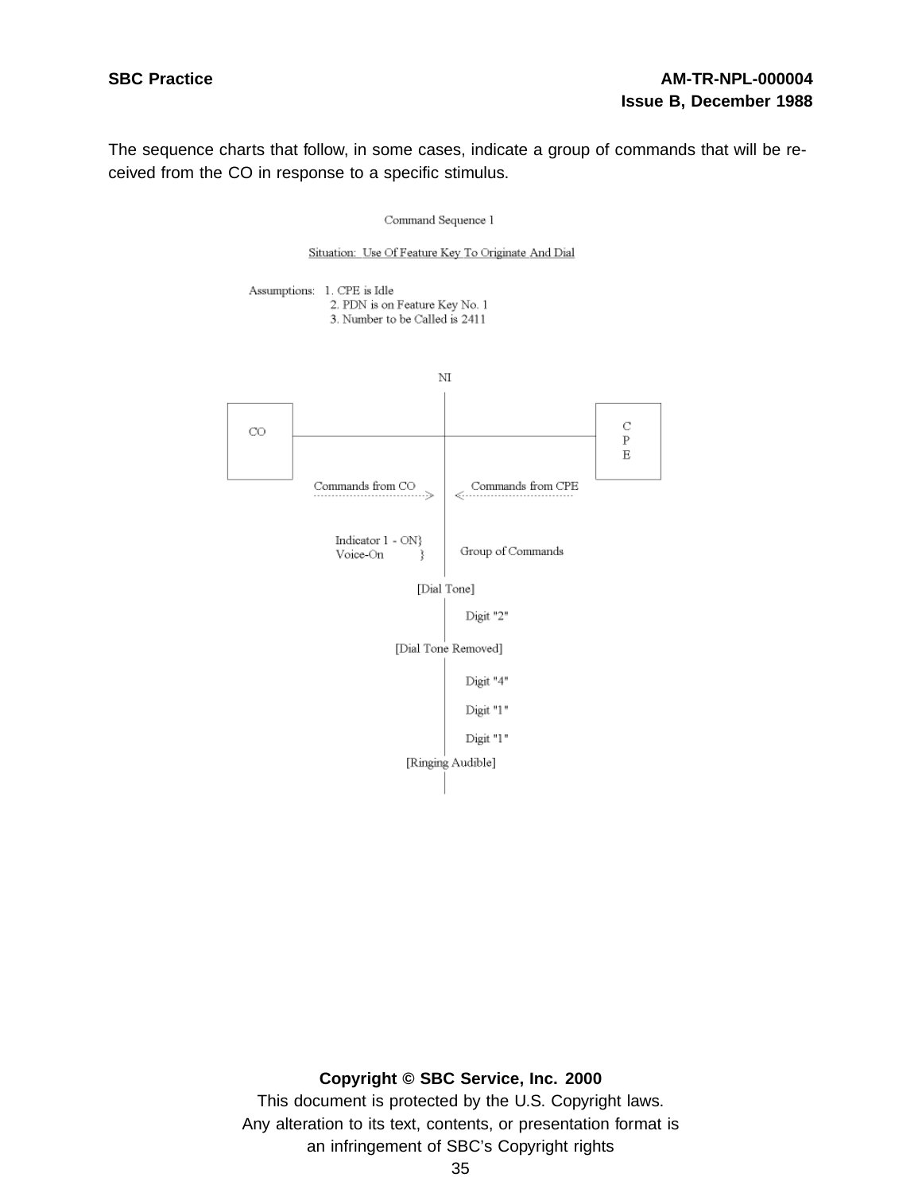The sequence charts that follow, in some cases, indicate a group of commands that will be received from the CO in response to a specific stimulus.

Command Sequence 1

Situation: Use Of Feature Key To Originate And Dial

Assumptions:
1. CPE is Idle
2. PDN is on Feature Key No. 1
3. Number to be Called is 2411

NI

CO | CPE

Commands from CO ---> | <--- Commands from CPE

Indicator 1 - ON}
Voice-On }  Group of Commands

[Dial Tone]

Digit "2"

[Dial Tone Removed]

Digit "4"

Digit "1"

Digit "1"

[Ringing Audible]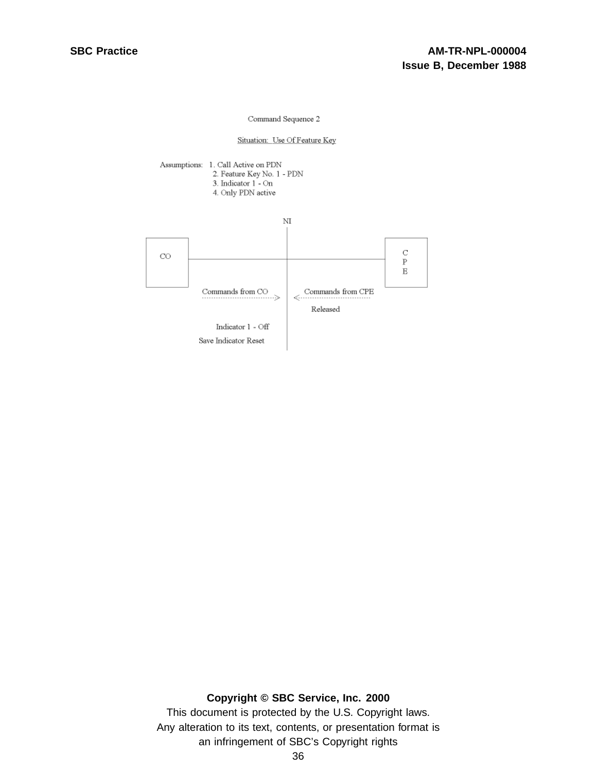Command Sequence 2

Situation: Use Of Feature Key

Assumptions:
1. Call Active on PDN
2. Feature Key No. 1 - PDN
3. Indicator 1 - On
4. Only PDN active

NI

CO

CPE

Commands from CO ------>

<------ Commands from CPE

Released

Indicator 1 - Off

Save Indicator Reset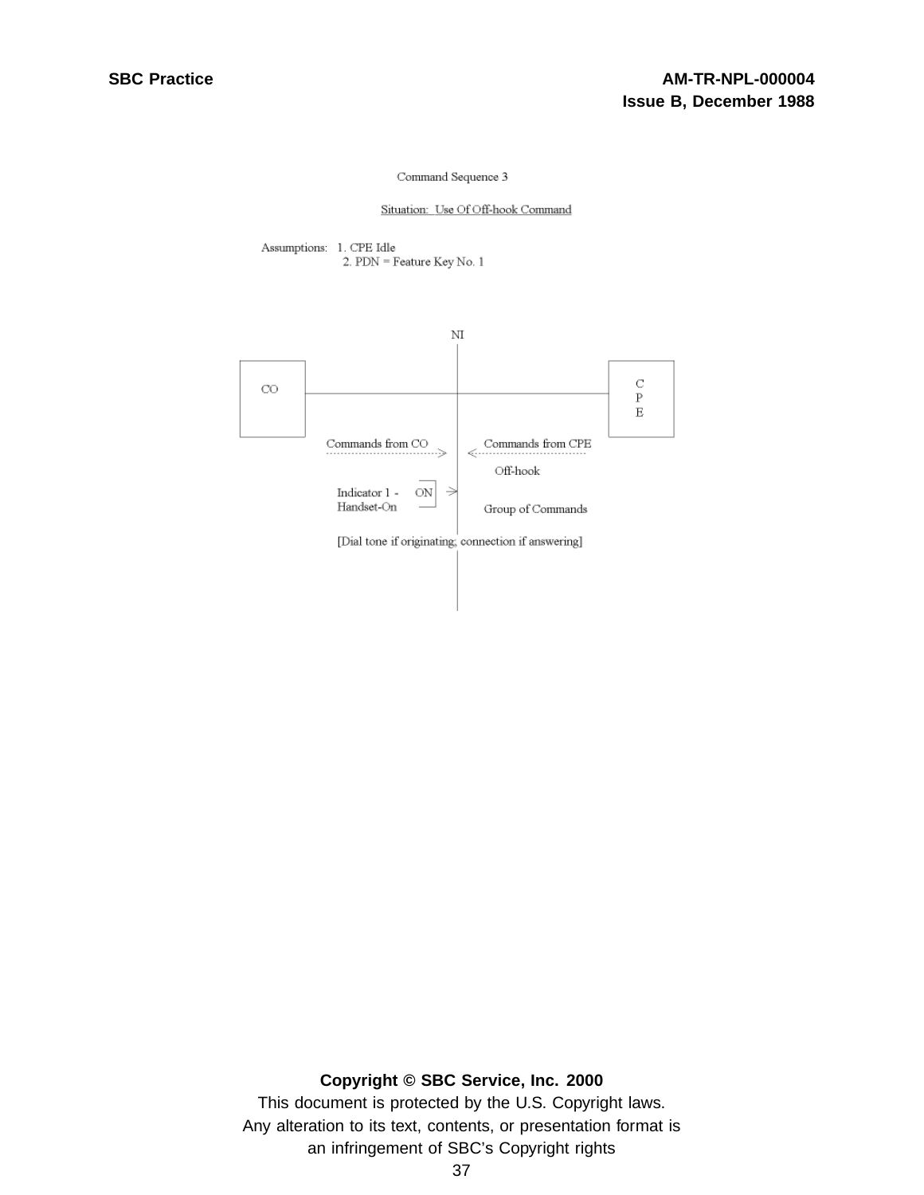Command Sequence 3

Situation: Use Of Off-hook Command

Assumptions: 1. CPE Idle
2. PDN = Feature Key No. 1

NI

CO

CPE

Commands from CO ------> <------ Commands from CPE

Off-hook

Indicator 1 - Handset-On [ON] ->

Group of Commands

[Dial tone if originating; connection if answering]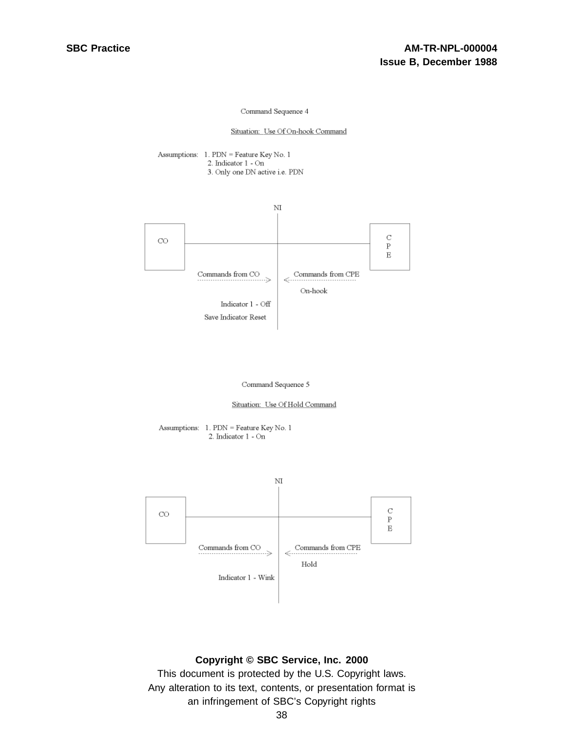Command Sequence 4

Situation: Use Of On-hook Command

Assumptions:
1. PDN = Feature Key No. 1
2. Indicator 1 - On
3. Only one DN active i.e. PDN

NI

CO

CPE

Commands from CO ------------>

<------------ Commands from CPE

On-hook

Indicator 1 - Off

Save Indicator Reset

Command Sequence 5

Situation: Use Of Hold Command

Assumptions:
1. PDN = Feature Key No. 1
2. Indicator 1 - On

NI

CO

CPE

Commands from CO ------------>

<------------ Commands from CPE

Hold

Indicator 1 - Wink

**Copyright © SBC Service, Inc. 2000**

This document is protected by the U.S. Copyright laws.
Any alteration to its text, contents, or presentation format is an infringement of SBC's Copyright rights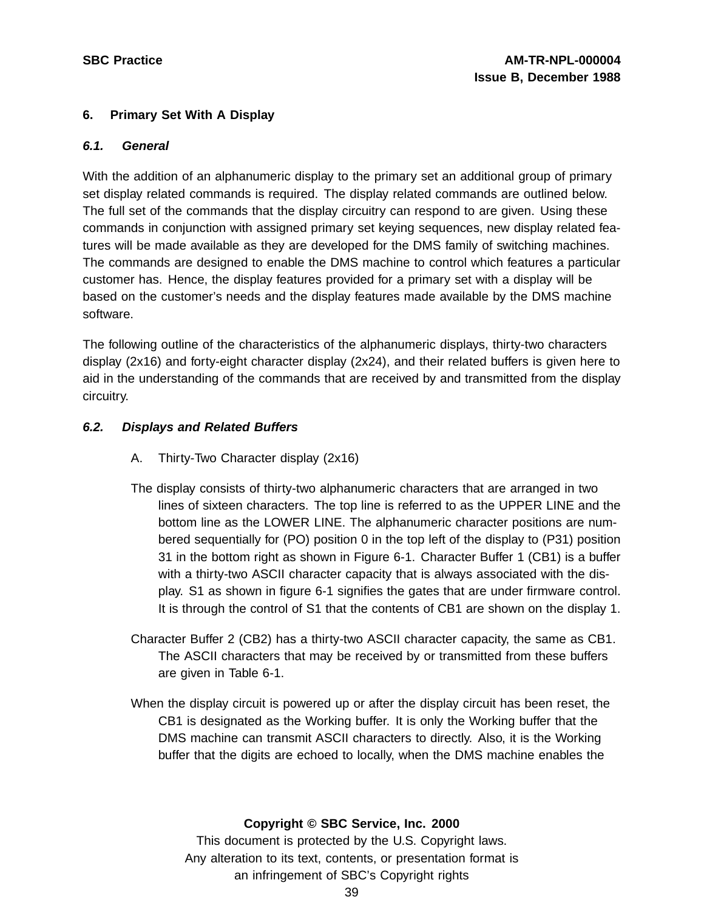## 6. Primary Set With A Display

### *6.1. General*

With the addition of an alphanumeric display to the primary set an additional group of primary set display related commands is required. The display related commands are outlined below. The full set of the commands that the display circuitry can respond to are given. Using these commands in conjunction with assigned primary set keying sequences, new display related features will be made available as they are developed for the DMS family of switching machines. The commands are designed to enable the DMS machine to control which features a particular customer has. Hence, the display features provided for a primary set with a display will be based on the customer's needs and the display features made available by the DMS machine software.

The following outline of the characteristics of the alphanumeric displays, thirty-two characters display (2x16) and forty-eight character display (2x24), and their related buffers is given here to aid in the understanding of the commands that are received by and transmitted from the display circuitry.

### *6.2. Displays and Related Buffers*

A. Thirty-Two Character display (2x16)

The display consists of thirty-two alphanumeric characters that are arranged in two lines of sixteen characters. The top line is referred to as the UPPER LINE and the bottom line as the LOWER LINE. The alphanumeric character positions are numbered sequentially for (PO) position 0 in the top left of the display to (P31) position 31 in the bottom right as shown in Figure 6-1. Character Buffer 1 (CB1) is a buffer with a thirty-two ASCII character capacity that is always associated with the display. S1 as shown in figure 6-1 signifies the gates that are under firmware control. It is through the control of S1 that the contents of CB1 are shown on the display 1.

Character Buffer 2 (CB2) has a thirty-two ASCII character capacity, the same as CB1. The ASCII characters that may be received by or transmitted from these buffers are given in Table 6-1.

When the display circuit is powered up or after the display circuit has been reset, the CB1 is designated as the Working buffer. It is only the Working buffer that the DMS machine can transmit ASCII characters to directly. Also, it is the Working buffer that the digits are echoed to locally, when the DMS machine enables the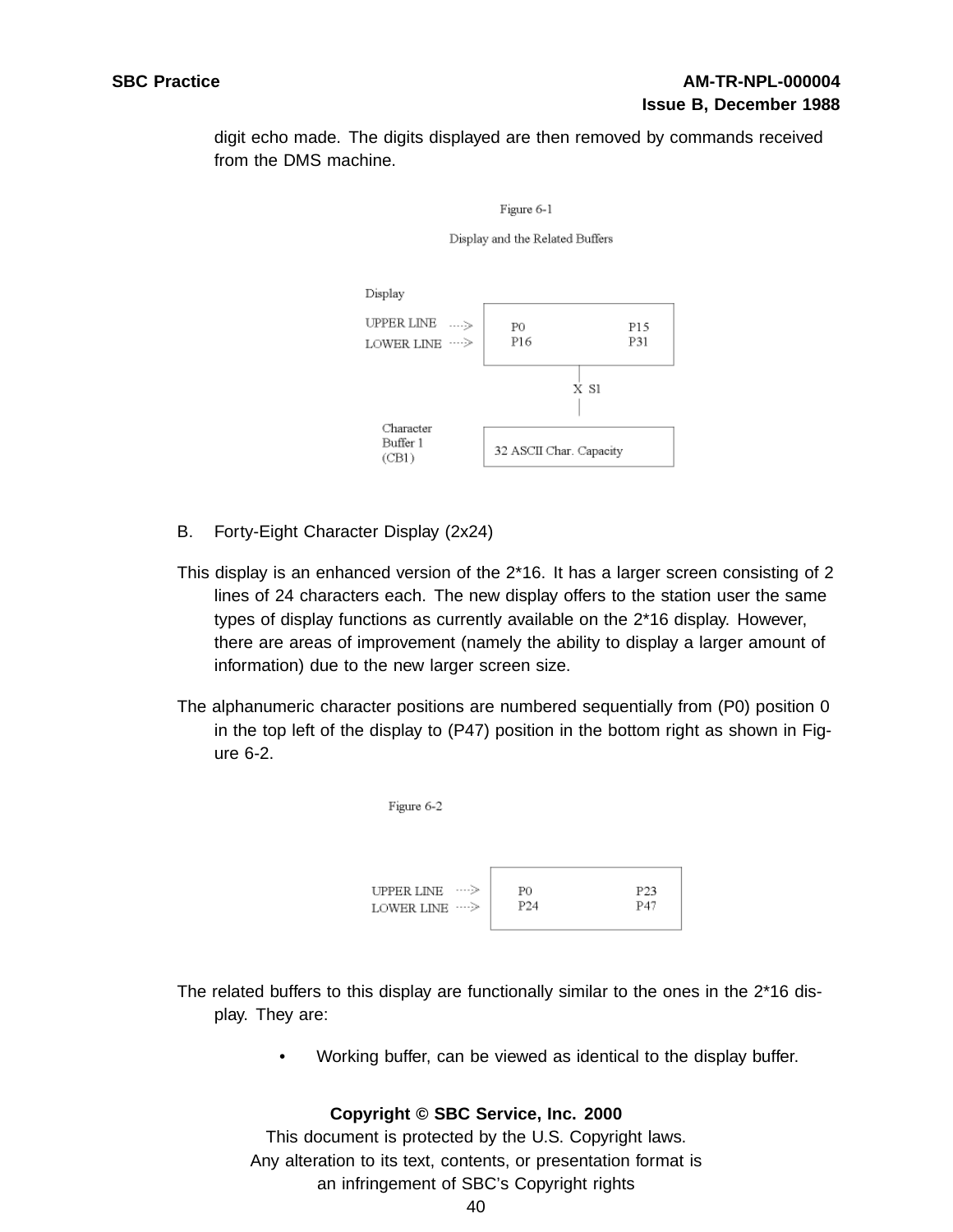digit echo made. The digits displayed are then removed by commands received from the DMS machine.

Figure 6-1

Display and the Related Buffers

```
Display
UPPER LINE  ---->   P0            P15
LOWER LINE  ---->   P16           P31
                          |
                        X S1
                          |
Character
Buffer 1            32 ASCII Char. Capacity
(CB1)
```

B. Forty-Eight Character Display (2x24)

This display is an enhanced version of the 2*16. It has a larger screen consisting of 2 lines of 24 characters each. The new display offers to the station user the same types of display functions as currently available on the 2*16 display. However, there are areas of improvement (namely the ability to display a larger amount of information) due to the new larger screen size.

The alphanumeric character positions are numbered sequentially from (P0) position 0 in the top left of the display to (P47) position in the bottom right as shown in Figure 6-2.

Figure 6-2

```
UPPER LINE  ---->   P0            P23
LOWER LINE  ---->   P24           P47
```

The related buffers to this display are functionally similar to the ones in the 2*16 display. They are:

- Working buffer, can be viewed as identical to the display buffer.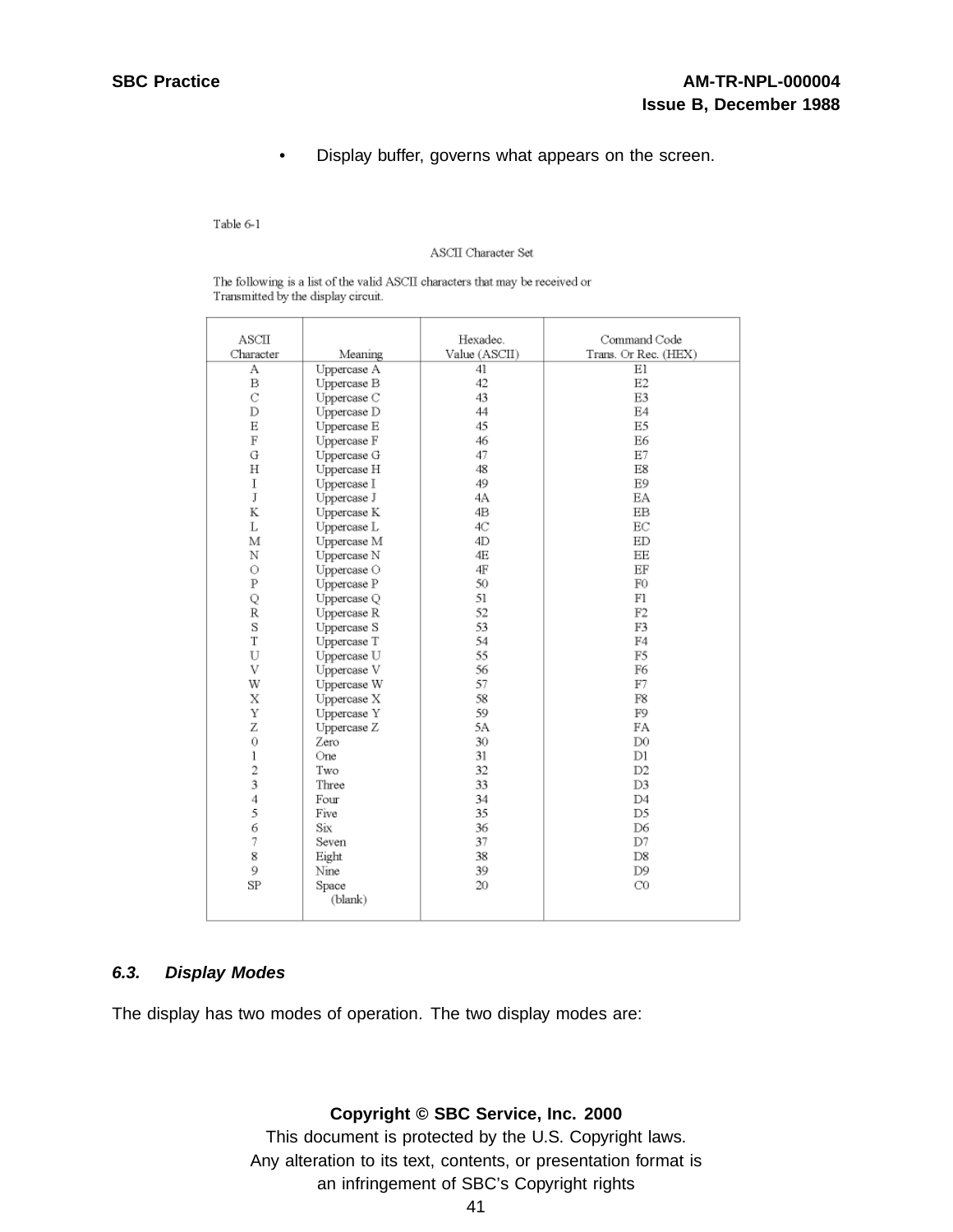- Display buffer, governs what appears on the screen.

Table 6-1

ASCII Character Set

The following is a list of the valid ASCII characters that may be received or Transmitted by the display circuit.

| ASCII Character | Meaning | Hexadec. Value (ASCII) | Command Code Trans. Or Rec. (HEX) |
|---|---|---|---|
| A | Uppercase A | 41 | E1 |
| B | Uppercase B | 42 | E2 |
| C | Uppercase C | 43 | E3 |
| D | Uppercase D | 44 | E4 |
| E | Uppercase E | 45 | E5 |
| F | Uppercase F | 46 | E6 |
| G | Uppercase G | 47 | E7 |
| H | Uppercase H | 48 | E8 |
| I | Uppercase I | 49 | E9 |
| J | Uppercase J | 4A | EA |
| K | Uppercase K | 4B | EB |
| L | Uppercase L | 4C | EC |
| M | Uppercase M | 4D | ED |
| N | Uppercase N | 4E | EE |
| O | Uppercase O | 4F | EF |
| P | Uppercase P | 50 | F0 |
| Q | Uppercase Q | 51 | F1 |
| R | Uppercase R | 52 | F2 |
| S | Uppercase S | 53 | F3 |
| T | Uppercase T | 54 | F4 |
| U | Uppercase U | 55 | F5 |
| V | Uppercase V | 56 | F6 |
| W | Uppercase W | 57 | F7 |
| X | Uppercase X | 58 | F8 |
| Y | Uppercase Y | 59 | F9 |
| Z | Uppercase Z | 5A | FA |
| 0 | Zero | 30 | D0 |
| 1 | One | 31 | D1 |
| 2 | Two | 32 | D2 |
| 3 | Three | 33 | D3 |
| 4 | Four | 34 | D4 |
| 5 | Five | 35 | D5 |
| 6 | Six | 36 | D6 |
| 7 | Seven | 37 | D7 |
| 8 | Eight | 38 | D8 |
| 9 | Nine | 39 | D9 |
| SP | Space (blank) | 20 | C0 |

### 6.3. *Display Modes*

The display has two modes of operation. The two display modes are: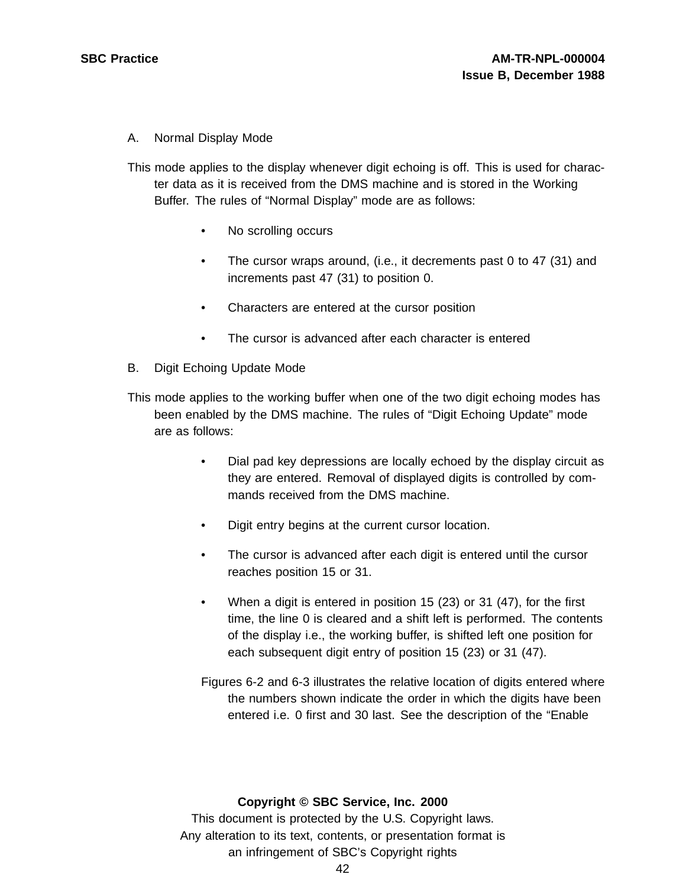A. Normal Display Mode

This mode applies to the display whenever digit echoing is off. This is used for character data as it is received from the DMS machine and is stored in the Working Buffer. The rules of "Normal Display" mode are as follows:

- No scrolling occurs
- The cursor wraps around, (i.e., it decrements past 0 to 47 (31) and increments past 47 (31) to position 0.
- Characters are entered at the cursor position
- The cursor is advanced after each character is entered

B. Digit Echoing Update Mode

This mode applies to the working buffer when one of the two digit echoing modes has been enabled by the DMS machine. The rules of "Digit Echoing Update" mode are as follows:

- Dial pad key depressions are locally echoed by the display circuit as they are entered. Removal of displayed digits is controlled by commands received from the DMS machine.
- Digit entry begins at the current cursor location.
- The cursor is advanced after each digit is entered until the cursor reaches position 15 or 31.
- When a digit is entered in position 15 (23) or 31 (47), for the first time, the line 0 is cleared and a shift left is performed. The contents of the display i.e., the working buffer, is shifted left one position for each subsequent digit entry of position 15 (23) or 31 (47).

Figures 6-2 and 6-3 illustrates the relative location of digits entered where the numbers shown indicate the order in which the digits have been entered i.e. 0 first and 30 last. See the description of the "Enable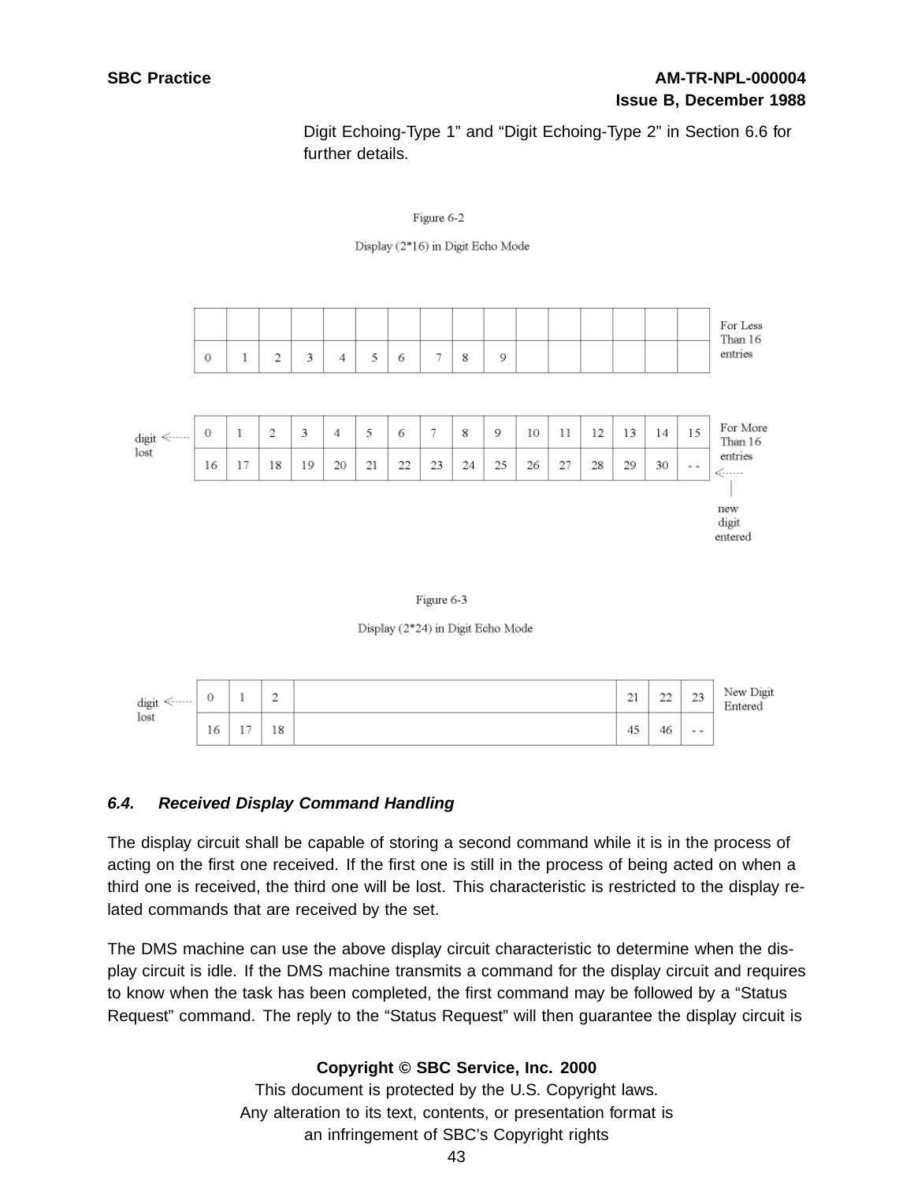Digit Echoing-Type 1" and "Digit Echoing-Type 2" in Section 6.6 for further details.

Figure 6-2

Display (2*16) in Digit Echo Mode

| | | | | | | | | | | | | | | | | |
|---|---|---|---|---|---|---|---|---|---|---|---|---|---|---|---|---|
| | | | | | | | | | | | | | | | | For Less Than 16 entries |
| 0 | 1 | 2 | 3 | 4 | 5 | 6 | 7 | 8 | 9 | | | | | | | |

| | | | | | | | | | | | | | | | | | |
|---|---|---|---|---|---|---|---|---|---|---|---|---|---|---|---|---|---|
| digit lost <----- | 0 | 1 | 2 | 3 | 4 | 5 | 6 | 7 | 8 | 9 | 10 | 11 | 12 | 13 | 14 | 15 | For More Than 16 entries |
| | 16 | 17 | 18 | 19 | 20 | 21 | 22 | 23 | 24 | 25 | 26 | 27 | 28 | 29 | 30 | - - | <----- new digit entered |

Figure 6-3

Display (2*24) in Digit Echo Mode

| | | | | | | | | |
|---|---|---|---|---|---|---|---|---|
| digit lost <----- | 0 | 1 | 2 | | 21 | 22 | 23 | New Digit Entered |
| | 16 | 17 | 18 | | 45 | 46 | - - | |

### 6.4. *Received Display Command Handling*

The display circuit shall be capable of storing a second command while it is in the process of acting on the first one received. If the first one is still in the process of being acted on when a third one is received, the third one will be lost. This characteristic is restricted to the display related commands that are received by the set.

The DMS machine can use the above display circuit characteristic to determine when the display circuit is idle. If the DMS machine transmits a command for the display circuit and requires to know when the task has been completed, the first command may be followed by a "Status Request" command. The reply to the "Status Request" will then guarantee the display circuit is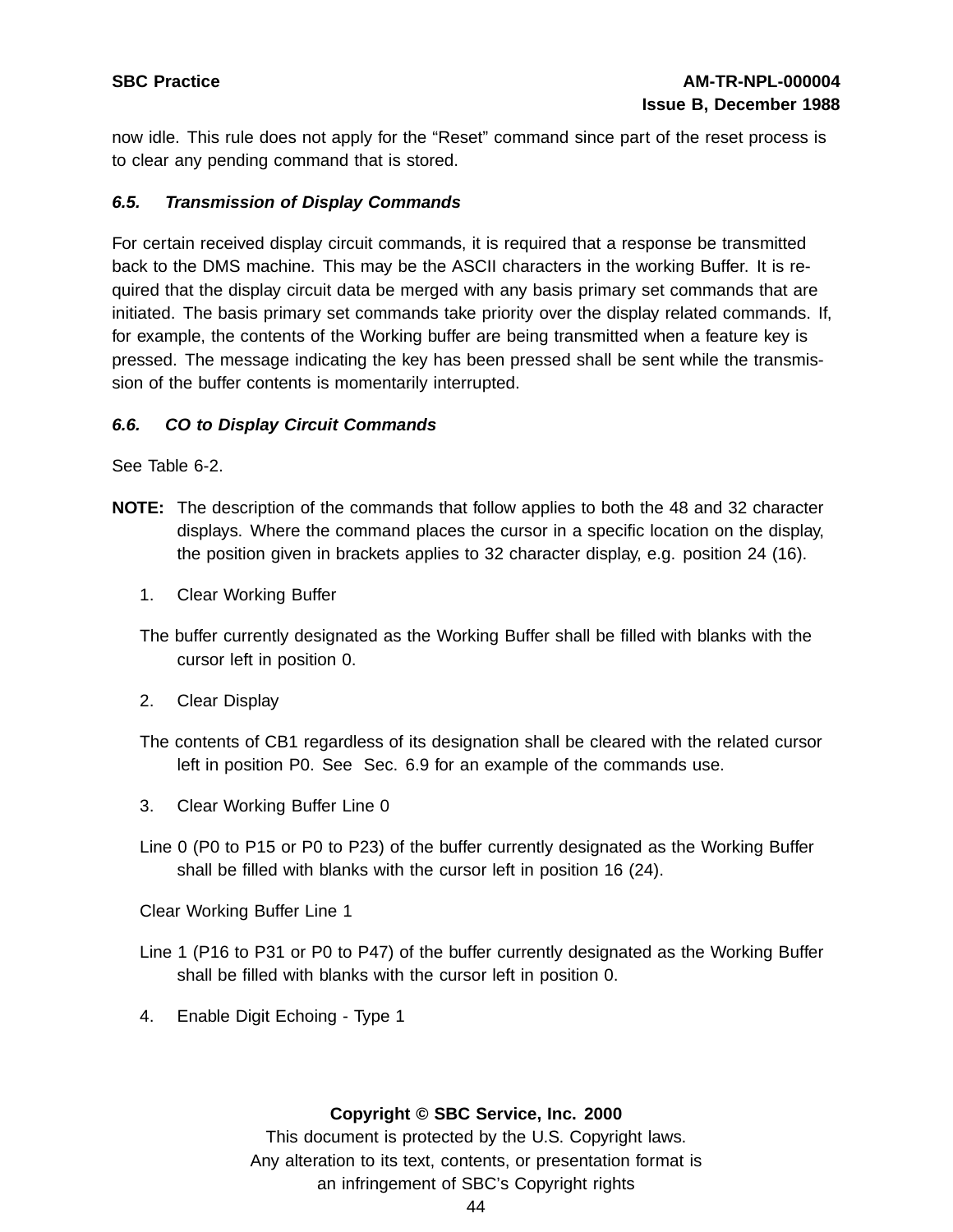now idle. This rule does not apply for the "Reset" command since part of the reset process is to clear any pending command that is stored.

### *6.5. Transmission of Display Commands*

For certain received display circuit commands, it is required that a response be transmitted back to the DMS machine. This may be the ASCII characters in the working Buffer. It is required that the display circuit data be merged with any basis primary set commands that are initiated. The basis primary set commands take priority over the display related commands. If, for example, the contents of the Working buffer are being transmitted when a feature key is pressed. The message indicating the key has been pressed shall be sent while the transmission of the buffer contents is momentarily interrupted.

### *6.6. CO to Display Circuit Commands*

See Table 6-2.

**NOTE:** The description of the commands that follow applies to both the 48 and 32 character displays. Where the command places the cursor in a specific location on the display, the position given in brackets applies to 32 character display, e.g. position 24 (16).

1. Clear Working Buffer

The buffer currently designated as the Working Buffer shall be filled with blanks with the cursor left in position 0.

2. Clear Display

The contents of CB1 regardless of its designation shall be cleared with the related cursor left in position P0. See Sec. 6.9 for an example of the commands use.

3. Clear Working Buffer Line 0

Line 0 (P0 to P15 or P0 to P23) of the buffer currently designated as the Working Buffer shall be filled with blanks with the cursor left in position 16 (24).

Clear Working Buffer Line 1

Line 1 (P16 to P31 or P0 to P47) of the buffer currently designated as the Working Buffer shall be filled with blanks with the cursor left in position 0.

4. Enable Digit Echoing - Type 1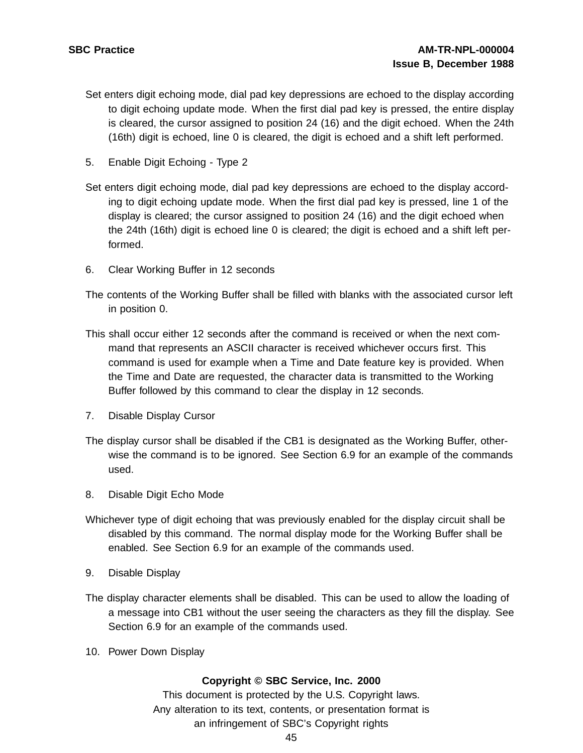Set enters digit echoing mode, dial pad key depressions are echoed to the display according to digit echoing update mode. When the first dial pad key is pressed, the entire display is cleared, the cursor assigned to position 24 (16) and the digit echoed. When the 24th (16th) digit is echoed, line 0 is cleared, the digit is echoed and a shift left performed.

5. Enable Digit Echoing - Type 2

Set enters digit echoing mode, dial pad key depressions are echoed to the display according to digit echoing update mode. When the first dial pad key is pressed, line 1 of the display is cleared; the cursor assigned to position 24 (16) and the digit echoed when the 24th (16th) digit is echoed line 0 is cleared; the digit is echoed and a shift left performed.

6. Clear Working Buffer in 12 seconds

The contents of the Working Buffer shall be filled with blanks with the associated cursor left in position 0.

This shall occur either 12 seconds after the command is received or when the next command that represents an ASCII character is received whichever occurs first. This command is used for example when a Time and Date feature key is provided. When the Time and Date are requested, the character data is transmitted to the Working Buffer followed by this command to clear the display in 12 seconds.

7. Disable Display Cursor

The display cursor shall be disabled if the CB1 is designated as the Working Buffer, otherwise the command is to be ignored. See Section 6.9 for an example of the commands used.

8. Disable Digit Echo Mode

Whichever type of digit echoing that was previously enabled for the display circuit shall be disabled by this command. The normal display mode for the Working Buffer shall be enabled. See Section 6.9 for an example of the commands used.

9. Disable Display

The display character elements shall be disabled. This can be used to allow the loading of a message into CB1 without the user seeing the characters as they fill the display. See Section 6.9 for an example of the commands used.

10. Power Down Display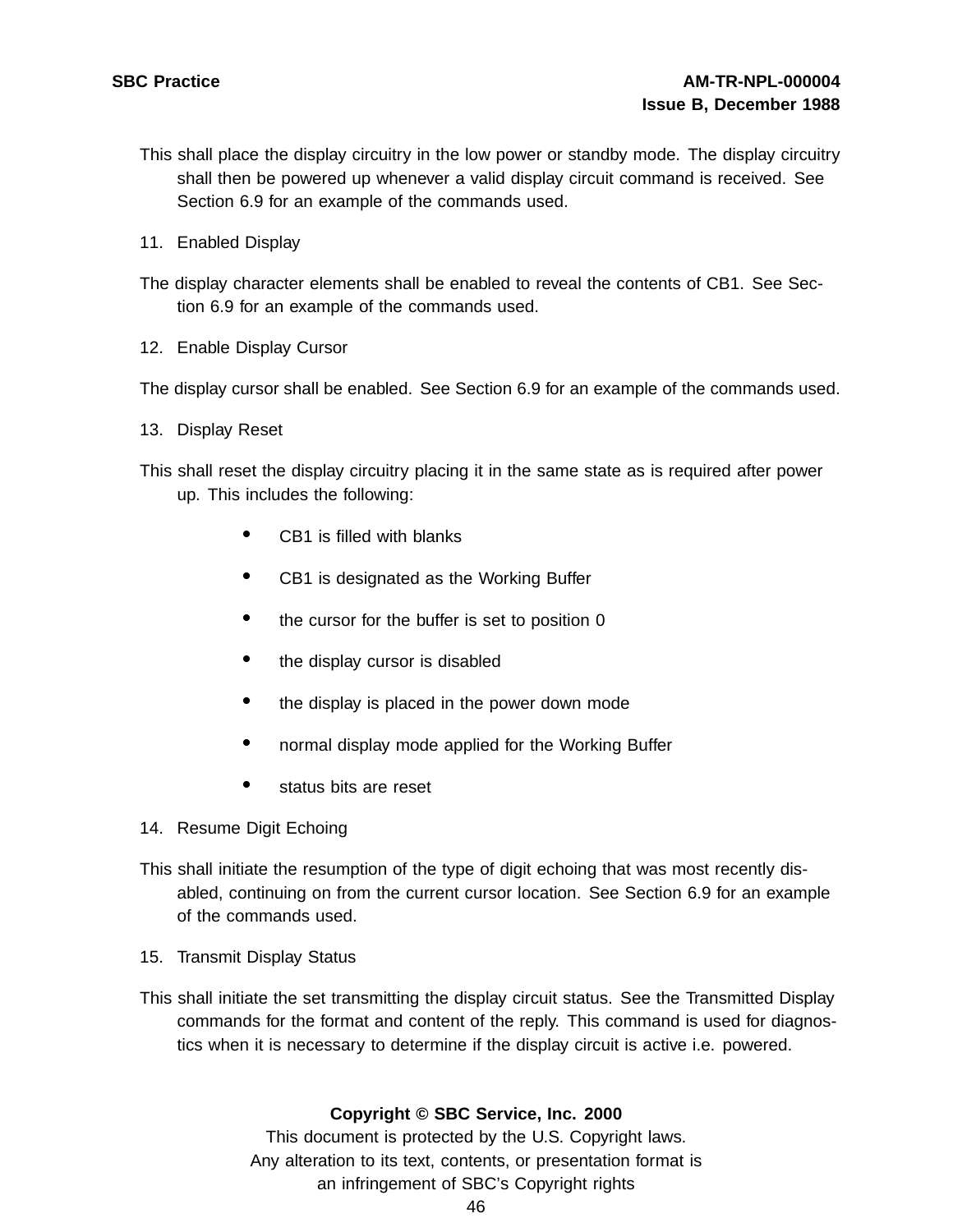This shall place the display circuitry in the low power or standby mode. The display circuitry shall then be powered up whenever a valid display circuit command is received. See Section 6.9 for an example of the commands used.

11. Enabled Display

The display character elements shall be enabled to reveal the contents of CB1. See Section 6.9 for an example of the commands used.

12. Enable Display Cursor

The display cursor shall be enabled. See Section 6.9 for an example of the commands used.

13. Display Reset

This shall reset the display circuitry placing it in the same state as is required after power up. This includes the following:

- CB1 is filled with blanks
- CB1 is designated as the Working Buffer
- the cursor for the buffer is set to position 0
- the display cursor is disabled
- the display is placed in the power down mode
- normal display mode applied for the Working Buffer
- status bits are reset

14. Resume Digit Echoing

This shall initiate the resumption of the type of digit echoing that was most recently disabled, continuing on from the current cursor location. See Section 6.9 for an example of the commands used.

15. Transmit Display Status

This shall initiate the set transmitting the display circuit status. See the Transmitted Display commands for the format and content of the reply. This command is used for diagnostics when it is necessary to determine if the display circuit is active i.e. powered.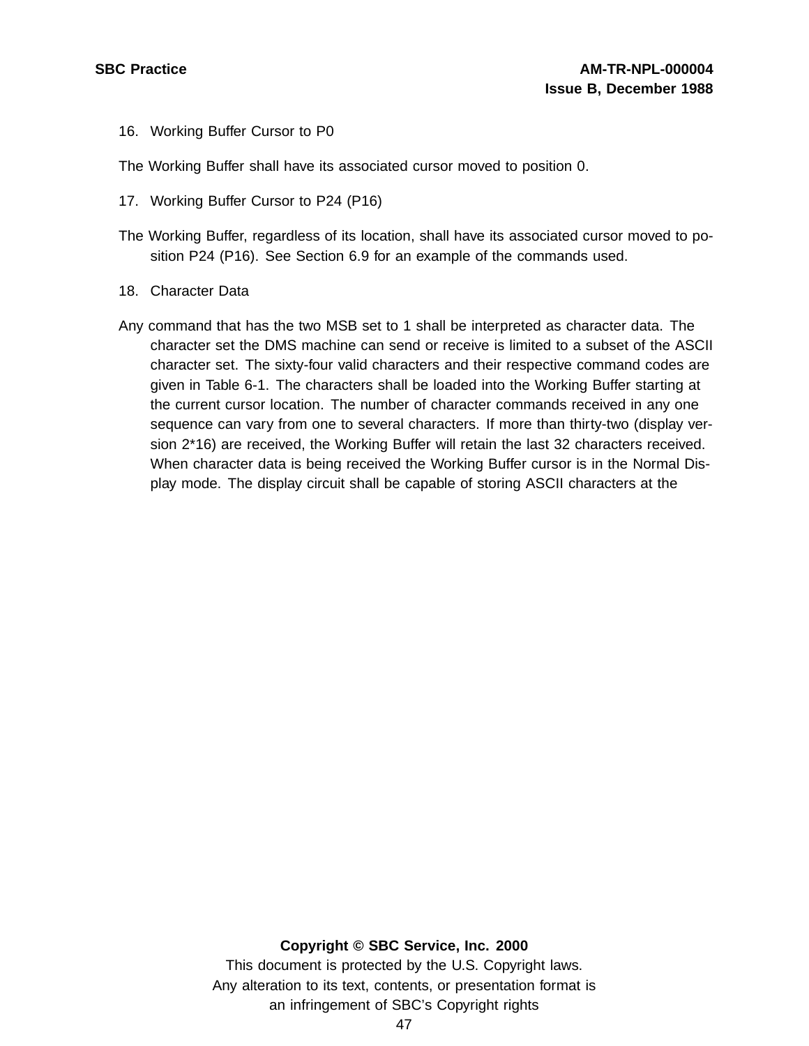16. Working Buffer Cursor to P0

The Working Buffer shall have its associated cursor moved to position 0.

17. Working Buffer Cursor to P24 (P16)

The Working Buffer, regardless of its location, shall have its associated cursor moved to position P24 (P16). See Section 6.9 for an example of the commands used.

18. Character Data

Any command that has the two MSB set to 1 shall be interpreted as character data. The character set the DMS machine can send or receive is limited to a subset of the ASCII character set. The sixty-four valid characters and their respective command codes are given in Table 6-1. The characters shall be loaded into the Working Buffer starting at the current cursor location. The number of character commands received in any one sequence can vary from one to several characters. If more than thirty-two (display version 2*16) are received, the Working Buffer will retain the last 32 characters received. When character data is being received the Working Buffer cursor is in the Normal Display mode. The display circuit shall be capable of storing ASCII characters at the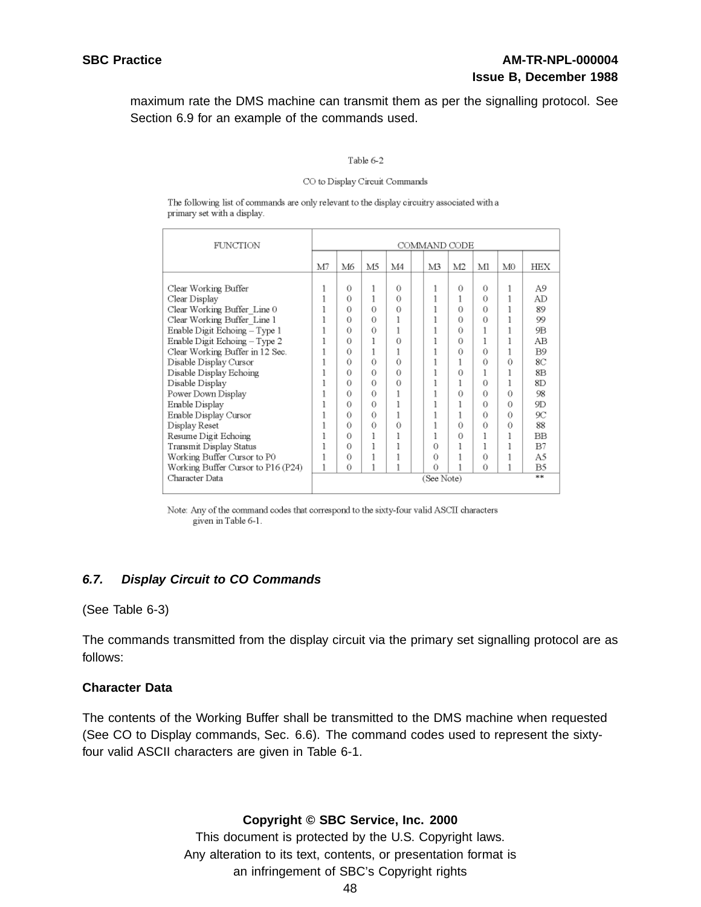maximum rate the DMS machine can transmit them as per the signalling protocol. See Section 6.9 for an example of the commands used.

Table 6-2

CO to Display Circuit Commands

The following list of commands are only relevant to the display circuitry associated with a primary set with a display.

| FUNCTION | COMMAND CODE | | | | | | | | | |
|---|---|---|---|---|---|---|---|---|---|---|
| | M7 | M6 | M5 | M4 | | M3 | M2 | M1 | M0 | HEX |
| Clear Working Buffer | 1 | 0 | 1 | 0 | | 1 | 0 | 0 | 1 | A9 |
| Clear Display | 1 | 0 | 1 | 0 | | 1 | 1 | 0 | 1 | AD |
| Clear Working Buffer_Line 0 | 1 | 0 | 0 | 0 | | 1 | 0 | 0 | 1 | 89 |
| Clear Working Buffer_Line 1 | 1 | 0 | 0 | 1 | | 1 | 0 | 0 | 1 | 99 |
| Enable Digit Echoing – Type 1 | 1 | 0 | 0 | 1 | | 1 | 0 | 1 | 1 | 9B |
| Enable Digit Echoing – Type 2 | 1 | 0 | 1 | 0 | | 1 | 0 | 1 | 1 | AB |
| Clear Working Buffer in 12 Sec. | 1 | 0 | 1 | 1 | | 1 | 0 | 0 | 1 | B9 |
| Disable Display Cursor | 1 | 0 | 0 | 0 | | 1 | 1 | 0 | 0 | 8C |
| Disable Display Echoing | 1 | 0 | 0 | 0 | | 1 | 0 | 1 | 1 | 8B |
| Disable Display | 1 | 0 | 0 | 0 | | 1 | 1 | 0 | 1 | 8D |
| Power Down Display | 1 | 0 | 0 | 1 | | 1 | 0 | 0 | 0 | 98 |
| Enable Display | 1 | 0 | 0 | 1 | | 1 | 1 | 0 | 0 | 9D |
| Enable Display Cursor | 1 | 0 | 0 | 1 | | 1 | 1 | 0 | 0 | 9C |
| Display Reset | 1 | 0 | 0 | 0 | | 1 | 0 | 0 | 0 | 88 |
| Resume Digit Echoing | 1 | 0 | 1 | 1 | | 1 | 0 | 1 | 1 | BB |
| Transmit Display Status | 1 | 0 | 1 | 1 | | 0 | 1 | 1 | 1 | B7 |
| Working Buffer Cursor to P0 | 1 | 0 | 1 | 0 | | 0 | 1 | 0 | 1 | A5 |
| Working Buffer Cursor to P16 (P24) | 1 | 0 | 1 | 1 | | 0 | 1 | 0 | 1 | B5 |
| Character Data | (See Note) | | | | | | | | | ** |

Note: Any of the command codes that correspond to the sixty-four valid ASCII characters given in Table 6-1.

### *6.7. Display Circuit to CO Commands*

(See Table 6-3)

The commands transmitted from the display circuit via the primary set signalling protocol are as follows:

**Character Data**

The contents of the Working Buffer shall be transmitted to the DMS machine when requested (See CO to Display commands, Sec. 6.6). The command codes used to represent the sixty-four valid ASCII characters are given in Table 6-1.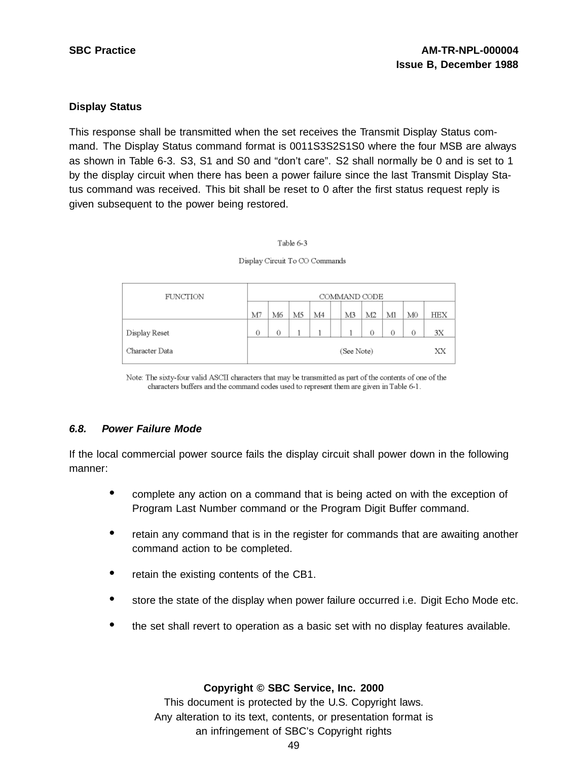**Display Status**

This response shall be transmitted when the set receives the Transmit Display Status command. The Display Status command format is 0011S3S2S1S0 where the four MSB are always as shown in Table 6-3. S3, S1 and S0 and "don't care". S2 shall normally be 0 and is set to 1 by the display circuit when there has been a power failure since the last Transmit Display Status command was received. This bit shall be reset to 0 after the first status request reply is given subsequent to the power being restored.

Table 6-3

Display Circuit To CO Commands

| FUNCTION | COMMAND CODE | | | | | | | | | |
|---|---|---|---|---|---|---|---|---|---|---|
| | M7 | M6 | M5 | M4 | | M3 | M2 | M1 | M0 | HEX |
| Display Reset | 0 | 0 | 1 | 1 | | 1 | 0 | 0 | 0 | 3X |
| Character Data | (See Note) | | | | | | | | | XX |

Note: The sixty-four valid ASCII characters that may be transmitted as part of the contents of one of the characters buffers and the command codes used to represent them are given in Table 6-1.

### *6.8. Power Failure Mode*

If the local commercial power source fails the display circuit shall power down in the following manner:

- complete any action on a command that is being acted on with the exception of Program Last Number command or the Program Digit Buffer command.
- retain any command that is in the register for commands that are awaiting another command action to be completed.
- retain the existing contents of the CB1.
- store the state of the display when power failure occurred i.e. Digit Echo Mode etc.
- the set shall revert to operation as a basic set with no display features available.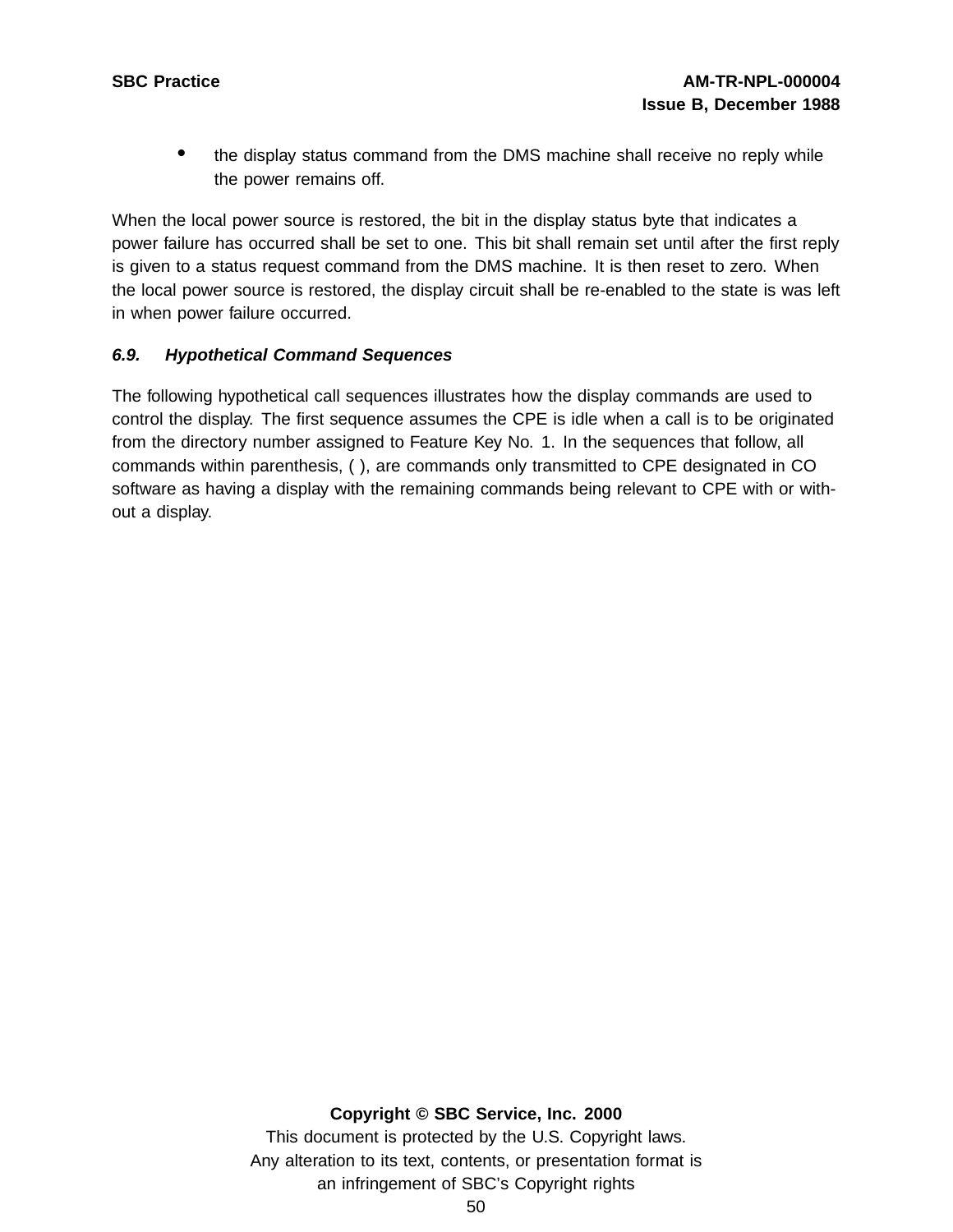- the display status command from the DMS machine shall receive no reply while the power remains off.

When the local power source is restored, the bit in the display status byte that indicates a power failure has occurred shall be set to one. This bit shall remain set until after the first reply is given to a status request command from the DMS machine. It is then reset to zero. When the local power source is restored, the display circuit shall be re-enabled to the state is was left in when power failure occurred.

### *6.9. Hypothetical Command Sequences*

The following hypothetical call sequences illustrates how the display commands are used to control the display. The first sequence assumes the CPE is idle when a call is to be originated from the directory number assigned to Feature Key No. 1. In the sequences that follow, all commands within parenthesis, ( ), are commands only transmitted to CPE designated in CO software as having a display with the remaining commands being relevant to CPE with or without a display.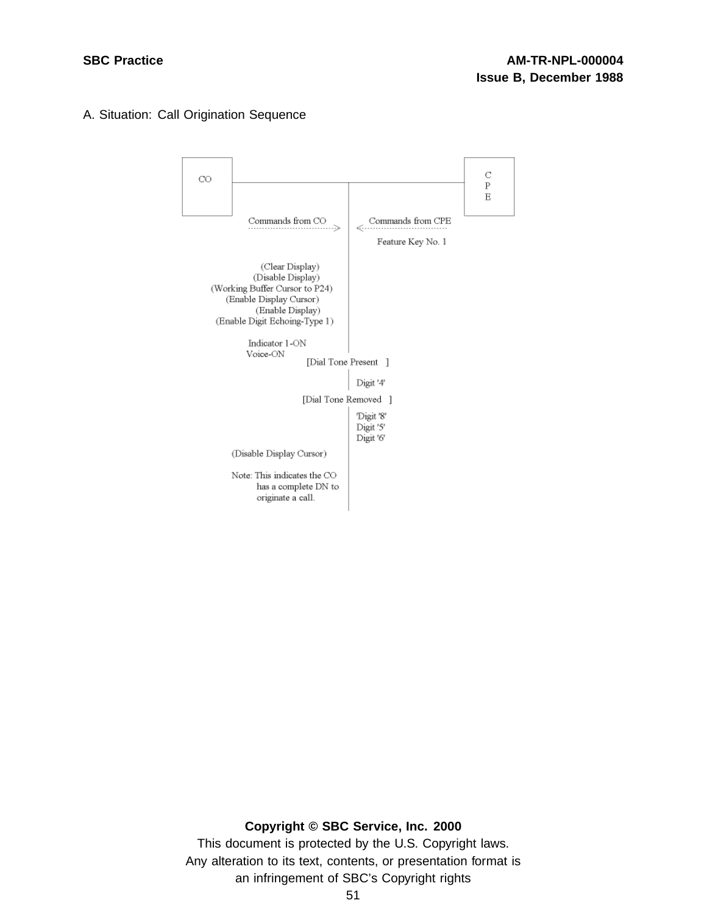A. Situation: Call Origination Sequence

CO | CPE

Commands from CO ------> | <------ Commands from CPE

Feature Key No. 1

(Clear Display)
(Disable Display)
(Working Buffer Cursor to P24)
(Enable Display Cursor)
(Enable Display)
(Enable Digit Echoing-Type 1)

Indicator 1-ON
Voice-ON

[Dial Tone Present ]

Digit '4'

[Dial Tone Removed ]

'Digit '8'
Digit '5'
Digit '6'

(Disable Display Cursor)

Note: This indicates the CO has a complete DN to originate a call.

**Copyright © SBC Service, Inc. 2000**

This document is protected by the U.S. Copyright laws.
Any alteration to its text, contents, or presentation format is an infringement of SBC's Copyright rights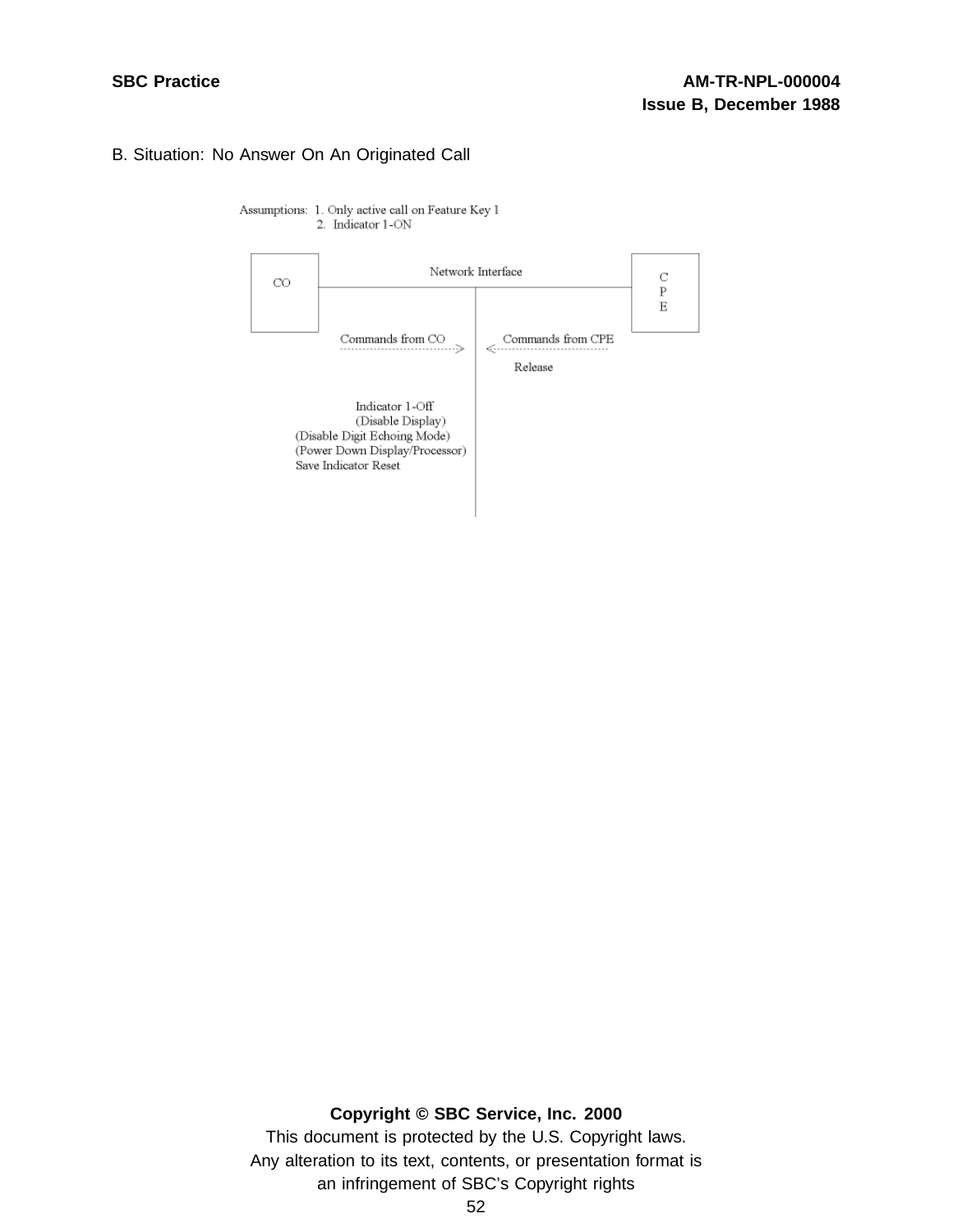B. Situation: No Answer On An Originated Call

Assumptions: 1. Only active call on Feature Key 1
2. Indicator 1-ON

CO — Network Interface — CPE

Commands from CO ------------------> <------------------ Commands from CPE

Release

Indicator 1-Off
(Disable Display)
(Disable Digit Echoing Mode)
(Power Down Display/Processor)
Save Indicator Reset

**Copyright © SBC Service, Inc. 2000**
This document is protected by the U.S. Copyright laws.
Any alteration to its text, contents, or presentation format is an infringement of SBC's Copyright rights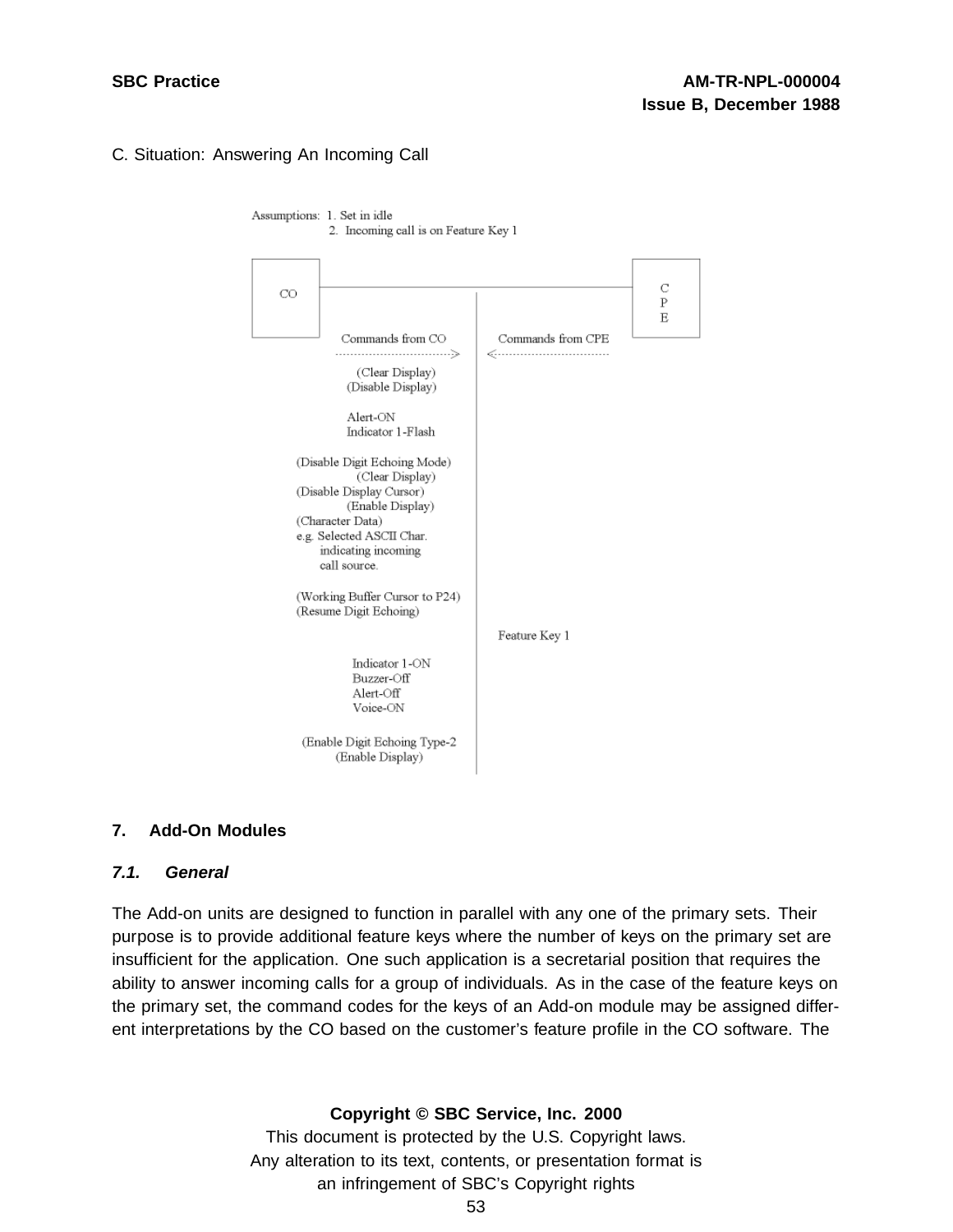C. Situation: Answering An Incoming Call

Assumptions: 1. Set in idle
2. Incoming call is on Feature Key 1

CO — CPE

Commands from CO ----> | <---- Commands from CPE

(Clear Display)
(Disable Display)

Alert-ON
Indicator 1-Flash

(Disable Digit Echoing Mode)
(Clear Display)
(Disable Display Cursor)
(Enable Display)
(Character Data)
e.g. Selected ASCII Char. indicating incoming call source.

(Working Buffer Cursor to P24)
(Resume Digit Echoing)

Feature Key 1

Indicator 1-ON
Buzzer-Off
Alert-Off
Voice-ON

(Enable Digit Echoing Type-2
(Enable Display)

## 7. Add-On Modules

### *7.1. General*

The Add-on units are designed to function in parallel with any one of the primary sets. Their purpose is to provide additional feature keys where the number of keys on the primary set are insufficient for the application. One such application is a secretarial position that requires the ability to answer incoming calls for a group of individuals. As in the case of the feature keys on the primary set, the command codes for the keys of an Add-on module may be assigned different interpretations by the CO based on the customer's feature profile in the CO software. The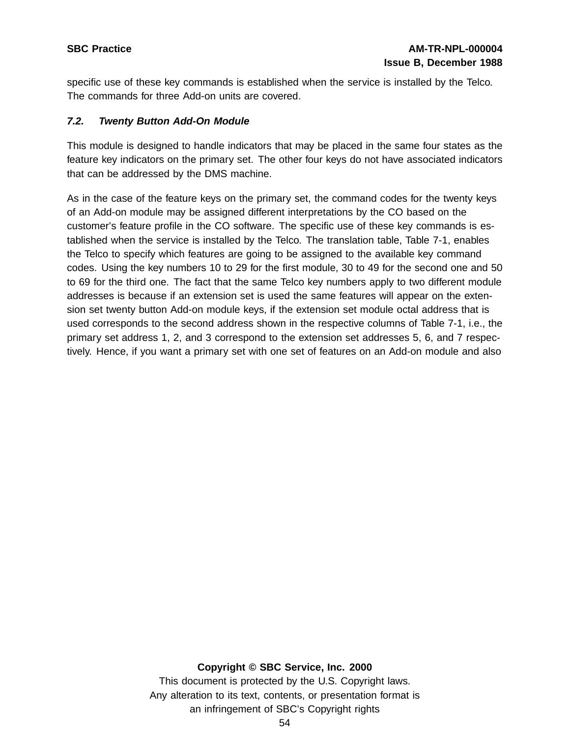specific use of these key commands is established when the service is installed by the Telco. The commands for three Add-on units are covered.

### *7.2. Twenty Button Add-On Module*

This module is designed to handle indicators that may be placed in the same four states as the feature key indicators on the primary set. The other four keys do not have associated indicators that can be addressed by the DMS machine.

As in the case of the feature keys on the primary set, the command codes for the twenty keys of an Add-on module may be assigned different interpretations by the CO based on the customer's feature profile in the CO software. The specific use of these key commands is established when the service is installed by the Telco. The translation table, Table 7-1, enables the Telco to specify which features are going to be assigned to the available key command codes. Using the key numbers 10 to 29 for the first module, 30 to 49 for the second one and 50 to 69 for the third one. The fact that the same Telco key numbers apply to two different module addresses is because if an extension set is used the same features will appear on the extension set twenty button Add-on module keys, if the extension set module octal address that is used corresponds to the second address shown in the respective columns of Table 7-1, i.e., the primary set address 1, 2, and 3 correspond to the extension set addresses 5, 6, and 7 respectively. Hence, if you want a primary set with one set of features on an Add-on module and also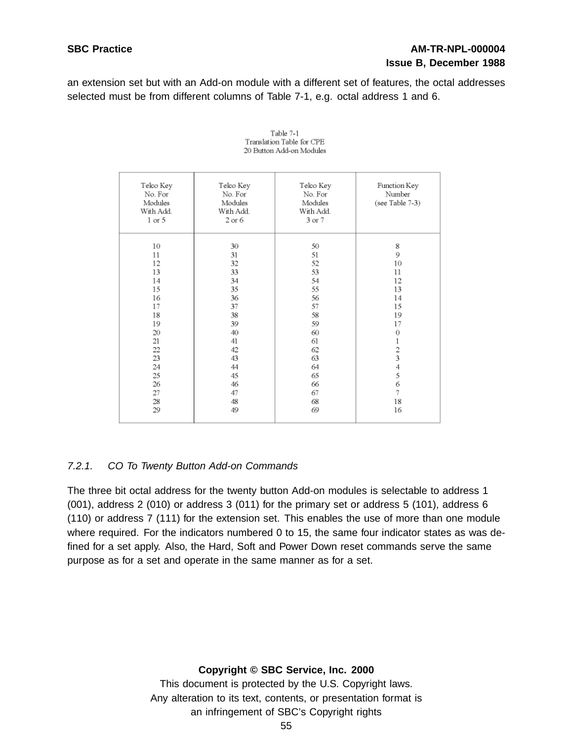an extension set but with an Add-on module with a different set of features, the octal addresses selected must be from different columns of Table 7-1, e.g. octal address 1 and 6.

Table 7-1
Translation Table for CPE
20 Button Add-on Modules

| Telco Key No. For Modules With Add. 1 or 5 | Telco Key No. For Modules With Add. 2 or 6 | Telco Key No. For Modules With Add. 3 or 7 | Function Key Number (see Table 7-3) |
|---|---|---|---|
| 10 | 30 | 50 | 8 |
| 11 | 31 | 51 | 9 |
| 12 | 32 | 52 | 10 |
| 13 | 33 | 53 | 11 |
| 14 | 34 | 54 | 12 |
| 15 | 35 | 55 | 13 |
| 16 | 36 | 56 | 14 |
| 17 | 37 | 57 | 15 |
| 18 | 38 | 58 | 19 |
| 19 | 39 | 59 | 17 |
| 20 | 40 | 60 | 0 |
| 21 | 41 | 61 | 1 |
| 22 | 42 | 62 | 2 |
| 23 | 43 | 63 | 3 |
| 24 | 44 | 64 | 4 |
| 25 | 45 | 65 | 5 |
| 26 | 46 | 66 | 6 |
| 27 | 47 | 67 | 7 |
| 28 | 48 | 68 | 18 |
| 29 | 49 | 69 | 16 |

### *7.2.1. CO To Twenty Button Add-on Commands*

The three bit octal address for the twenty button Add-on modules is selectable to address 1 (001), address 2 (010) or address 3 (011) for the primary set or address 5 (101), address 6 (110) or address 7 (111) for the extension set. This enables the use of more than one module where required. For the indicators numbered 0 to 15, the same four indicator states as was defined for a set apply. Also, the Hard, Soft and Power Down reset commands serve the same purpose as for a set and operate in the same manner as for a set.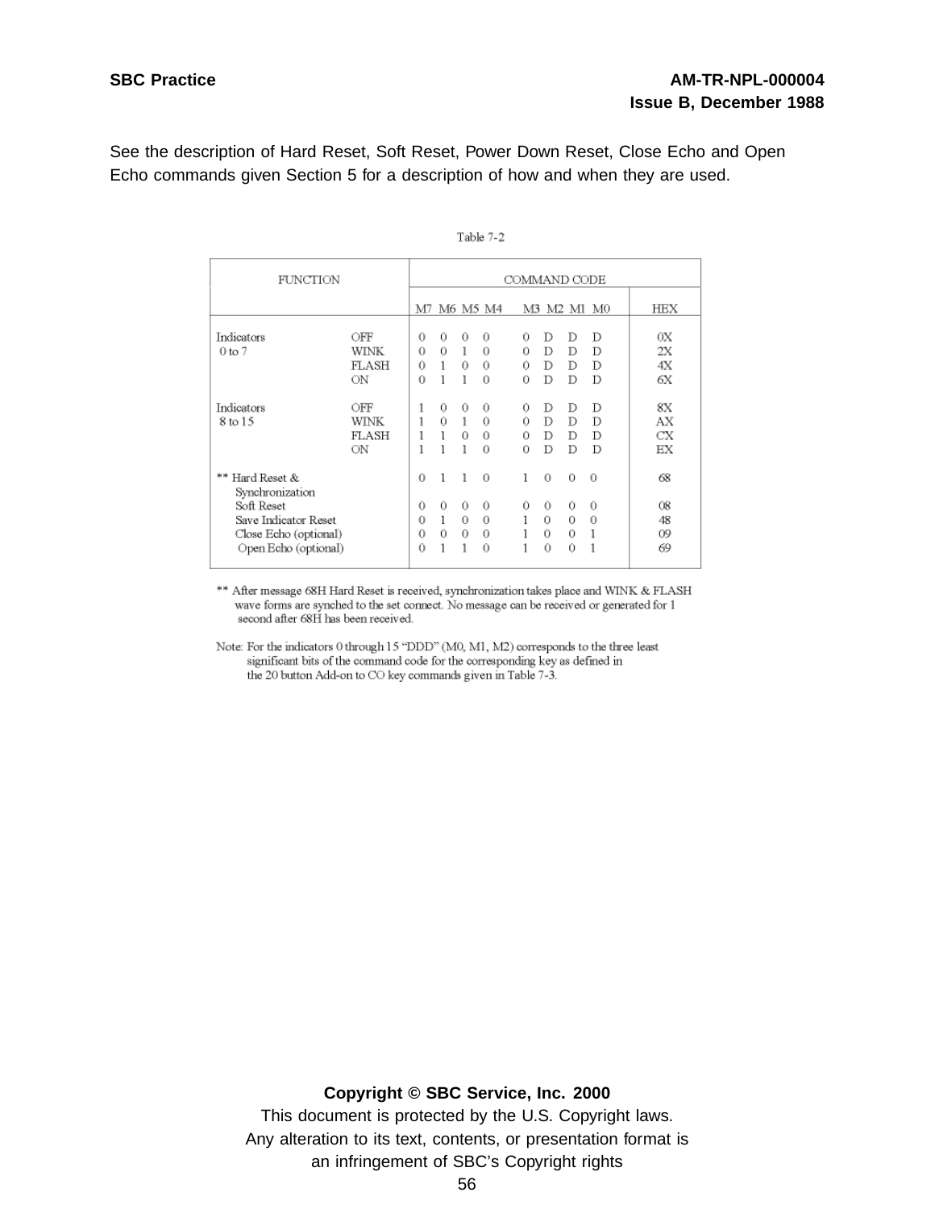See the description of Hard Reset, Soft Reset, Power Down Reset, Close Echo and Open Echo commands given Section 5 for a description of how and when they are used.

Table 7-2

| FUNCTION | | COMMAND CODE | | | | | | | | |
|---|---|---|---|---|---|---|---|---|---|---|
| | | M7 | M6 | M5 | M4 | M3 | M2 | M1 | M0 | HEX |
| Indicators 0 to 7 | OFF | 0 | 0 | 0 | 0 | 0 | D | D | D | 0X |
| | WINK | 0 | 0 | 1 | 0 | 0 | D | D | D | 2X |
| | FLASH | 0 | 1 | 0 | 0 | 0 | D | D | D | 4X |
| | ON | 0 | 1 | 1 | 0 | 0 | D | D | D | 6X |
| Indicators 8 to 15 | OFF | 1 | 0 | 0 | 0 | 0 | D | D | D | 8X |
| | WINK | 1 | 0 | 1 | 0 | 0 | D | D | D | AX |
| | FLASH | 1 | 1 | 0 | 0 | 0 | D | D | D | CX |
| | ON | 1 | 1 | 1 | 0 | 0 | D | D | D | EX |
| ** Hard Reset & Synchronization | | 0 | 1 | 1 | 0 | 1 | 0 | 0 | 0 | 68 |
| Soft Reset | | 0 | 0 | 0 | 0 | 0 | 0 | 0 | 0 | 08 |
| Save Indicator Reset | | 0 | 1 | 0 | 0 | 1 | 0 | 0 | 0 | 48 |
| Close Echo (optional) | | 0 | 0 | 0 | 0 | 1 | 0 | 0 | 1 | 09 |
| Open Echo (optional) | | 0 | 1 | 1 | 0 | 1 | 0 | 0 | 1 | 69 |

** After message 68H Hard Reset is received, synchronization takes place and WINK & FLASH wave forms are synched to the set connect. No message can be received or generated for 1 second after 68H has been received.

Note: For the indicators 0 through 15 "DDD" (M0, M1, M2) corresponds to the three least significant bits of the command code for the corresponding key as defined in the 20 button Add-on to CO key commands given in Table 7-3.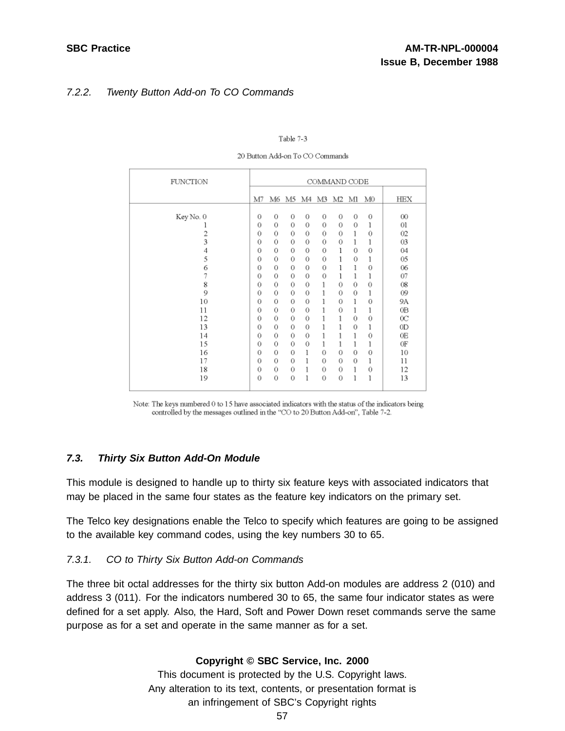*7.2.2. Twenty Button Add-on To CO Commands*

Table 7-3

20 Button Add-on To CO Commands

| FUNCTION | COMMAND CODE | | | | | | | | |
|---|---|---|---|---|---|---|---|---|---|
| | M7 | M6 | M5 | M4 | M3 | M2 | M1 | M0 | HEX |
| Key No. 0 | 0 | 0 | 0 | 0 | 0 | 0 | 0 | 0 | 00 |
| 1 | 0 | 0 | 0 | 0 | 0 | 0 | 0 | 1 | 01 |
| 2 | 0 | 0 | 0 | 0 | 0 | 0 | 1 | 0 | 02 |
| 3 | 0 | 0 | 0 | 0 | 0 | 0 | 1 | 1 | 03 |
| 4 | 0 | 0 | 0 | 0 | 0 | 1 | 0 | 0 | 04 |
| 5 | 0 | 0 | 0 | 0 | 0 | 1 | 0 | 1 | 05 |
| 6 | 0 | 0 | 0 | 0 | 0 | 1 | 1 | 0 | 06 |
| 7 | 0 | 0 | 0 | 0 | 0 | 1 | 1 | 1 | 07 |
| 8 | 0 | 0 | 0 | 0 | 1 | 0 | 0 | 0 | 08 |
| 9 | 0 | 0 | 0 | 0 | 1 | 0 | 0 | 1 | 09 |
| 10 | 0 | 0 | 0 | 0 | 1 | 0 | 1 | 0 | 9A |
| 11 | 0 | 0 | 0 | 0 | 1 | 0 | 1 | 1 | 0B |
| 12 | 0 | 0 | 0 | 0 | 1 | 1 | 0 | 0 | 0C |
| 13 | 0 | 0 | 0 | 0 | 1 | 1 | 0 | 1 | 0D |
| 14 | 0 | 0 | 0 | 0 | 1 | 1 | 1 | 0 | 0E |
| 15 | 0 | 0 | 0 | 0 | 1 | 1 | 1 | 1 | 0F |
| 16 | 0 | 0 | 0 | 1 | 0 | 0 | 0 | 0 | 10 |
| 17 | 0 | 0 | 0 | 1 | 0 | 0 | 0 | 1 | 11 |
| 18 | 0 | 0 | 0 | 1 | 0 | 0 | 1 | 0 | 12 |
| 19 | 0 | 0 | 0 | 1 | 0 | 0 | 1 | 1 | 13 |

Note: The keys numbered 0 to 15 have associated indicators with the status of the indicators being controlled by the messages outlined in the "CO to 20 Button Add-on", Table 7-2.

## *7.3. Thirty Six Button Add-On Module*

This module is designed to handle up to thirty six feature keys with associated indicators that may be placed in the same four states as the feature key indicators on the primary set.

The Telco key designations enable the Telco to specify which features are going to be assigned to the available key command codes, using the key numbers 30 to 65.

*7.3.1. CO to Thirty Six Button Add-on Commands*

The three bit octal addresses for the thirty six button Add-on modules are address 2 (010) and address 3 (011). For the indicators numbered 30 to 65, the same four indicator states as were defined for a set apply. Also, the Hard, Soft and Power Down reset commands serve the same purpose as for a set and operate in the same manner as for a set.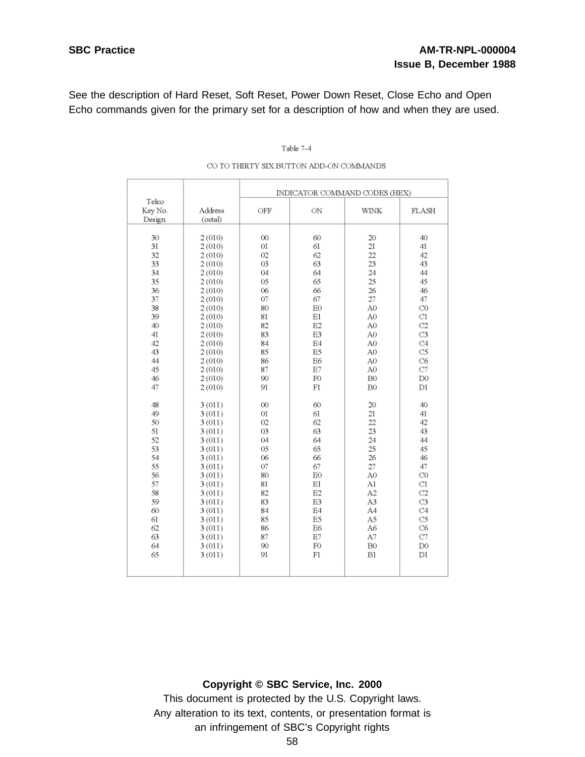See the description of Hard Reset, Soft Reset, Power Down Reset, Close Echo and Open Echo commands given for the primary set for a description of how and when they are used.

Table 7-4

CO TO THIRTY SIX BUTTON ADD-ON COMMANDS

| Telco Key No. Design. | Address (octal) | INDICATOR COMMAND CODES (HEX) | | | |
|---|---|---|---|---|---|
| | | OFF | ON | WINK | FLASH |
| 30 | 2 (010) | 00 | 60 | 20 | 40 |
| 31 | 2 (010) | 01 | 61 | 21 | 41 |
| 32 | 2 (010) | 02 | 62 | 22 | 42 |
| 33 | 2 (010) | 03 | 63 | 23 | 43 |
| 34 | 2 (010) | 04 | 64 | 24 | 44 |
| 35 | 2 (010) | 05 | 65 | 25 | 45 |
| 36 | 2 (010) | 06 | 66 | 26 | 46 |
| 37 | 2 (010) | 07 | 67 | 27 | 47 |
| 38 | 2 (010) | 80 | E0 | A0 | C0 |
| 39 | 2 (010) | 81 | E1 | A0 | C1 |
| 40 | 2 (010) | 82 | E2 | A0 | C2 |
| 41 | 2 (010) | 83 | E3 | A0 | C3 |
| 42 | 2 (010) | 84 | E4 | A0 | C4 |
| 43 | 2 (010) | 85 | E5 | A0 | C5 |
| 44 | 2 (010) | 86 | E6 | A0 | C6 |
| 45 | 2 (010) | 87 | E7 | A0 | C7 |
| 46 | 2 (010) | 90 | F0 | B0 | D0 |
| 47 | 2 (010) | 91 | F1 | B0 | D1 |
| 48 | 3 (011) | 00 | 60 | 20 | 40 |
| 49 | 3 (011) | 01 | 61 | 21 | 41 |
| 50 | 3 (011) | 02 | 62 | 22 | 42 |
| 51 | 3 (011) | 03 | 63 | 23 | 43 |
| 52 | 3 (011) | 04 | 64 | 24 | 44 |
| 53 | 3 (011) | 05 | 65 | 25 | 45 |
| 54 | 3 (011) | 06 | 66 | 26 | 46 |
| 55 | 3 (011) | 07 | 67 | 27 | 47 |
| 56 | 3 (011) | 80 | E0 | A0 | C0 |
| 57 | 3 (011) | 81 | E1 | A1 | C1 |
| 58 | 3 (011) | 82 | E2 | A2 | C2 |
| 59 | 3 (011) | 83 | E3 | A3 | C3 |
| 60 | 3 (011) | 84 | E4 | A4 | C4 |
| 61 | 3 (011) | 85 | E5 | A5 | C5 |
| 62 | 3 (011) | 86 | E6 | A6 | C6 |
| 63 | 3 (011) | 87 | E7 | A7 | C7 |
| 64 | 3 (011) | 90 | F0 | B0 | D0 |
| 65 | 3 (011) | 91 | F1 | B1 | D1 |

**Copyright © SBC Service, Inc. 2000**

This document is protected by the U.S. Copyright laws.
Any alteration to its text, contents, or presentation format is an infringement of SBC's Copyright rights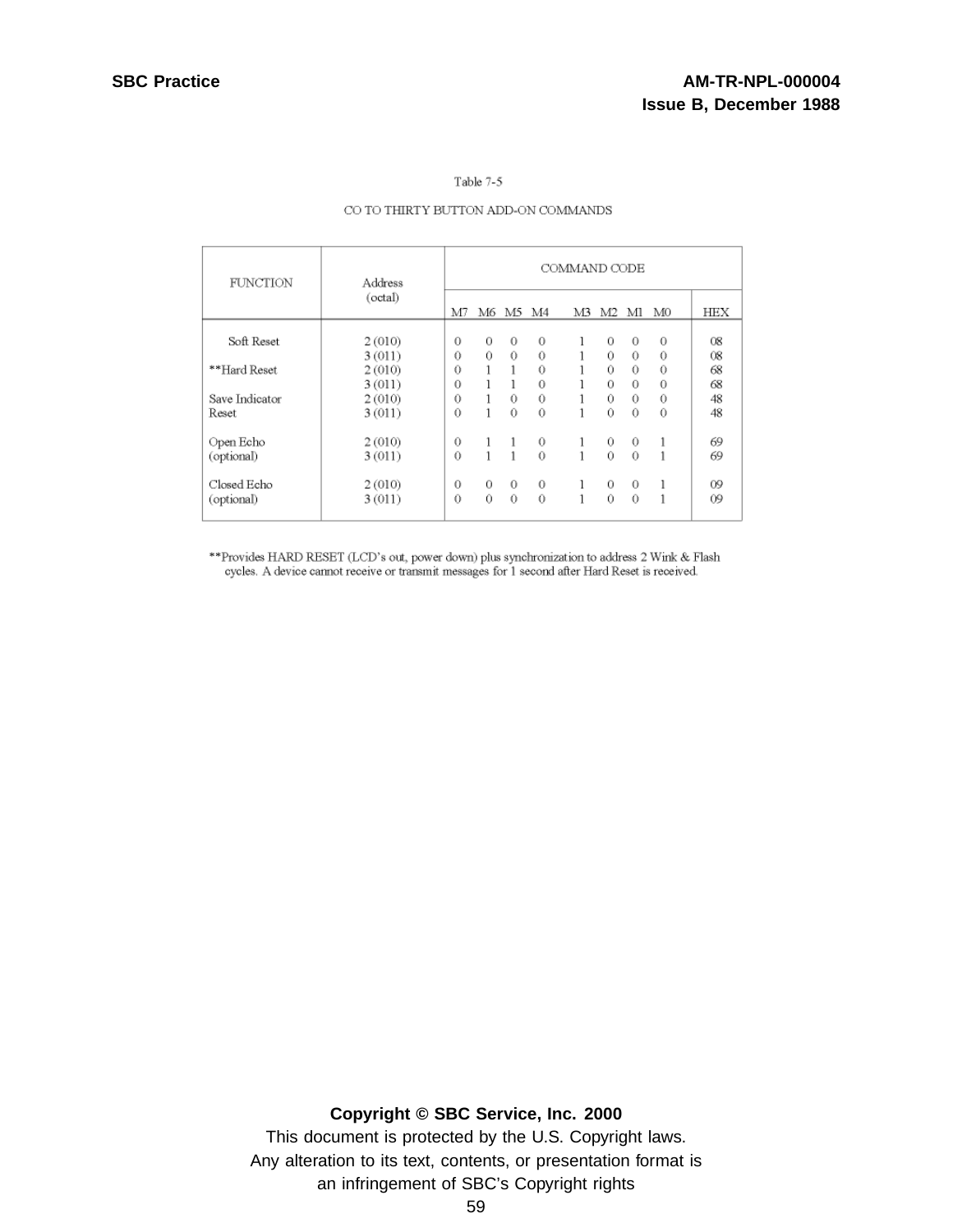Table 7-5

CO TO THIRTY BUTTON ADD-ON COMMANDS

| FUNCTION | Address (octal) | COMMAND CODE | | | | | | | | |
|---|---|---|---|---|---|---|---|---|---|---|
| | | M7 | M6 | M5 | M4 | M3 | M2 | M1 | M0 | HEX |
| Soft Reset | 2 (010) | 0 | 0 | 0 | 0 | 1 | 0 | 0 | 0 | 08 |
| | 3 (011) | 0 | 0 | 0 | 0 | 1 | 0 | 0 | 0 | 08 |
| **Hard Reset | 2 (010) | 0 | 1 | 1 | 0 | 1 | 0 | 0 | 0 | 68 |
| | 3 (011) | 0 | 1 | 1 | 0 | 1 | 0 | 0 | 0 | 68 |
| Save Indicator Reset | 2 (010) | 0 | 1 | 0 | 0 | 1 | 0 | 0 | 0 | 48 |
| | 3 (011) | 0 | 1 | 0 | 0 | 1 | 0 | 0 | 0 | 48 |
| Open Echo (optional) | 2 (010) | 0 | 1 | 1 | 0 | 1 | 0 | 0 | 1 | 69 |
| | 3 (011) | 0 | 1 | 1 | 0 | 1 | 0 | 0 | 1 | 69 |
| Closed Echo (optional) | 2 (010) | 0 | 0 | 0 | 0 | 1 | 0 | 0 | 1 | 09 |
| | 3 (011) | 0 | 0 | 0 | 0 | 1 | 0 | 0 | 1 | 09 |

**Provides HARD RESET (LCD's out, power down) plus synchronization to address 2 Wink & Flash cycles. A device cannot receive or transmit messages for 1 second after Hard Reset is received.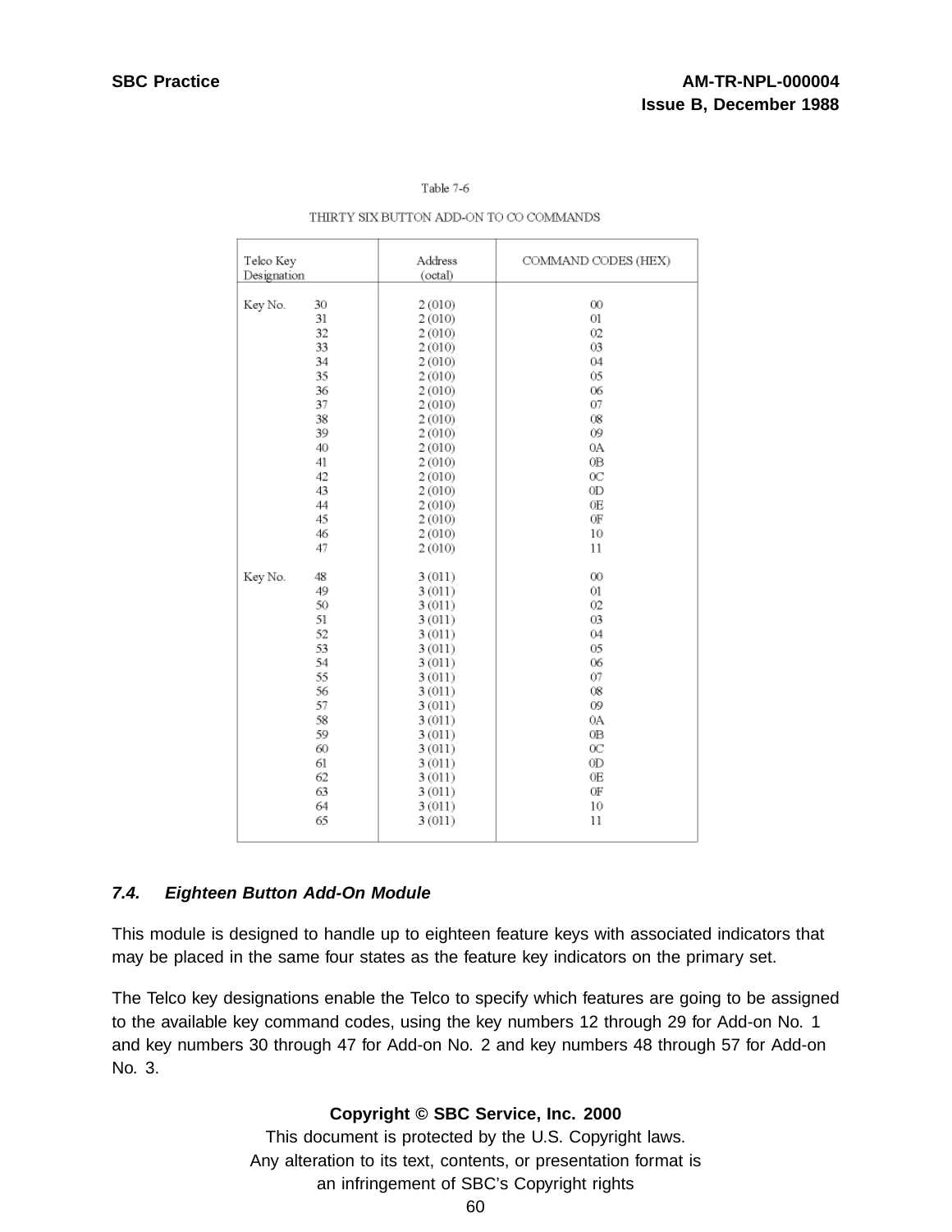Table 7-6

THIRTY SIX BUTTON ADD-ON TO CO COMMANDS

| Telco Key Designation | | Address (octal) | COMMAND CODES (HEX) |
|---|---|---|---|
| Key No. | 30 | 2 (010) | 00 |
| | 31 | 2 (010) | 01 |
| | 32 | 2 (010) | 02 |
| | 33 | 2 (010) | 03 |
| | 34 | 2 (010) | 04 |
| | 35 | 2 (010) | 05 |
| | 36 | 2 (010) | 06 |
| | 37 | 2 (010) | 07 |
| | 38 | 2 (010) | 08 |
| | 39 | 2 (010) | 09 |
| | 40 | 2 (010) | 0A |
| | 41 | 2 (010) | 0B |
| | 42 | 2 (010) | 0C |
| | 43 | 2 (010) | 0D |
| | 44 | 2 (010) | 0E |
| | 45 | 2 (010) | 0F |
| | 46 | 2 (010) | 10 |
| | 47 | 2 (010) | 11 |
| Key No. | 48 | 3 (011) | 00 |
| | 49 | 3 (011) | 01 |
| | 50 | 3 (011) | 02 |
| | 51 | 3 (011) | 03 |
| | 52 | 3 (011) | 04 |
| | 53 | 3 (011) | 05 |
| | 54 | 3 (011) | 06 |
| | 55 | 3 (011) | 07 |
| | 56 | 3 (011) | 08 |
| | 57 | 3 (011) | 09 |
| | 58 | 3 (011) | 0A |
| | 59 | 3 (011) | 0B |
| | 60 | 3 (011) | 0C |
| | 61 | 3 (011) | 0D |
| | 62 | 3 (011) | 0E |
| | 63 | 3 (011) | 0F |
| | 64 | 3 (011) | 10 |
| | 65 | 3 (011) | 11 |

### *7.4. Eighteen Button Add-On Module*

This module is designed to handle up to eighteen feature keys with associated indicators that may be placed in the same four states as the feature key indicators on the primary set.

The Telco key designations enable the Telco to specify which features are going to be assigned to the available key command codes, using the key numbers 12 through 29 for Add-on No. 1 and key numbers 30 through 47 for Add-on No. 2 and key numbers 48 through 57 for Add-on No. 3.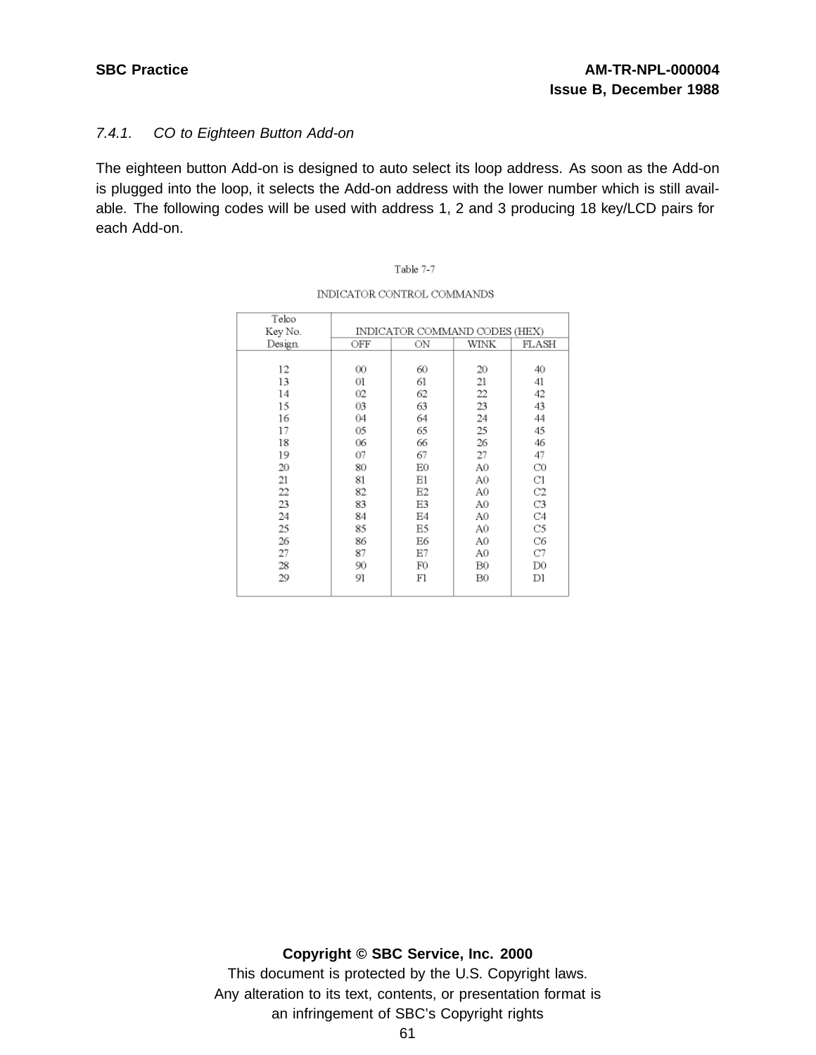*7.4.1. CO to Eighteen Button Add-on*

The eighteen button Add-on is designed to auto select its loop address. As soon as the Add-on is plugged into the loop, it selects the Add-on address with the lower number which is still available. The following codes will be used with address 1, 2 and 3 producing 18 key/LCD pairs for each Add-on.

Table 7-7

INDICATOR CONTROL COMMANDS

| Telco Key No. Design. | INDICATOR COMMAND CODES (HEX) | | | |
|---|---|---|---|---|
| | OFF | ON | WINK | FLASH |
| 12 | 00 | 60 | 20 | 40 |
| 13 | 01 | 61 | 21 | 41 |
| 14 | 02 | 62 | 22 | 42 |
| 15 | 03 | 63 | 23 | 43 |
| 16 | 04 | 64 | 24 | 44 |
| 17 | 05 | 65 | 25 | 45 |
| 18 | 06 | 66 | 26 | 46 |
| 19 | 07 | 67 | 27 | 47 |
| 20 | 80 | E0 | A0 | C0 |
| 21 | 81 | E1 | A0 | C1 |
| 22 | 82 | E2 | A0 | C2 |
| 23 | 83 | E3 | A0 | C3 |
| 24 | 84 | E4 | A0 | C4 |
| 25 | 85 | E5 | A0 | C5 |
| 26 | 86 | E6 | A0 | C6 |
| 27 | 87 | E7 | A0 | C7 |
| 28 | 90 | F0 | B0 | D0 |
| 29 | 91 | F1 | B0 | D1 |

**Copyright © SBC Service, Inc. 2000**

This document is protected by the U.S. Copyright laws.
Any alteration to its text, contents, or presentation format is an infringement of SBC's Copyright rights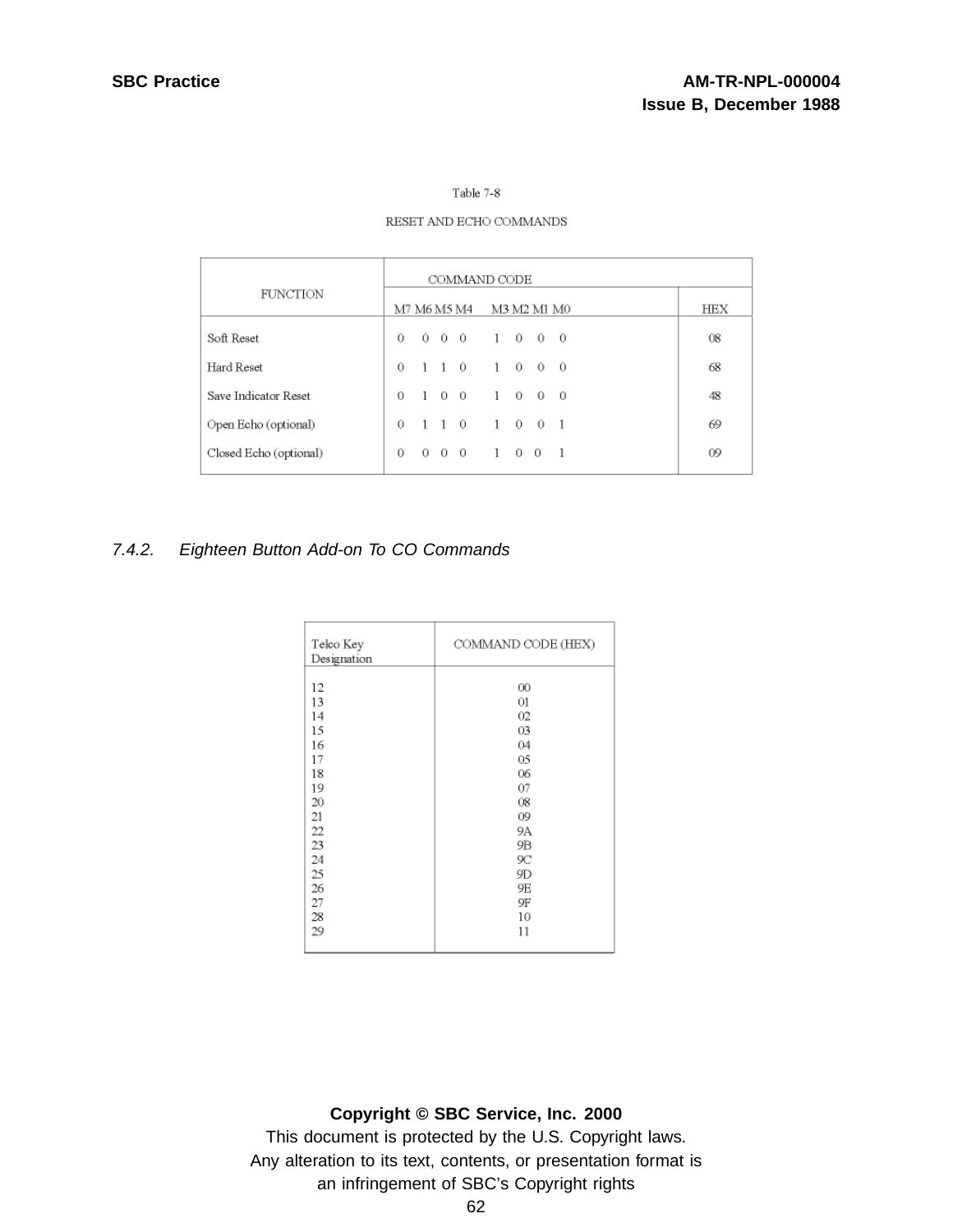Table 7-8

RESET AND ECHO COMMANDS

| FUNCTION | COMMAND CODE | |
|---|---|---|
| | M7 M6 M5 M4 M3 M2 M1 M0 | HEX |
| Soft Reset | 0 0 0 0 1 0 0 0 | 08 |
| Hard Reset | 0 1 1 0 1 0 0 0 | 68 |
| Save Indicator Reset | 0 1 0 0 1 0 0 0 | 48 |
| Open Echo (optional) | 0 1 1 0 1 0 0 1 | 69 |
| Closed Echo (optional) | 0 0 0 0 1 0 0 1 | 09 |

### *7.4.2. Eighteen Button Add-on To CO Commands*

| Telco Key Designation | COMMAND CODE (HEX) |
|---|---|
| 12 | 00 |
| 13 | 01 |
| 14 | 02 |
| 15 | 03 |
| 16 | 04 |
| 17 | 05 |
| 18 | 06 |
| 19 | 07 |
| 20 | 08 |
| 21 | 09 |
| 22 | 9A |
| 23 | 9B |
| 24 | 9C |
| 25 | 9D |
| 26 | 9E |
| 27 | 9F |
| 28 | 10 |
| 29 | 11 |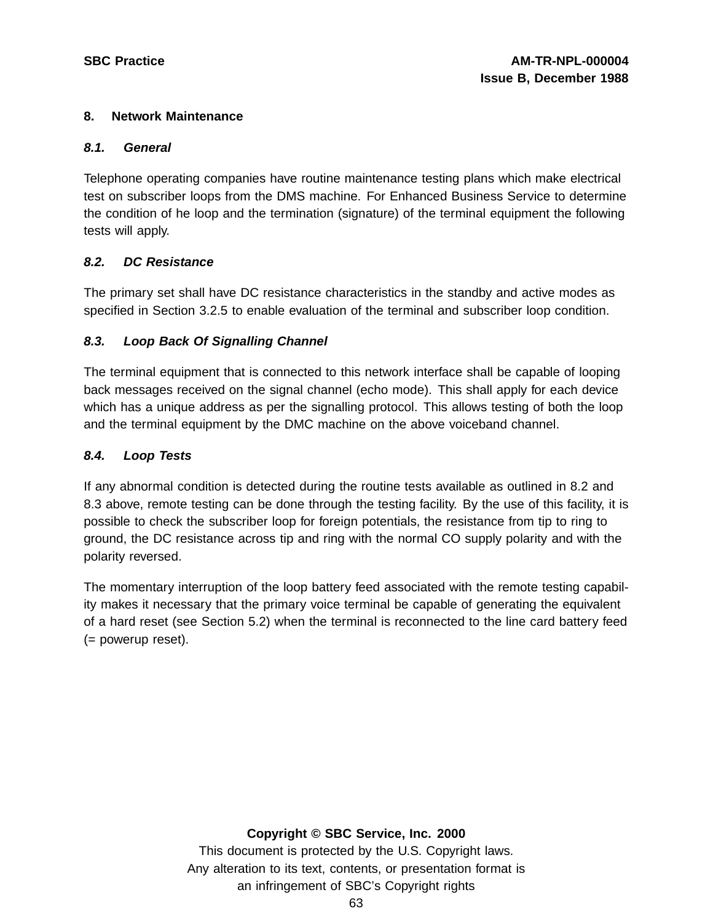## 8. Network Maintenance

### 8.1. General

Telephone operating companies have routine maintenance testing plans which make electrical test on subscriber loops from the DMS machine. For Enhanced Business Service to determine the condition of he loop and the termination (signature) of the terminal equipment the following tests will apply.

### 8.2. DC Resistance

The primary set shall have DC resistance characteristics in the standby and active modes as specified in Section 3.2.5 to enable evaluation of the terminal and subscriber loop condition.

### 8.3. Loop Back Of Signalling Channel

The terminal equipment that is connected to this network interface shall be capable of looping back messages received on the signal channel (echo mode). This shall apply for each device which has a unique address as per the signalling protocol. This allows testing of both the loop and the terminal equipment by the DMC machine on the above voiceband channel.

### 8.4. Loop Tests

If any abnormal condition is detected during the routine tests available as outlined in 8.2 and 8.3 above, remote testing can be done through the testing facility. By the use of this facility, it is possible to check the subscriber loop for foreign potentials, the resistance from tip to ring to ground, the DC resistance across tip and ring with the normal CO supply polarity and with the polarity reversed.

The momentary interruption of the loop battery feed associated with the remote testing capability makes it necessary that the primary voice terminal be capable of generating the equivalent of a hard reset (see Section 5.2) when the terminal is reconnected to the line card battery feed (= powerup reset).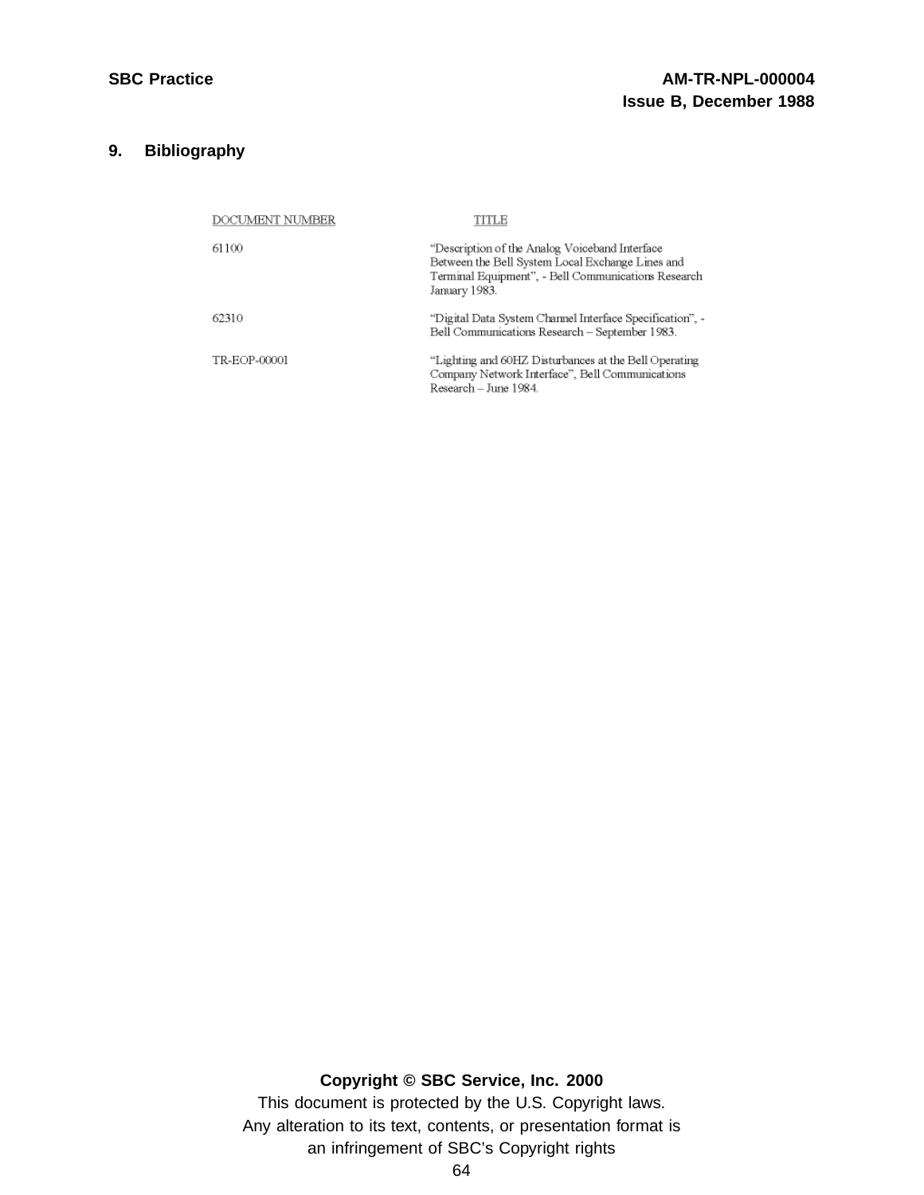## 9. Bibliography

| DOCUMENT NUMBER | TITLE |
| --- | --- |
| 61100 | "Description of the Analog Voiceband Interface Between the Bell System Local Exchange Lines and Terminal Equipment", - Bell Communications Research January 1983. |
| 62310 | "Digital Data System Channel Interface Specification", - Bell Communications Research – September 1983. |
| TR-EOP-00001 | "Lighting and 60HZ Disturbances at the Bell Operating Company Network Interface", Bell Communications Research – June 1984. |

**Copyright © SBC Service, Inc. 2000**

This document is protected by the U.S. Copyright laws.

Any alteration to its text, contents, or presentation format is an infringement of SBC's Copyright rights